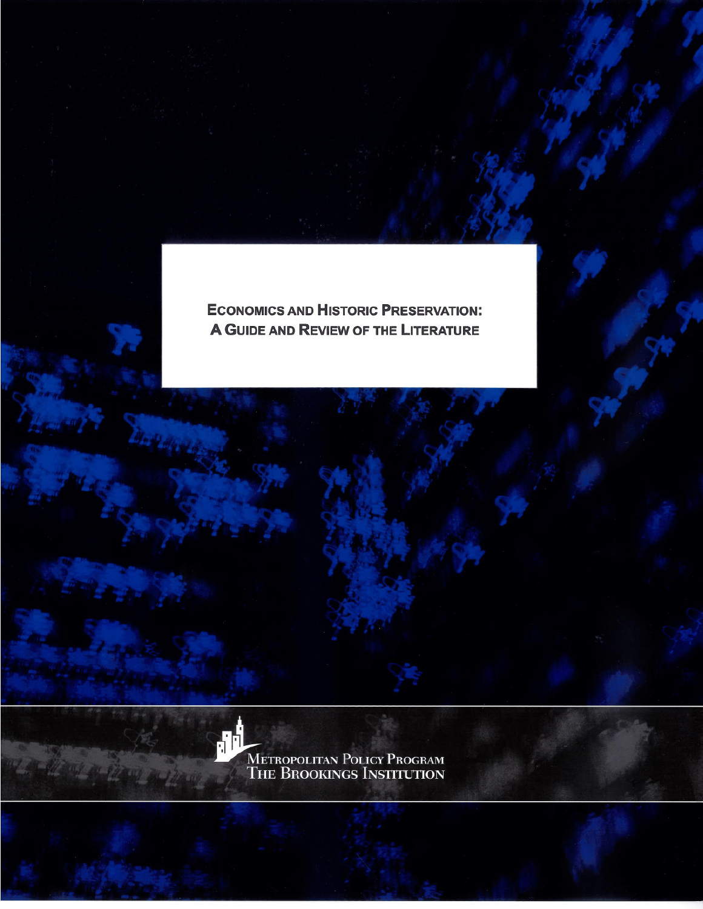# Economics and Historic Preservation: A Guide and Review of the Literature

Metropolitan Policy Program
The Brookings Institution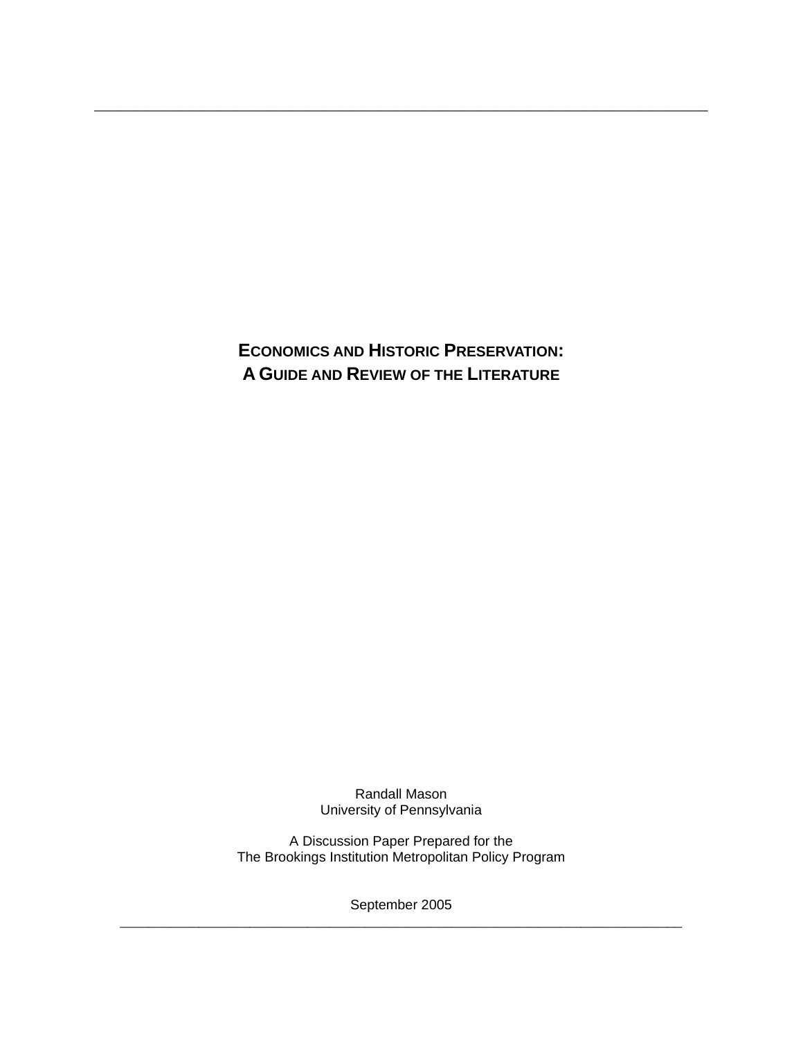# ECONOMICS AND HISTORIC PRESERVATION: A GUIDE AND REVIEW OF THE LITERATURE

Randall Mason
University of Pennsylvania

A Discussion Paper Prepared for the
The Brookings Institution Metropolitan Policy Program

September 2005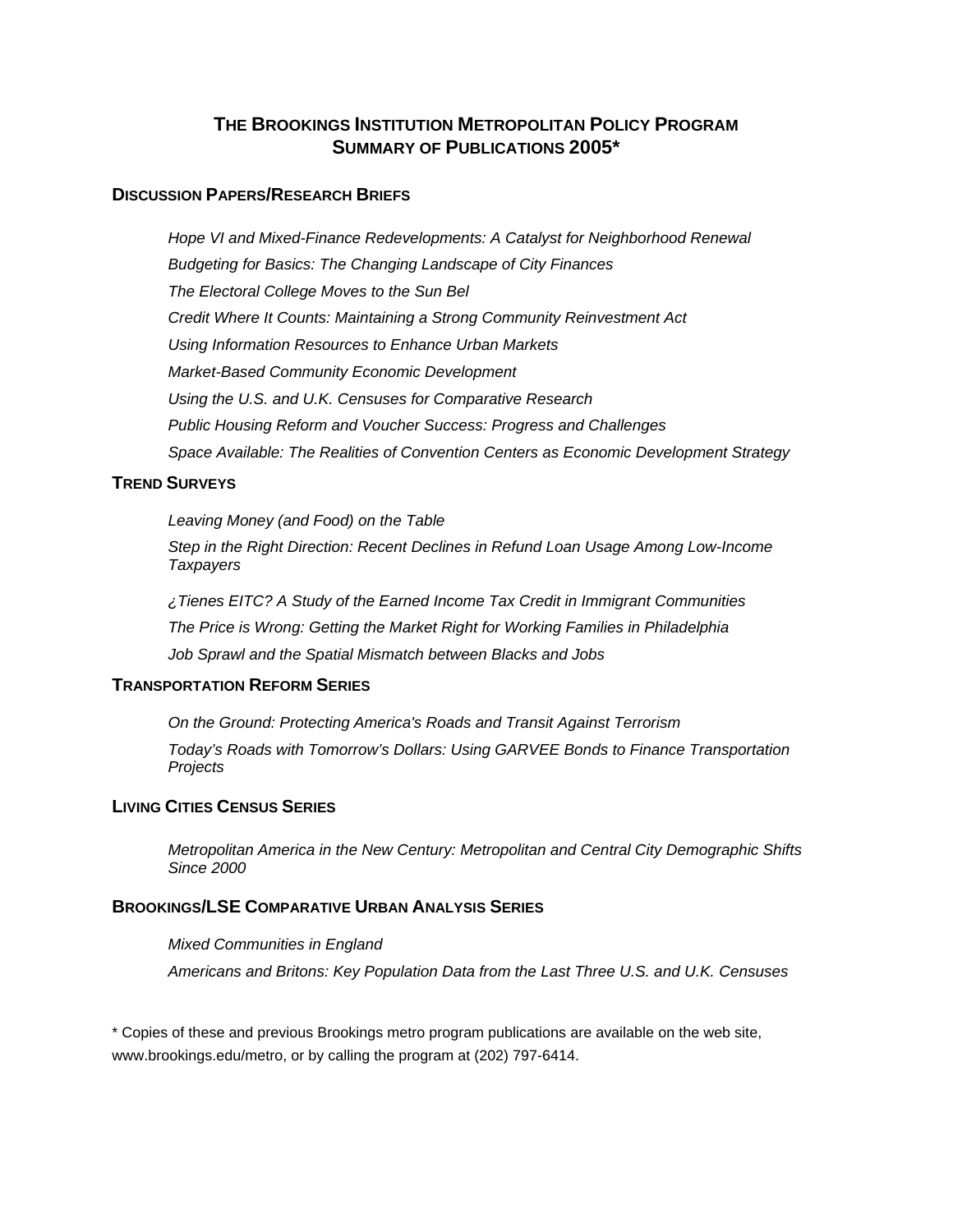# The Brookings Institution Metropolitan Policy Program
# Summary of Publications 2005*

## Discussion Papers/Research Briefs

*Hope VI and Mixed-Finance Redevelopments: A Catalyst for Neighborhood Renewal*

*Budgeting for Basics: The Changing Landscape of City Finances*

*The Electoral College Moves to the Sun Bel*

*Credit Where It Counts: Maintaining a Strong Community Reinvestment Act*

*Using Information Resources to Enhance Urban Markets*

*Market-Based Community Economic Development*

*Using the U.S. and U.K. Censuses for Comparative Research*

*Public Housing Reform and Voucher Success: Progress and Challenges*

*Space Available: The Realities of Convention Centers as Economic Development Strategy*

## Trend Surveys

*Leaving Money (and Food) on the Table*

*Step in the Right Direction: Recent Declines in Refund Loan Usage Among Low-Income Taxpayers*

*¿Tienes EITC? A Study of the Earned Income Tax Credit in Immigrant Communities*

*The Price is Wrong: Getting the Market Right for Working Families in Philadelphia*

*Job Sprawl and the Spatial Mismatch between Blacks and Jobs*

## Transportation Reform Series

*On the Ground: Protecting America's Roads and Transit Against Terrorism*

*Today's Roads with Tomorrow's Dollars: Using GARVEE Bonds to Finance Transportation Projects*

## Living Cities Census Series

*Metropolitan America in the New Century: Metropolitan and Central City Demographic Shifts Since 2000*

## Brookings/LSE Comparative Urban Analysis Series

*Mixed Communities in England*

*Americans and Britons: Key Population Data from the Last Three U.S. and U.K. Censuses*

\* Copies of these and previous Brookings metro program publications are available on the web site, www.brookings.edu/metro, or by calling the program at (202) 797-6414.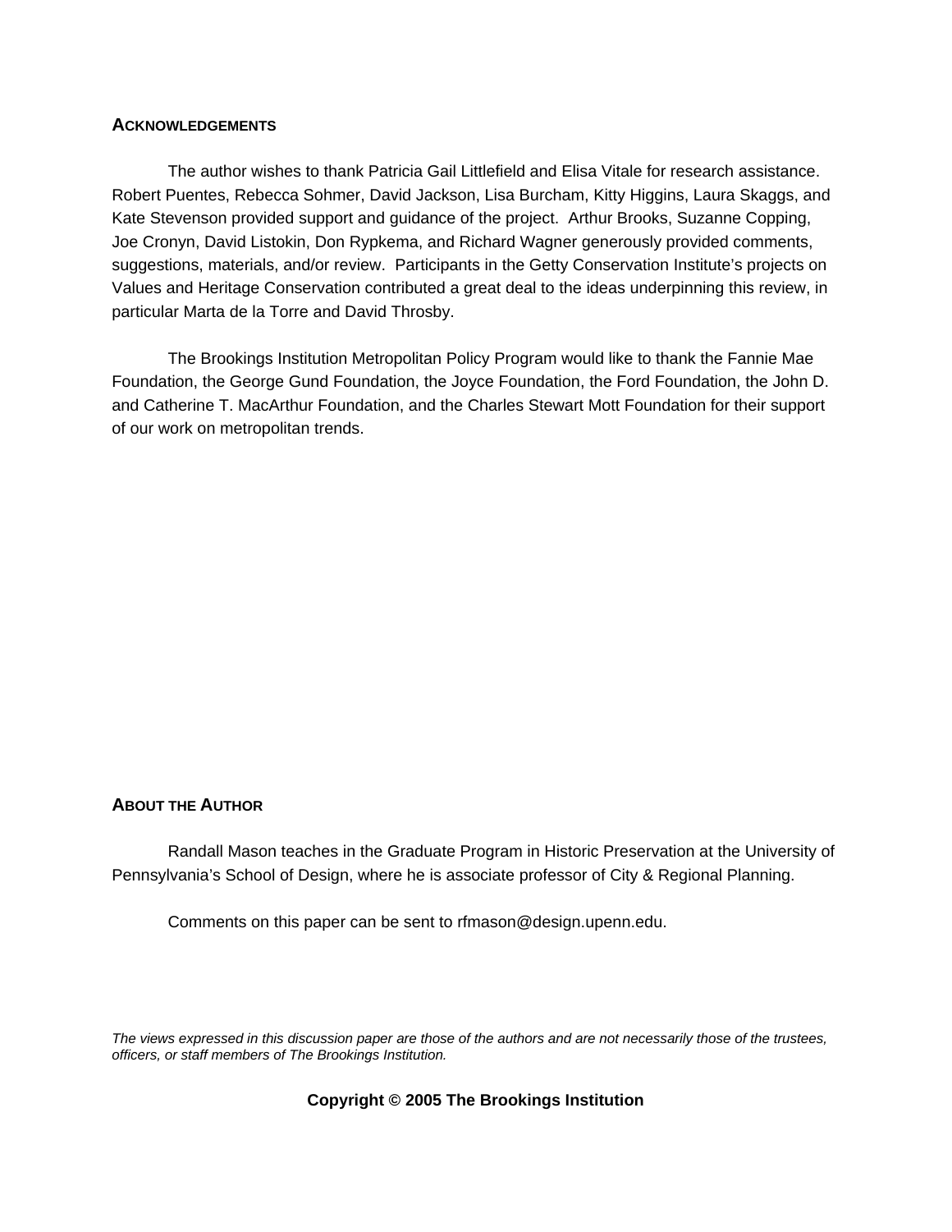## ACKNOWLEDGEMENTS

The author wishes to thank Patricia Gail Littlefield and Elisa Vitale for research assistance. Robert Puentes, Rebecca Sohmer, David Jackson, Lisa Burcham, Kitty Higgins, Laura Skaggs, and Kate Stevenson provided support and guidance of the project. Arthur Brooks, Suzanne Copping, Joe Cronyn, David Listokin, Don Rypkema, and Richard Wagner generously provided comments, suggestions, materials, and/or review. Participants in the Getty Conservation Institute's projects on Values and Heritage Conservation contributed a great deal to the ideas underpinning this review, in particular Marta de la Torre and David Throsby.

The Brookings Institution Metropolitan Policy Program would like to thank the Fannie Mae Foundation, the George Gund Foundation, the Joyce Foundation, the Ford Foundation, the John D. and Catherine T. MacArthur Foundation, and the Charles Stewart Mott Foundation for their support of our work on metropolitan trends.

## ABOUT THE AUTHOR

Randall Mason teaches in the Graduate Program in Historic Preservation at the University of Pennsylvania's School of Design, where he is associate professor of City & Regional Planning.

Comments on this paper can be sent to rfmason@design.upenn.edu.

*The views expressed in this discussion paper are those of the authors and are not necessarily those of the trustees, officers, or staff members of The Brookings Institution.*

**Copyright © 2005 The Brookings Institution**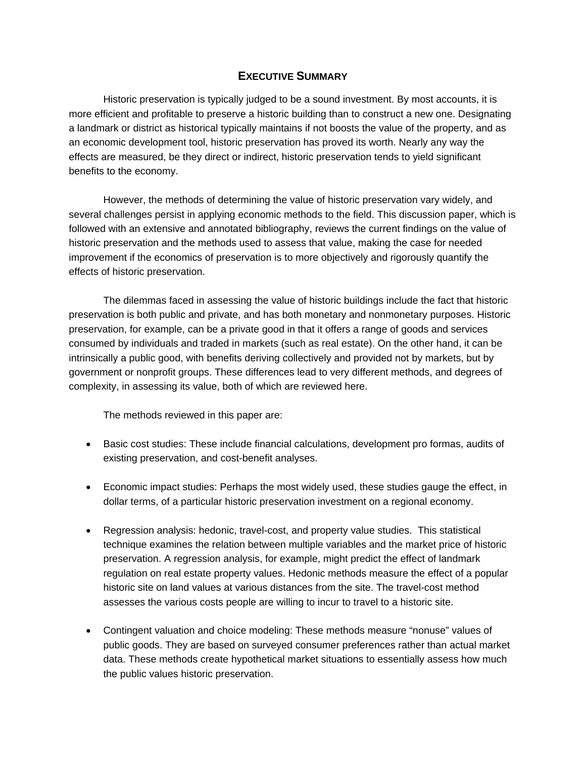# EXECUTIVE SUMMARY

Historic preservation is typically judged to be a sound investment. By most accounts, it is more efficient and profitable to preserve a historic building than to construct a new one. Designating a landmark or district as historical typically maintains if not boosts the value of the property, and as an economic development tool, historic preservation has proved its worth. Nearly any way the effects are measured, be they direct or indirect, historic preservation tends to yield significant benefits to the economy.

However, the methods of determining the value of historic preservation vary widely, and several challenges persist in applying economic methods to the field. This discussion paper, which is followed with an extensive and annotated bibliography, reviews the current findings on the value of historic preservation and the methods used to assess that value, making the case for needed improvement if the economics of preservation is to more objectively and rigorously quantify the effects of historic preservation.

The dilemmas faced in assessing the value of historic buildings include the fact that historic preservation is both public and private, and has both monetary and nonmonetary purposes. Historic preservation, for example, can be a private good in that it offers a range of goods and services consumed by individuals and traded in markets (such as real estate). On the other hand, it can be intrinsically a public good, with benefits deriving collectively and provided not by markets, but by government or nonprofit groups. These differences lead to very different methods, and degrees of complexity, in assessing its value, both of which are reviewed here.

The methods reviewed in this paper are:

- Basic cost studies: These include financial calculations, development pro formas, audits of existing preservation, and cost-benefit analyses.
- Economic impact studies: Perhaps the most widely used, these studies gauge the effect, in dollar terms, of a particular historic preservation investment on a regional economy.
- Regression analysis: hedonic, travel-cost, and property value studies. This statistical technique examines the relation between multiple variables and the market price of historic preservation. A regression analysis, for example, might predict the effect of landmark regulation on real estate property values. Hedonic methods measure the effect of a popular historic site on land values at various distances from the site. The travel-cost method assesses the various costs people are willing to incur to travel to a historic site.
- Contingent valuation and choice modeling: These methods measure "nonuse" values of public goods. They are based on surveyed consumer preferences rather than actual market data. These methods create hypothetical market situations to essentially assess how much the public values historic preservation.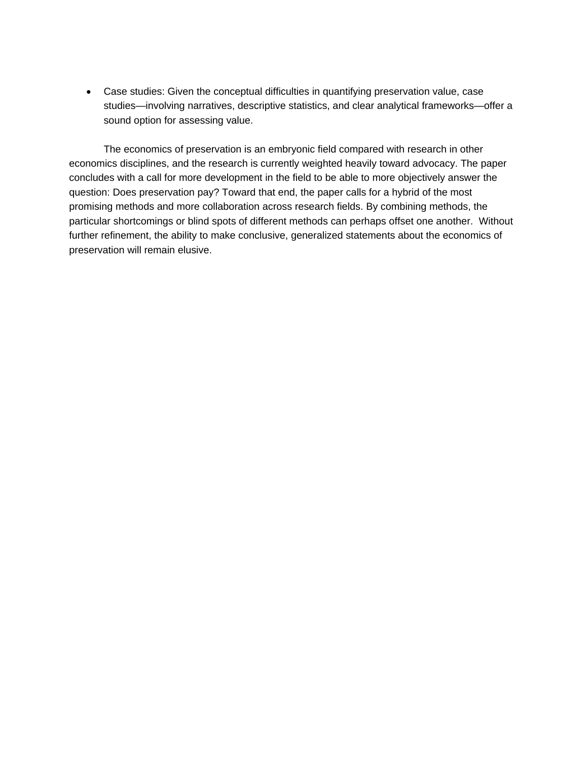- Case studies: Given the conceptual difficulties in quantifying preservation value, case studies—involving narratives, descriptive statistics, and clear analytical frameworks—offer a sound option for assessing value.

The economics of preservation is an embryonic field compared with research in other economics disciplines, and the research is currently weighted heavily toward advocacy. The paper concludes with a call for more development in the field to be able to more objectively answer the question: Does preservation pay? Toward that end, the paper calls for a hybrid of the most promising methods and more collaboration across research fields. By combining methods, the particular shortcomings or blind spots of different methods can perhaps offset one another. Without further refinement, the ability to make conclusive, generalized statements about the economics of preservation will remain elusive.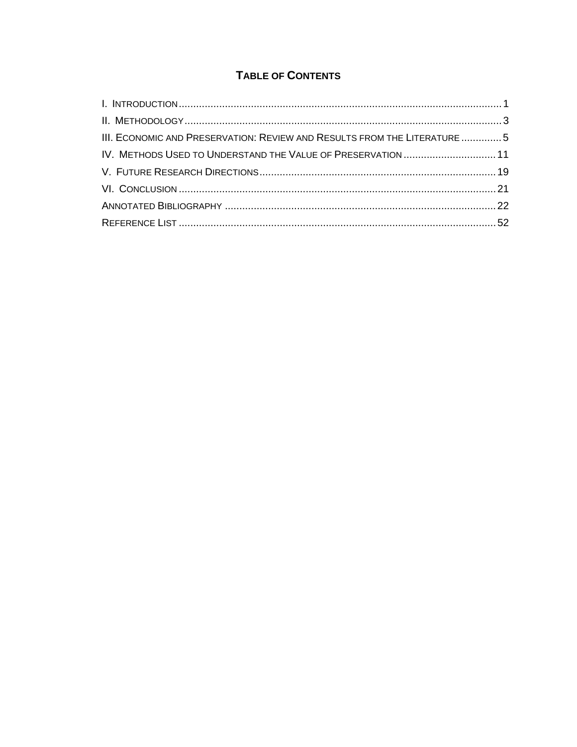# TABLE OF CONTENTS

I. INTRODUCTION .......... 1

II. METHODOLOGY .......... 3

III. ECONOMIC AND PRESERVATION: REVIEW AND RESULTS FROM THE LITERATURE .......... 5

IV. METHODS USED TO UNDERSTAND THE VALUE OF PRESERVATION .......... 11

V. FUTURE RESEARCH DIRECTIONS .......... 19

VI. CONCLUSION .......... 21

ANNOTATED BIBLIOGRAPHY .......... 22

REFERENCE LIST .......... 52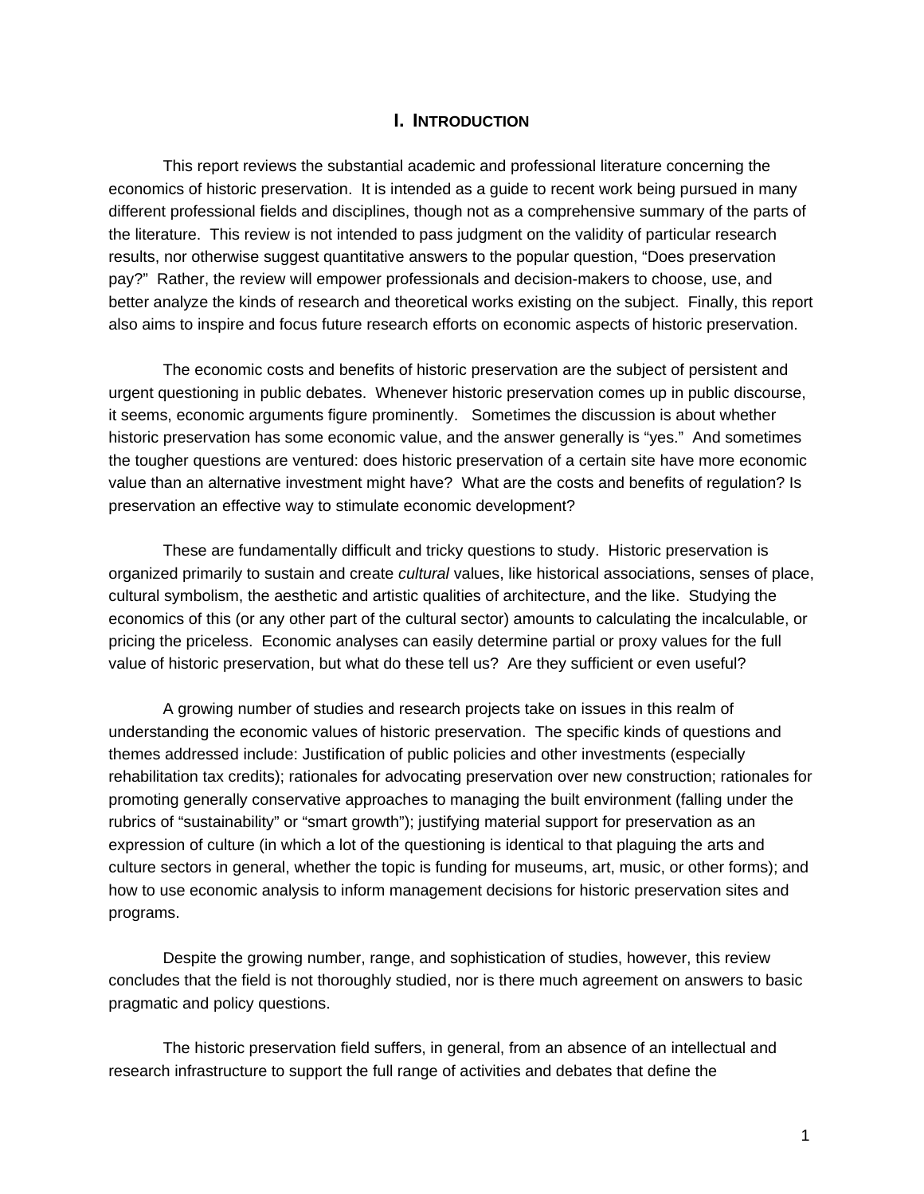# I. INTRODUCTION

This report reviews the substantial academic and professional literature concerning the economics of historic preservation. It is intended as a guide to recent work being pursued in many different professional fields and disciplines, though not as a comprehensive summary of the parts of the literature. This review is not intended to pass judgment on the validity of particular research results, nor otherwise suggest quantitative answers to the popular question, "Does preservation pay?" Rather, the review will empower professionals and decision-makers to choose, use, and better analyze the kinds of research and theoretical works existing on the subject. Finally, this report also aims to inspire and focus future research efforts on economic aspects of historic preservation.

The economic costs and benefits of historic preservation are the subject of persistent and urgent questioning in public debates. Whenever historic preservation comes up in public discourse, it seems, economic arguments figure prominently. Sometimes the discussion is about whether historic preservation has some economic value, and the answer generally is "yes." And sometimes the tougher questions are ventured: does historic preservation of a certain site have more economic value than an alternative investment might have? What are the costs and benefits of regulation? Is preservation an effective way to stimulate economic development?

These are fundamentally difficult and tricky questions to study. Historic preservation is organized primarily to sustain and create *cultural* values, like historical associations, senses of place, cultural symbolism, the aesthetic and artistic qualities of architecture, and the like. Studying the economics of this (or any other part of the cultural sector) amounts to calculating the incalculable, or pricing the priceless. Economic analyses can easily determine partial or proxy values for the full value of historic preservation, but what do these tell us? Are they sufficient or even useful?

A growing number of studies and research projects take on issues in this realm of understanding the economic values of historic preservation. The specific kinds of questions and themes addressed include: Justification of public policies and other investments (especially rehabilitation tax credits); rationales for advocating preservation over new construction; rationales for promoting generally conservative approaches to managing the built environment (falling under the rubrics of "sustainability" or "smart growth"); justifying material support for preservation as an expression of culture (in which a lot of the questioning is identical to that plaguing the arts and culture sectors in general, whether the topic is funding for museums, art, music, or other forms); and how to use economic analysis to inform management decisions for historic preservation sites and programs.

Despite the growing number, range, and sophistication of studies, however, this review concludes that the field is not thoroughly studied, nor is there much agreement on answers to basic pragmatic and policy questions.

The historic preservation field suffers, in general, from an absence of an intellectual and research infrastructure to support the full range of activities and debates that define the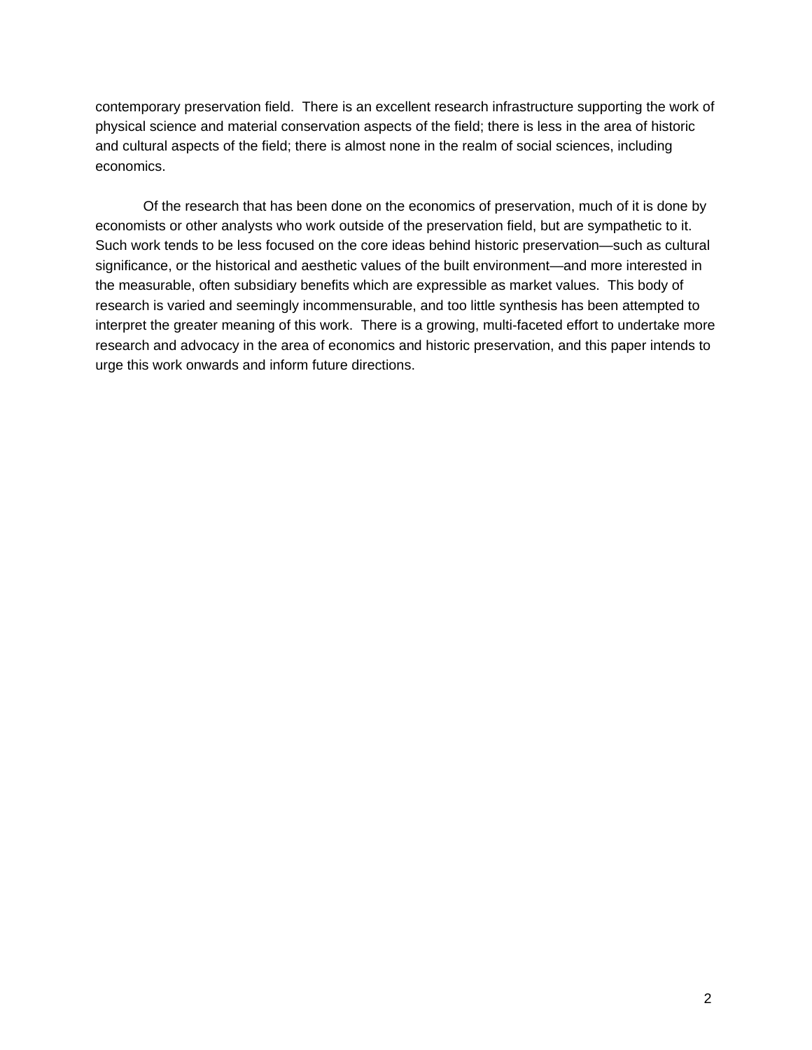contemporary preservation field.  There is an excellent research infrastructure supporting the work of physical science and material conservation aspects of the field; there is less in the area of historic and cultural aspects of the field; there is almost none in the realm of social sciences, including economics.

Of the research that has been done on the economics of preservation, much of it is done by economists or other analysts who work outside of the preservation field, but are sympathetic to it. Such work tends to be less focused on the core ideas behind historic preservation—such as cultural significance, or the historical and aesthetic values of the built environment—and more interested in the measurable, often subsidiary benefits which are expressible as market values.  This body of research is varied and seemingly incommensurable, and too little synthesis has been attempted to interpret the greater meaning of this work.  There is a growing, multi-faceted effort to undertake more research and advocacy in the area of economics and historic preservation, and this paper intends to urge this work onwards and inform future directions.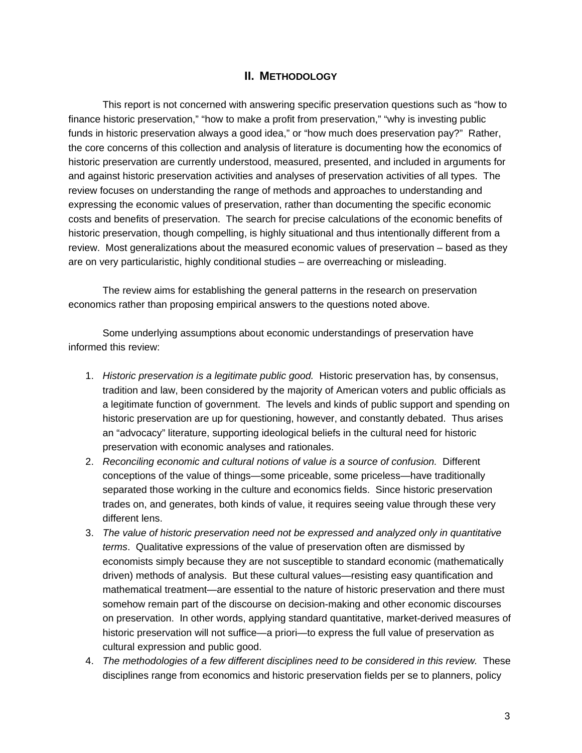## II. METHODOLOGY

This report is not concerned with answering specific preservation questions such as "how to finance historic preservation," "how to make a profit from preservation," "why is investing public funds in historic preservation always a good idea," or "how much does preservation pay?" Rather, the core concerns of this collection and analysis of literature is documenting how the economics of historic preservation are currently understood, measured, presented, and included in arguments for and against historic preservation activities and analyses of preservation activities of all types. The review focuses on understanding the range of methods and approaches to understanding and expressing the economic values of preservation, rather than documenting the specific economic costs and benefits of preservation. The search for precise calculations of the economic benefits of historic preservation, though compelling, is highly situational and thus intentionally different from a review. Most generalizations about the measured economic values of preservation – based as they are on very particularistic, highly conditional studies – are overreaching or misleading.

The review aims for establishing the general patterns in the research on preservation economics rather than proposing empirical answers to the questions noted above.

Some underlying assumptions about economic understandings of preservation have informed this review:

1. *Historic preservation is a legitimate public good.* Historic preservation has, by consensus, tradition and law, been considered by the majority of American voters and public officials as a legitimate function of government. The levels and kinds of public support and spending on historic preservation are up for questioning, however, and constantly debated. Thus arises an "advocacy" literature, supporting ideological beliefs in the cultural need for historic preservation with economic analyses and rationales.
2. *Reconciling economic and cultural notions of value is a source of confusion.* Different conceptions of the value of things—some priceable, some priceless—have traditionally separated those working in the culture and economics fields. Since historic preservation trades on, and generates, both kinds of value, it requires seeing value through these very different lens.
3. *The value of historic preservation need not be expressed and analyzed only in quantitative terms*. Qualitative expressions of the value of preservation often are dismissed by economists simply because they are not susceptible to standard economic (mathematically driven) methods of analysis. But these cultural values—resisting easy quantification and mathematical treatment—are essential to the nature of historic preservation and there must somehow remain part of the discourse on decision-making and other economic discourses on preservation. In other words, applying standard quantitative, market-derived measures of historic preservation will not suffice—a priori—to express the full value of preservation as cultural expression and public good.
4. *The methodologies of a few different disciplines need to be considered in this review.* These disciplines range from economics and historic preservation fields per se to planners, policy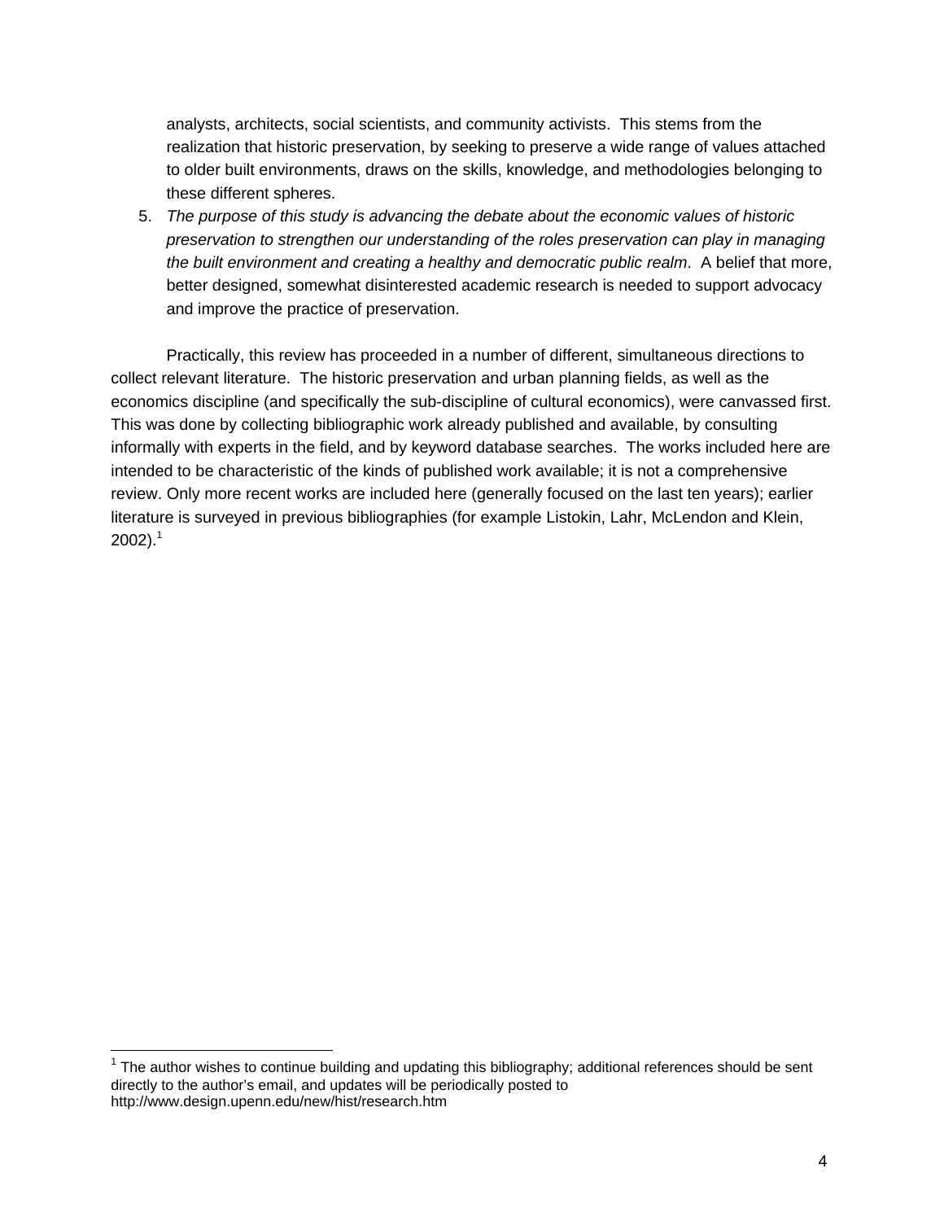analysts, architects, social scientists, and community activists. This stems from the realization that historic preservation, by seeking to preserve a wide range of values attached to older built environments, draws on the skills, knowledge, and methodologies belonging to these different spheres.

5. *The purpose of this study is advancing the debate about the economic values of historic preservation to strengthen our understanding of the roles preservation can play in managing the built environment and creating a healthy and democratic public realm*. A belief that more, better designed, somewhat disinterested academic research is needed to support advocacy and improve the practice of preservation.

Practically, this review has proceeded in a number of different, simultaneous directions to collect relevant literature. The historic preservation and urban planning fields, as well as the economics discipline (and specifically the sub-discipline of cultural economics), were canvassed first. This was done by collecting bibliographic work already published and available, by consulting informally with experts in the field, and by keyword database searches. The works included here are intended to be characteristic of the kinds of published work available; it is not a comprehensive review. Only more recent works are included here (generally focused on the last ten years); earlier literature is surveyed in previous bibliographies (for example Listokin, Lahr, McLendon and Klein, 2002).[1]

[1] The author wishes to continue building and updating this bibliography; additional references should be sent directly to the author's email, and updates will be periodically posted to http://www.design.upenn.edu/new/hist/research.htm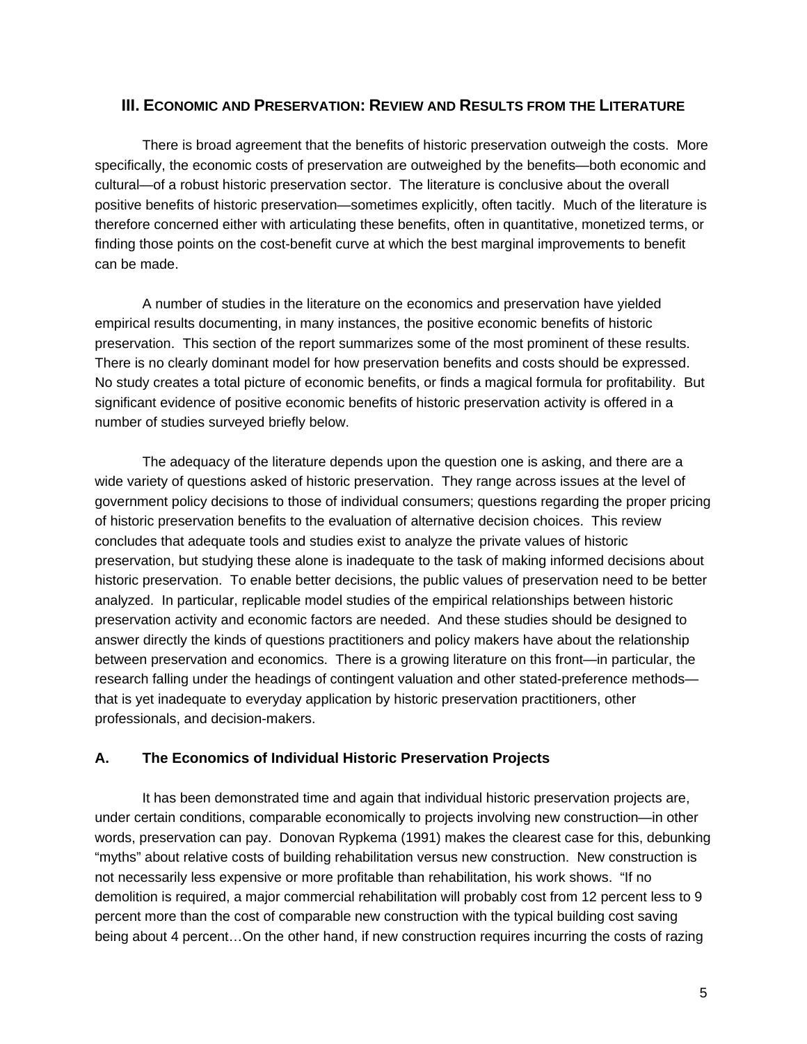## III. Economic and Preservation: Review and Results from the Literature

There is broad agreement that the benefits of historic preservation outweigh the costs. More specifically, the economic costs of preservation are outweighed by the benefits—both economic and cultural—of a robust historic preservation sector. The literature is conclusive about the overall positive benefits of historic preservation—sometimes explicitly, often tacitly. Much of the literature is therefore concerned either with articulating these benefits, often in quantitative, monetized terms, or finding those points on the cost-benefit curve at which the best marginal improvements to benefit can be made.

A number of studies in the literature on the economics and preservation have yielded empirical results documenting, in many instances, the positive economic benefits of historic preservation. This section of the report summarizes some of the most prominent of these results. There is no clearly dominant model for how preservation benefits and costs should be expressed. No study creates a total picture of economic benefits, or finds a magical formula for profitability. But significant evidence of positive economic benefits of historic preservation activity is offered in a number of studies surveyed briefly below.

The adequacy of the literature depends upon the question one is asking, and there are a wide variety of questions asked of historic preservation. They range across issues at the level of government policy decisions to those of individual consumers; questions regarding the proper pricing of historic preservation benefits to the evaluation of alternative decision choices. This review concludes that adequate tools and studies exist to analyze the private values of historic preservation, but studying these alone is inadequate to the task of making informed decisions about historic preservation. To enable better decisions, the public values of preservation need to be better analyzed. In particular, replicable model studies of the empirical relationships between historic preservation activity and economic factors are needed. And these studies should be designed to answer directly the kinds of questions practitioners and policy makers have about the relationship between preservation and economics. There is a growing literature on this front—in particular, the research falling under the headings of contingent valuation and other stated-preference methods—that is yet inadequate to everyday application by historic preservation practitioners, other professionals, and decision-makers.

### A. The Economics of Individual Historic Preservation Projects

It has been demonstrated time and again that individual historic preservation projects are, under certain conditions, comparable economically to projects involving new construction—in other words, preservation can pay. Donovan Rypkema (1991) makes the clearest case for this, debunking "myths" about relative costs of building rehabilitation versus new construction. New construction is not necessarily less expensive or more profitable than rehabilitation, his work shows. "If no demolition is required, a major commercial rehabilitation will probably cost from 12 percent less to 9 percent more than the cost of comparable new construction with the typical building cost saving being about 4 percent…On the other hand, if new construction requires incurring the costs of razing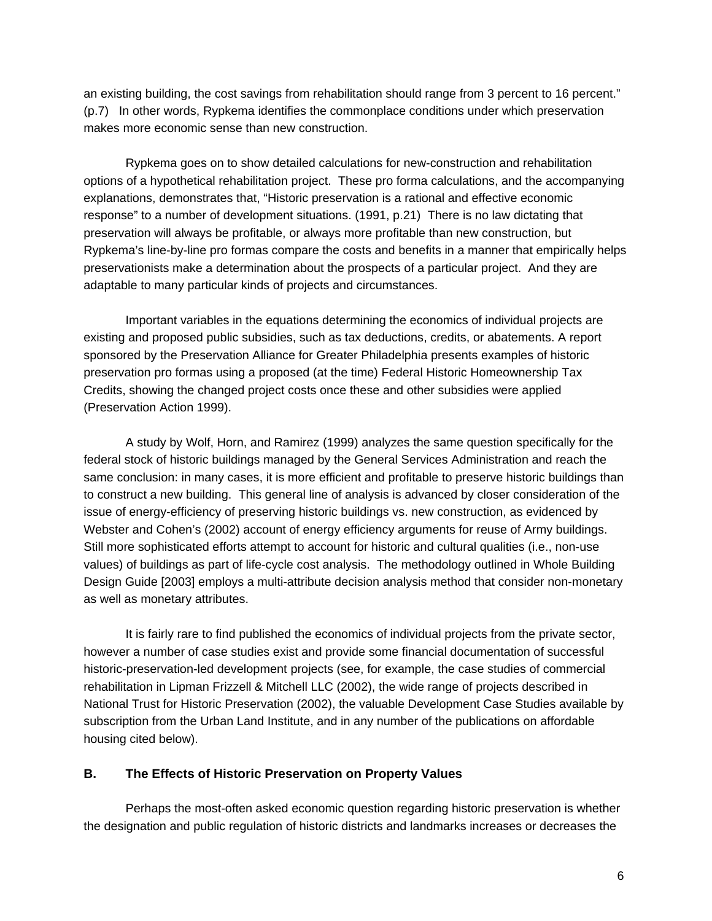an existing building, the cost savings from rehabilitation should range from 3 percent to 16 percent." (p.7) In other words, Rypkema identifies the commonplace conditions under which preservation makes more economic sense than new construction.

Rypkema goes on to show detailed calculations for new-construction and rehabilitation options of a hypothetical rehabilitation project. These pro forma calculations, and the accompanying explanations, demonstrates that, "Historic preservation is a rational and effective economic response" to a number of development situations. (1991, p.21) There is no law dictating that preservation will always be profitable, or always more profitable than new construction, but Rypkema's line-by-line pro formas compare the costs and benefits in a manner that empirically helps preservationists make a determination about the prospects of a particular project. And they are adaptable to many particular kinds of projects and circumstances.

Important variables in the equations determining the economics of individual projects are existing and proposed public subsidies, such as tax deductions, credits, or abatements. A report sponsored by the Preservation Alliance for Greater Philadelphia presents examples of historic preservation pro formas using a proposed (at the time) Federal Historic Homeownership Tax Credits, showing the changed project costs once these and other subsidies were applied (Preservation Action 1999).

A study by Wolf, Horn, and Ramirez (1999) analyzes the same question specifically for the federal stock of historic buildings managed by the General Services Administration and reach the same conclusion: in many cases, it is more efficient and profitable to preserve historic buildings than to construct a new building. This general line of analysis is advanced by closer consideration of the issue of energy-efficiency of preserving historic buildings vs. new construction, as evidenced by Webster and Cohen's (2002) account of energy efficiency arguments for reuse of Army buildings. Still more sophisticated efforts attempt to account for historic and cultural qualities (i.e., non-use values) of buildings as part of life-cycle cost analysis. The methodology outlined in Whole Building Design Guide [2003] employs a multi-attribute decision analysis method that consider non-monetary as well as monetary attributes.

It is fairly rare to find published the economics of individual projects from the private sector, however a number of case studies exist and provide some financial documentation of successful historic-preservation-led development projects (see, for example, the case studies of commercial rehabilitation in Lipman Frizzell & Mitchell LLC (2002), the wide range of projects described in National Trust for Historic Preservation (2002), the valuable Development Case Studies available by subscription from the Urban Land Institute, and in any number of the publications on affordable housing cited below).

## B. The Effects of Historic Preservation on Property Values

Perhaps the most-often asked economic question regarding historic preservation is whether the designation and public regulation of historic districts and landmarks increases or decreases the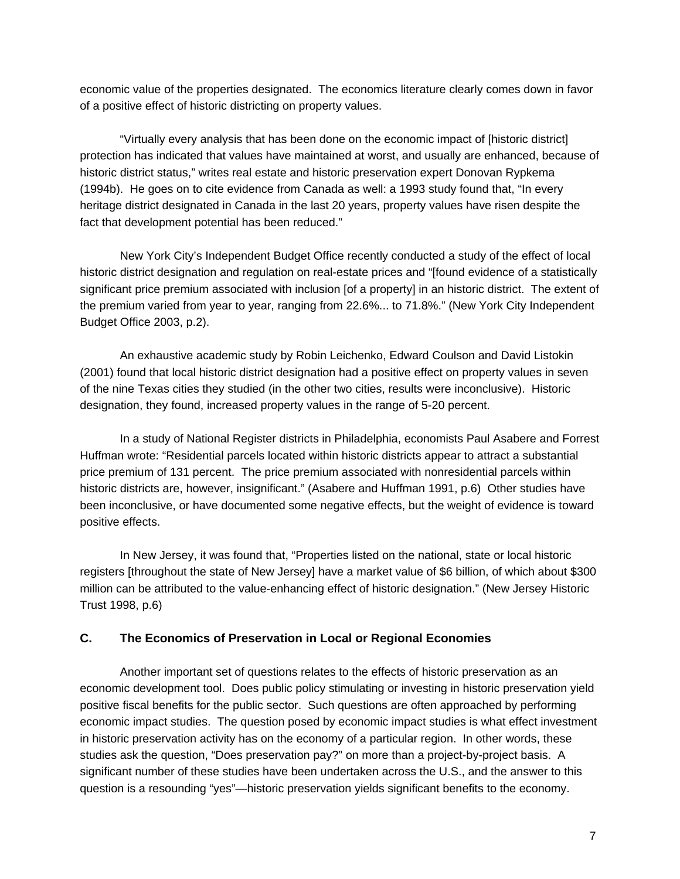economic value of the properties designated. The economics literature clearly comes down in favor of a positive effect of historic districting on property values.

"Virtually every analysis that has been done on the economic impact of [historic district] protection has indicated that values have maintained at worst, and usually are enhanced, because of historic district status," writes real estate and historic preservation expert Donovan Rypkema (1994b). He goes on to cite evidence from Canada as well: a 1993 study found that, "In every heritage district designated in Canada in the last 20 years, property values have risen despite the fact that development potential has been reduced."

New York City's Independent Budget Office recently conducted a study of the effect of local historic district designation and regulation on real-estate prices and "[found evidence of a statistically significant price premium associated with inclusion [of a property] in an historic district. The extent of the premium varied from year to year, ranging from 22.6%... to 71.8%." (New York City Independent Budget Office 2003, p.2).

An exhaustive academic study by Robin Leichenko, Edward Coulson and David Listokin (2001) found that local historic district designation had a positive effect on property values in seven of the nine Texas cities they studied (in the other two cities, results were inconclusive). Historic designation, they found, increased property values in the range of 5-20 percent.

In a study of National Register districts in Philadelphia, economists Paul Asabere and Forrest Huffman wrote: "Residential parcels located within historic districts appear to attract a substantial price premium of 131 percent. The price premium associated with nonresidential parcels within historic districts are, however, insignificant." (Asabere and Huffman 1991, p.6) Other studies have been inconclusive, or have documented some negative effects, but the weight of evidence is toward positive effects.

In New Jersey, it was found that, "Properties listed on the national, state or local historic registers [throughout the state of New Jersey] have a market value of $6 billion, of which about $300 million can be attributed to the value-enhancing effect of historic designation." (New Jersey Historic Trust 1998, p.6)

### C. The Economics of Preservation in Local or Regional Economies

Another important set of questions relates to the effects of historic preservation as an economic development tool. Does public policy stimulating or investing in historic preservation yield positive fiscal benefits for the public sector. Such questions are often approached by performing economic impact studies. The question posed by economic impact studies is what effect investment in historic preservation activity has on the economy of a particular region. In other words, these studies ask the question, "Does preservation pay?" on more than a project-by-project basis. A significant number of these studies have been undertaken across the U.S., and the answer to this question is a resounding "yes"—historic preservation yields significant benefits to the economy.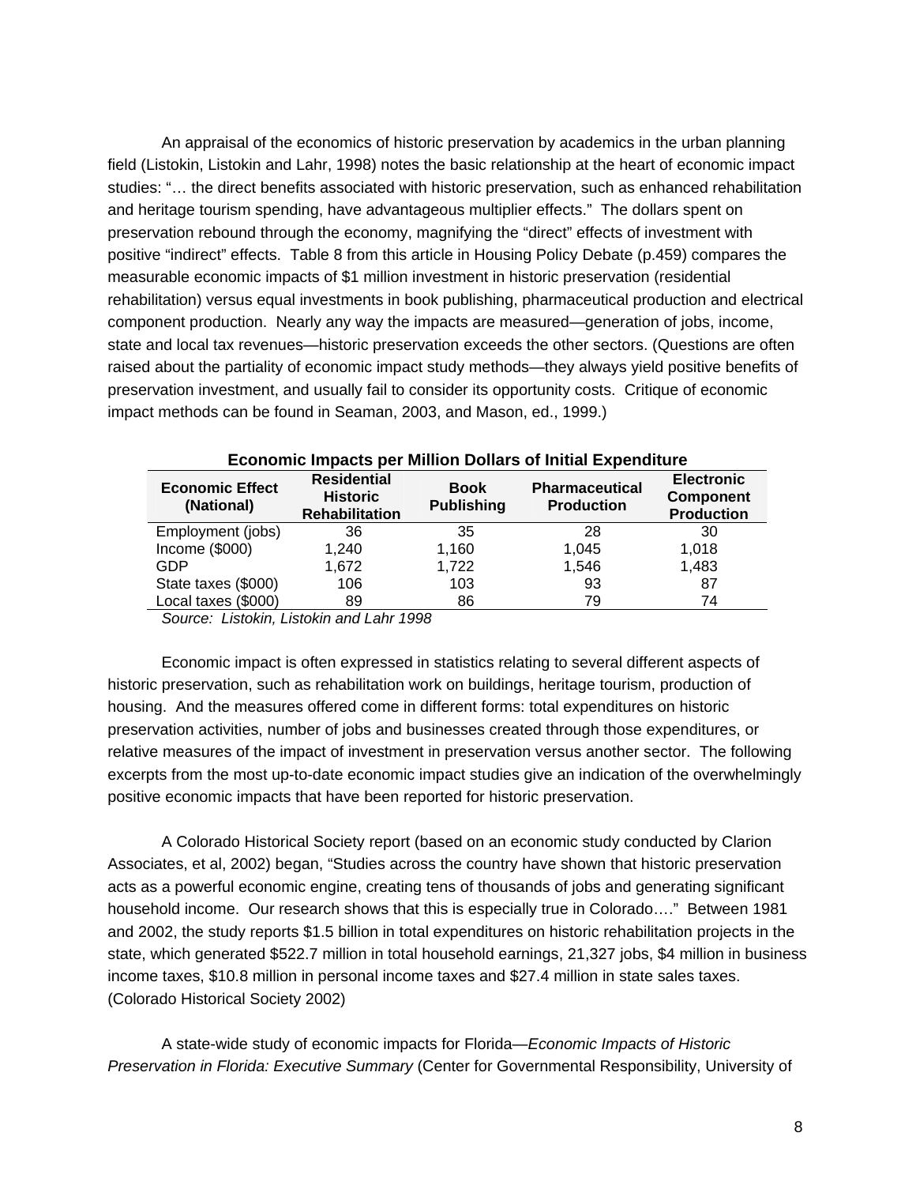An appraisal of the economics of historic preservation by academics in the urban planning field (Listokin, Listokin and Lahr, 1998) notes the basic relationship at the heart of economic impact studies: "… the direct benefits associated with historic preservation, such as enhanced rehabilitation and heritage tourism spending, have advantageous multiplier effects." The dollars spent on preservation rebound through the economy, magnifying the "direct" effects of investment with positive "indirect" effects. Table 8 from this article in Housing Policy Debate (p.459) compares the measurable economic impacts of $1 million investment in historic preservation (residential rehabilitation) versus equal investments in book publishing, pharmaceutical production and electrical component production. Nearly any way the impacts are measured—generation of jobs, income, state and local tax revenues—historic preservation exceeds the other sectors. (Questions are often raised about the partiality of economic impact study methods—they always yield positive benefits of preservation investment, and usually fail to consider its opportunity costs. Critique of economic impact methods can be found in Seaman, 2003, and Mason, ed., 1999.)

**Economic Impacts per Million Dollars of Initial Expenditure**

| Economic Effect (National) | Residential Historic Rehabilitation | Book Publishing | Pharmaceutical Production | Electronic Component Production |
|---|---|---|---|---|
| Employment (jobs) | 36 | 35 | 28 | 30 |
| Income ($000) | 1,240 | 1,160 | 1,045 | 1,018 |
| GDP | 1,672 | 1,722 | 1,546 | 1,483 |
| State taxes ($000) | 106 | 103 | 93 | 87 |
| Local taxes ($000) | 89 | 86 | 79 | 74 |

*Source: Listokin, Listokin and Lahr 1998*

Economic impact is often expressed in statistics relating to several different aspects of historic preservation, such as rehabilitation work on buildings, heritage tourism, production of housing. And the measures offered come in different forms: total expenditures on historic preservation activities, number of jobs and businesses created through those expenditures, or relative measures of the impact of investment in preservation versus another sector. The following excerpts from the most up-to-date economic impact studies give an indication of the overwhelmingly positive economic impacts that have been reported for historic preservation.

A Colorado Historical Society report (based on an economic study conducted by Clarion Associates, et al, 2002) began, "Studies across the country have shown that historic preservation acts as a powerful economic engine, creating tens of thousands of jobs and generating significant household income. Our research shows that this is especially true in Colorado…." Between 1981 and 2002, the study reports $1.5 billion in total expenditures on historic rehabilitation projects in the state, which generated $522.7 million in total household earnings, 21,327 jobs, $4 million in business income taxes, $10.8 million in personal income taxes and $27.4 million in state sales taxes. (Colorado Historical Society 2002)

A state-wide study of economic impacts for Florida—*Economic Impacts of Historic Preservation in Florida: Executive Summary* (Center for Governmental Responsibility, University of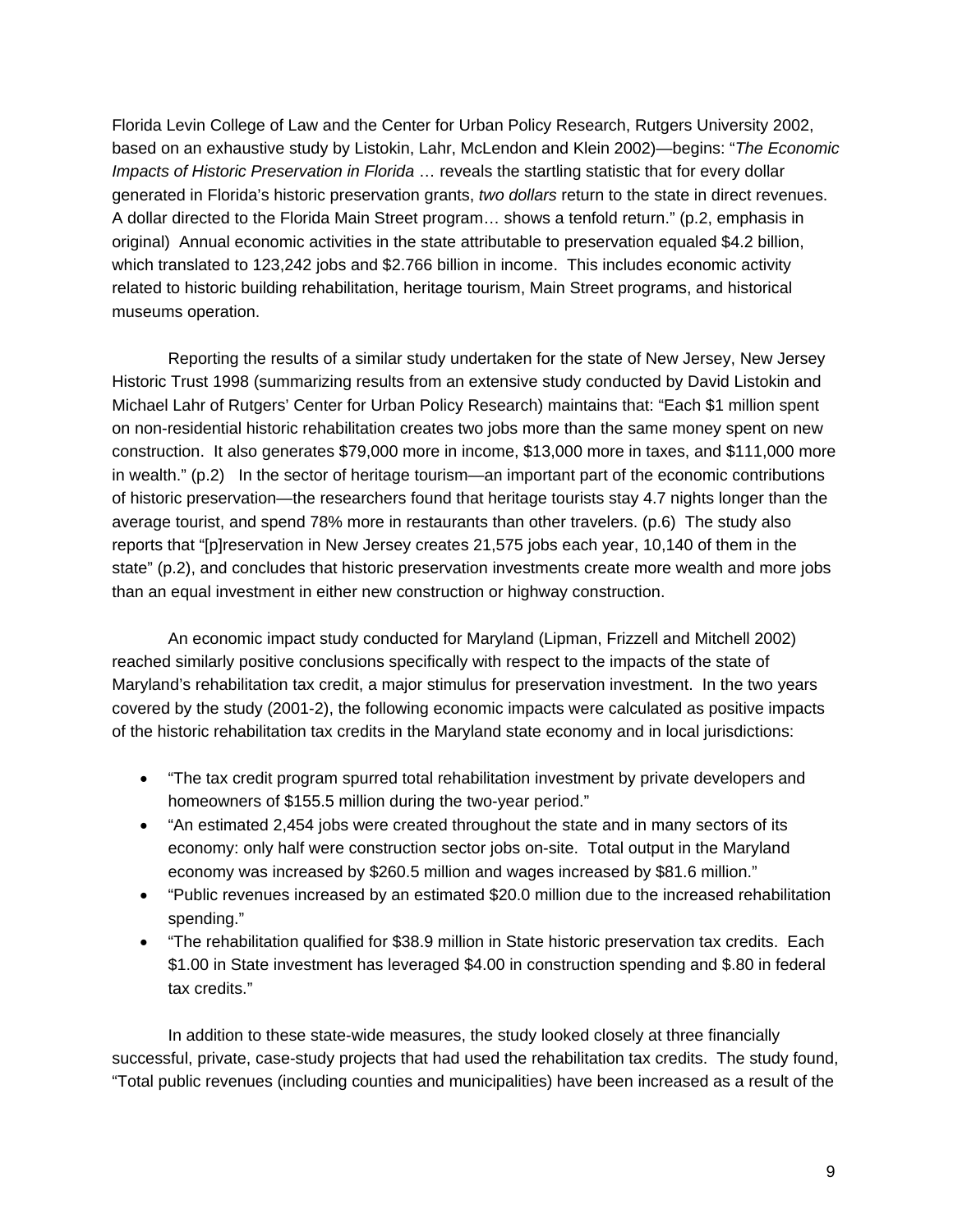Florida Levin College of Law and the Center for Urban Policy Research, Rutgers University 2002, based on an exhaustive study by Listokin, Lahr, McLendon and Klein 2002)—begins: "*The Economic Impacts of Historic Preservation in Florida* … reveals the startling statistic that for every dollar generated in Florida's historic preservation grants, *two dollars* return to the state in direct revenues. A dollar directed to the Florida Main Street program… shows a tenfold return." (p.2, emphasis in original) Annual economic activities in the state attributable to preservation equaled $4.2 billion, which translated to 123,242 jobs and $2.766 billion in income. This includes economic activity related to historic building rehabilitation, heritage tourism, Main Street programs, and historical museums operation.

Reporting the results of a similar study undertaken for the state of New Jersey, New Jersey Historic Trust 1998 (summarizing results from an extensive study conducted by David Listokin and Michael Lahr of Rutgers' Center for Urban Policy Research) maintains that: "Each $1 million spent on non-residential historic rehabilitation creates two jobs more than the same money spent on new construction. It also generates $79,000 more in income, $13,000 more in taxes, and $111,000 more in wealth." (p.2) In the sector of heritage tourism—an important part of the economic contributions of historic preservation—the researchers found that heritage tourists stay 4.7 nights longer than the average tourist, and spend 78% more in restaurants than other travelers. (p.6) The study also reports that "[p]reservation in New Jersey creates 21,575 jobs each year, 10,140 of them in the state" (p.2), and concludes that historic preservation investments create more wealth and more jobs than an equal investment in either new construction or highway construction.

An economic impact study conducted for Maryland (Lipman, Frizzell and Mitchell 2002) reached similarly positive conclusions specifically with respect to the impacts of the state of Maryland's rehabilitation tax credit, a major stimulus for preservation investment. In the two years covered by the study (2001-2), the following economic impacts were calculated as positive impacts of the historic rehabilitation tax credits in the Maryland state economy and in local jurisdictions:

- "The tax credit program spurred total rehabilitation investment by private developers and homeowners of $155.5 million during the two-year period."
- "An estimated 2,454 jobs were created throughout the state and in many sectors of its economy: only half were construction sector jobs on-site. Total output in the Maryland economy was increased by $260.5 million and wages increased by $81.6 million."
- "Public revenues increased by an estimated $20.0 million due to the increased rehabilitation spending."
- "The rehabilitation qualified for $38.9 million in State historic preservation tax credits. Each $1.00 in State investment has leveraged $4.00 in construction spending and $.80 in federal tax credits."

In addition to these state-wide measures, the study looked closely at three financially successful, private, case-study projects that had used the rehabilitation tax credits. The study found, "Total public revenues (including counties and municipalities) have been increased as a result of the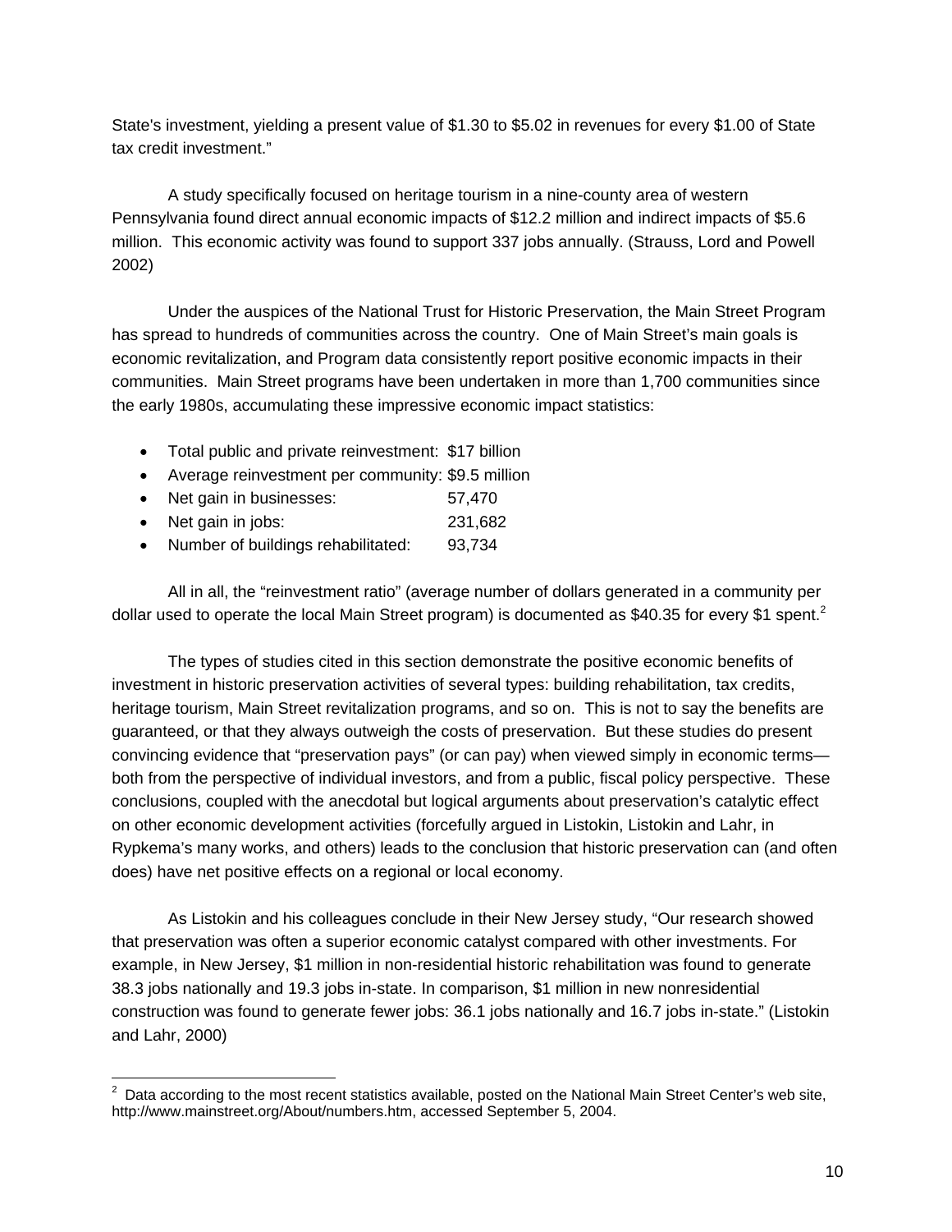State's investment, yielding a present value of $1.30 to $5.02 in revenues for every $1.00 of State tax credit investment."

A study specifically focused on heritage tourism in a nine-county area of western Pennsylvania found direct annual economic impacts of $12.2 million and indirect impacts of $5.6 million. This economic activity was found to support 337 jobs annually. (Strauss, Lord and Powell 2002)

Under the auspices of the National Trust for Historic Preservation, the Main Street Program has spread to hundreds of communities across the country. One of Main Street's main goals is economic revitalization, and Program data consistently report positive economic impacts in their communities. Main Street programs have been undertaken in more than 1,700 communities since the early 1980s, accumulating these impressive economic impact statistics:

- Total public and private reinvestment: $17 billion
- Average reinvestment per community: $9.5 million
- Net gain in businesses: 57,470
- Net gain in jobs: 231,682
- Number of buildings rehabilitated: 93,734

All in all, the "reinvestment ratio" (average number of dollars generated in a community per dollar used to operate the local Main Street program) is documented as $40.35 for every $1 spent.[2]

The types of studies cited in this section demonstrate the positive economic benefits of investment in historic preservation activities of several types: building rehabilitation, tax credits, heritage tourism, Main Street revitalization programs, and so on. This is not to say the benefits are guaranteed, or that they always outweigh the costs of preservation. But these studies do present convincing evidence that "preservation pays" (or can pay) when viewed simply in economic terms—both from the perspective of individual investors, and from a public, fiscal policy perspective. These conclusions, coupled with the anecdotal but logical arguments about preservation's catalytic effect on other economic development activities (forcefully argued in Listokin, Listokin and Lahr, in Rypkema's many works, and others) leads to the conclusion that historic preservation can (and often does) have net positive effects on a regional or local economy.

As Listokin and his colleagues conclude in their New Jersey study, "Our research showed that preservation was often a superior economic catalyst compared with other investments. For example, in New Jersey, $1 million in non-residential historic rehabilitation was found to generate 38.3 jobs nationally and 19.3 jobs in-state. In comparison, $1 million in new nonresidential construction was found to generate fewer jobs: 36.1 jobs nationally and 16.7 jobs in-state." (Listokin and Lahr, 2000)

---

[2] Data according to the most recent statistics available, posted on the National Main Street Center's web site, http://www.mainstreet.org/About/numbers.htm, accessed September 5, 2004.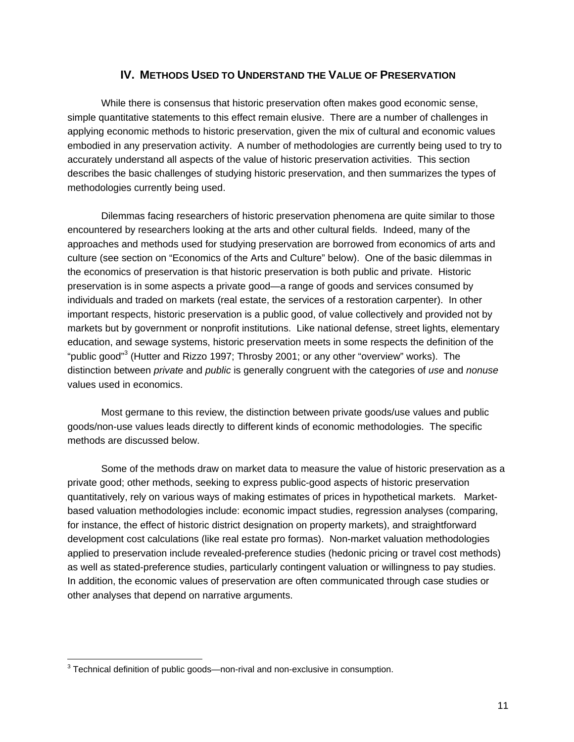## IV. METHODS USED TO UNDERSTAND THE VALUE OF PRESERVATION

While there is consensus that historic preservation often makes good economic sense, simple quantitative statements to this effect remain elusive. There are a number of challenges in applying economic methods to historic preservation, given the mix of cultural and economic values embodied in any preservation activity. A number of methodologies are currently being used to try to accurately understand all aspects of the value of historic preservation activities. This section describes the basic challenges of studying historic preservation, and then summarizes the types of methodologies currently being used.

Dilemmas facing researchers of historic preservation phenomena are quite similar to those encountered by researchers looking at the arts and other cultural fields. Indeed, many of the approaches and methods used for studying preservation are borrowed from economics of arts and culture (see section on "Economics of the Arts and Culture" below). One of the basic dilemmas in the economics of preservation is that historic preservation is both public and private. Historic preservation is in some aspects a private good—a range of goods and services consumed by individuals and traded on markets (real estate, the services of a restoration carpenter). In other important respects, historic preservation is a public good, of value collectively and provided not by markets but by government or nonprofit institutions. Like national defense, street lights, elementary education, and sewage systems, historic preservation meets in some respects the definition of the "public good"[3] (Hutter and Rizzo 1997; Throsby 2001; or any other "overview" works). The distinction between *private* and *public* is generally congruent with the categories of *use* and *nonuse* values used in economics.

Most germane to this review, the distinction between private goods/use values and public goods/non-use values leads directly to different kinds of economic methodologies. The specific methods are discussed below.

Some of the methods draw on market data to measure the value of historic preservation as a private good; other methods, seeking to express public-good aspects of historic preservation quantitatively, rely on various ways of making estimates of prices in hypothetical markets. Market-based valuation methodologies include: economic impact studies, regression analyses (comparing, for instance, the effect of historic district designation on property markets), and straightforward development cost calculations (like real estate pro formas). Non-market valuation methodologies applied to preservation include revealed-preference studies (hedonic pricing or travel cost methods) as well as stated-preference studies, particularly contingent valuation or willingness to pay studies. In addition, the economic values of preservation are often communicated through case studies or other analyses that depend on narrative arguments.

[3] Technical definition of public goods—non-rival and non-exclusive in consumption.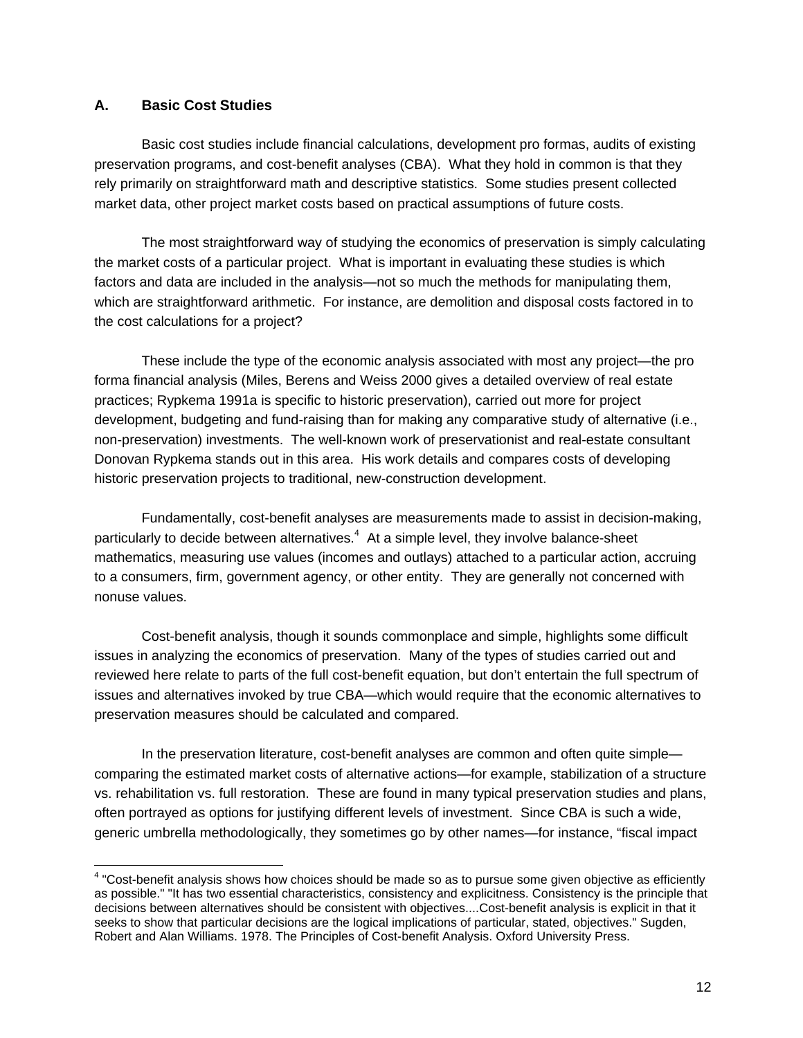### A. Basic Cost Studies

Basic cost studies include financial calculations, development pro formas, audits of existing preservation programs, and cost-benefit analyses (CBA). What they hold in common is that they rely primarily on straightforward math and descriptive statistics. Some studies present collected market data, other project market costs based on practical assumptions of future costs.

The most straightforward way of studying the economics of preservation is simply calculating the market costs of a particular project. What is important in evaluating these studies is which factors and data are included in the analysis—not so much the methods for manipulating them, which are straightforward arithmetic. For instance, are demolition and disposal costs factored in to the cost calculations for a project?

These include the type of the economic analysis associated with most any project—the pro forma financial analysis (Miles, Berens and Weiss 2000 gives a detailed overview of real estate practices; Rypkema 1991a is specific to historic preservation), carried out more for project development, budgeting and fund-raising than for making any comparative study of alternative (i.e., non-preservation) investments. The well-known work of preservationist and real-estate consultant Donovan Rypkema stands out in this area. His work details and compares costs of developing historic preservation projects to traditional, new-construction development.

Fundamentally, cost-benefit analyses are measurements made to assist in decision-making, particularly to decide between alternatives.[4] At a simple level, they involve balance-sheet mathematics, measuring use values (incomes and outlays) attached to a particular action, accruing to a consumers, firm, government agency, or other entity. They are generally not concerned with nonuse values.

Cost-benefit analysis, though it sounds commonplace and simple, highlights some difficult issues in analyzing the economics of preservation. Many of the types of studies carried out and reviewed here relate to parts of the full cost-benefit equation, but don't entertain the full spectrum of issues and alternatives invoked by true CBA—which would require that the economic alternatives to preservation measures should be calculated and compared.

In the preservation literature, cost-benefit analyses are common and often quite simple—comparing the estimated market costs of alternative actions—for example, stabilization of a structure vs. rehabilitation vs. full restoration. These are found in many typical preservation studies and plans, often portrayed as options for justifying different levels of investment. Since CBA is such a wide, generic umbrella methodologically, they sometimes go by other names—for instance, "fiscal impact

[4] "Cost-benefit analysis shows how choices should be made so as to pursue some given objective as efficiently as possible." "It has two essential characteristics, consistency and explicitness. Consistency is the principle that decisions between alternatives should be consistent with objectives....Cost-benefit analysis is explicit in that it seeks to show that particular decisions are the logical implications of particular, stated, objectives." Sugden, Robert and Alan Williams. 1978. The Principles of Cost-benefit Analysis. Oxford University Press.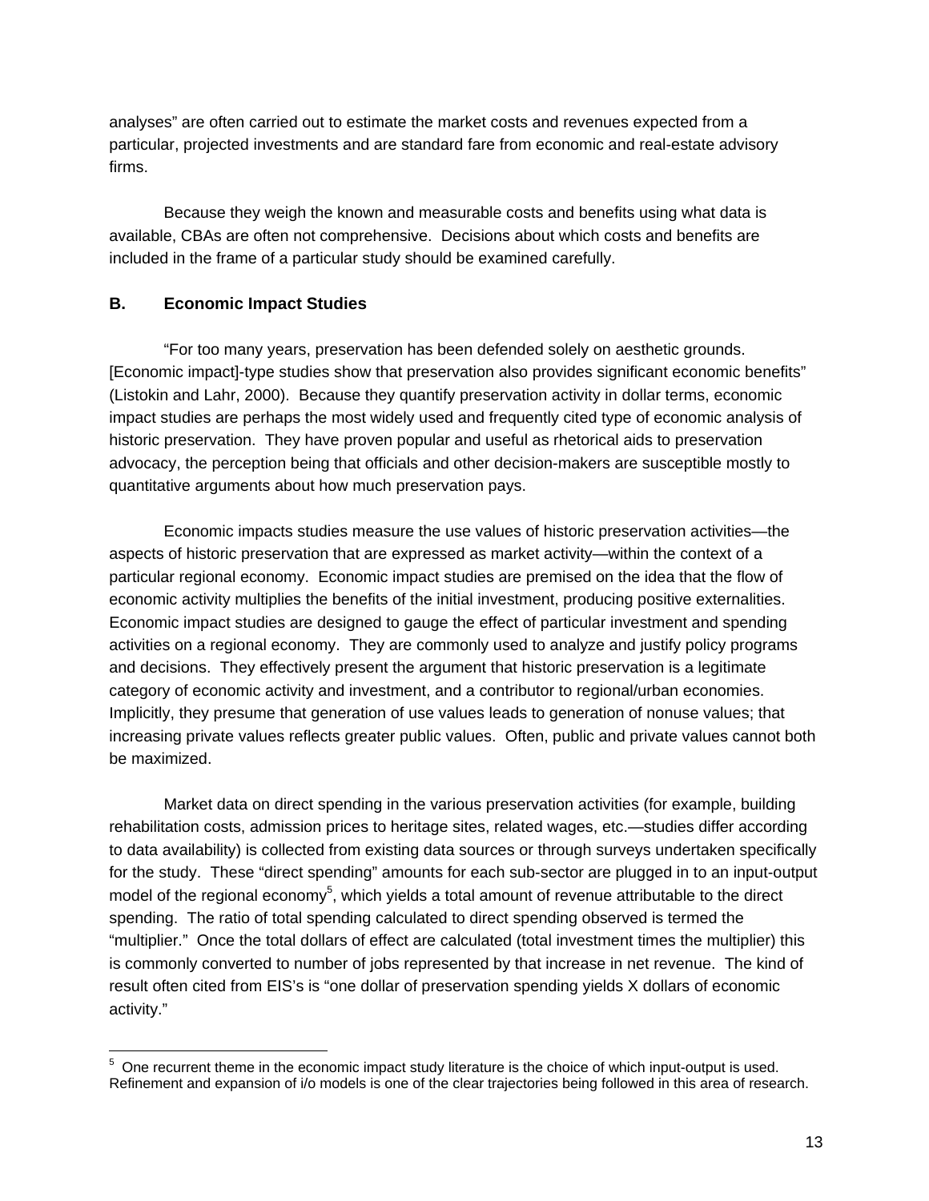analyses" are often carried out to estimate the market costs and revenues expected from a particular, projected investments and are standard fare from economic and real-estate advisory firms.

Because they weigh the known and measurable costs and benefits using what data is available, CBAs are often not comprehensive. Decisions about which costs and benefits are included in the frame of a particular study should be examined carefully.

### B. Economic Impact Studies

"For too many years, preservation has been defended solely on aesthetic grounds. [Economic impact]-type studies show that preservation also provides significant economic benefits" (Listokin and Lahr, 2000). Because they quantify preservation activity in dollar terms, economic impact studies are perhaps the most widely used and frequently cited type of economic analysis of historic preservation. They have proven popular and useful as rhetorical aids to preservation advocacy, the perception being that officials and other decision-makers are susceptible mostly to quantitative arguments about how much preservation pays.

Economic impacts studies measure the use values of historic preservation activities—the aspects of historic preservation that are expressed as market activity—within the context of a particular regional economy. Economic impact studies are premised on the idea that the flow of economic activity multiplies the benefits of the initial investment, producing positive externalities. Economic impact studies are designed to gauge the effect of particular investment and spending activities on a regional economy. They are commonly used to analyze and justify policy programs and decisions. They effectively present the argument that historic preservation is a legitimate category of economic activity and investment, and a contributor to regional/urban economies. Implicitly, they presume that generation of use values leads to generation of nonuse values; that increasing private values reflects greater public values. Often, public and private values cannot both be maximized.

Market data on direct spending in the various preservation activities (for example, building rehabilitation costs, admission prices to heritage sites, related wages, etc.—studies differ according to data availability) is collected from existing data sources or through surveys undertaken specifically for the study. These "direct spending" amounts for each sub-sector are plugged in to an input-output model of the regional economy[5], which yields a total amount of revenue attributable to the direct spending. The ratio of total spending calculated to direct spending observed is termed the "multiplier." Once the total dollars of effect are calculated (total investment times the multiplier) this is commonly converted to number of jobs represented by that increase in net revenue. The kind of result often cited from EIS's is "one dollar of preservation spending yields X dollars of economic activity."

---

[5] One recurrent theme in the economic impact study literature is the choice of which input-output is used. Refinement and expansion of i/o models is one of the clear trajectories being followed in this area of research.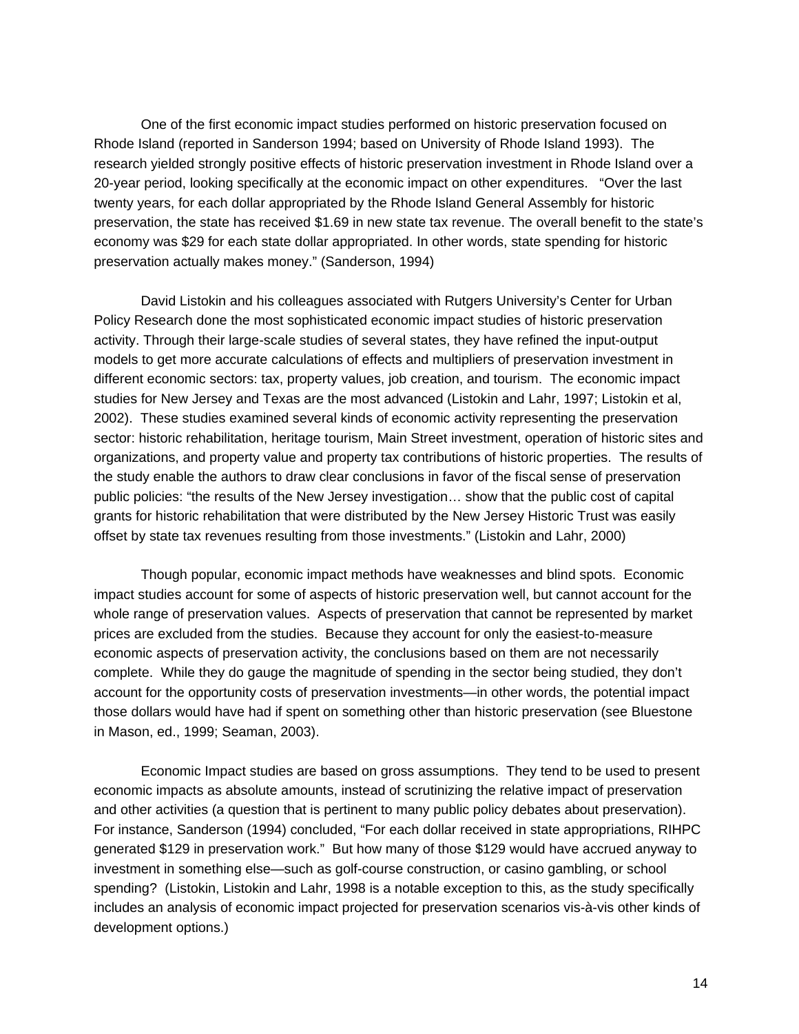One of the first economic impact studies performed on historic preservation focused on Rhode Island (reported in Sanderson 1994; based on University of Rhode Island 1993). The research yielded strongly positive effects of historic preservation investment in Rhode Island over a 20-year period, looking specifically at the economic impact on other expenditures. "Over the last twenty years, for each dollar appropriated by the Rhode Island General Assembly for historic preservation, the state has received $1.69 in new state tax revenue. The overall benefit to the state's economy was $29 for each state dollar appropriated. In other words, state spending for historic preservation actually makes money." (Sanderson, 1994)

David Listokin and his colleagues associated with Rutgers University's Center for Urban Policy Research done the most sophisticated economic impact studies of historic preservation activity. Through their large-scale studies of several states, they have refined the input-output models to get more accurate calculations of effects and multipliers of preservation investment in different economic sectors: tax, property values, job creation, and tourism. The economic impact studies for New Jersey and Texas are the most advanced (Listokin and Lahr, 1997; Listokin et al, 2002). These studies examined several kinds of economic activity representing the preservation sector: historic rehabilitation, heritage tourism, Main Street investment, operation of historic sites and organizations, and property value and property tax contributions of historic properties. The results of the study enable the authors to draw clear conclusions in favor of the fiscal sense of preservation public policies: "the results of the New Jersey investigation… show that the public cost of capital grants for historic rehabilitation that were distributed by the New Jersey Historic Trust was easily offset by state tax revenues resulting from those investments." (Listokin and Lahr, 2000)

Though popular, economic impact methods have weaknesses and blind spots. Economic impact studies account for some of aspects of historic preservation well, but cannot account for the whole range of preservation values. Aspects of preservation that cannot be represented by market prices are excluded from the studies. Because they account for only the easiest-to-measure economic aspects of preservation activity, the conclusions based on them are not necessarily complete. While they do gauge the magnitude of spending in the sector being studied, they don't account for the opportunity costs of preservation investments—in other words, the potential impact those dollars would have had if spent on something other than historic preservation (see Bluestone in Mason, ed., 1999; Seaman, 2003).

Economic Impact studies are based on gross assumptions. They tend to be used to present economic impacts as absolute amounts, instead of scrutinizing the relative impact of preservation and other activities (a question that is pertinent to many public policy debates about preservation). For instance, Sanderson (1994) concluded, "For each dollar received in state appropriations, RIHPC generated $129 in preservation work." But how many of those $129 would have accrued anyway to investment in something else—such as golf-course construction, or casino gambling, or school spending? (Listokin, Listokin and Lahr, 1998 is a notable exception to this, as the study specifically includes an analysis of economic impact projected for preservation scenarios vis-à-vis other kinds of development options.)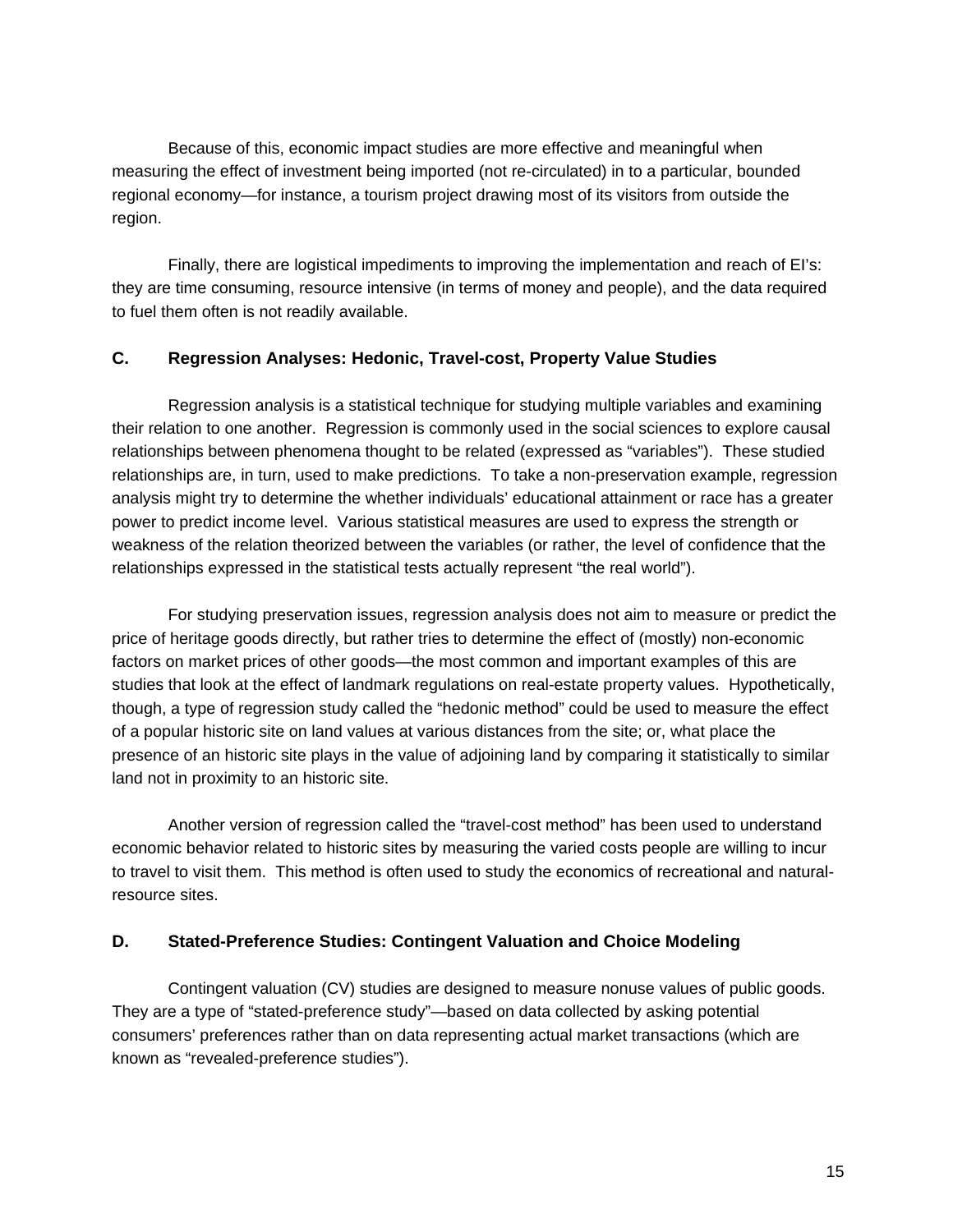Because of this, economic impact studies are more effective and meaningful when measuring the effect of investment being imported (not re-circulated) in to a particular, bounded regional economy—for instance, a tourism project drawing most of its visitors from outside the region.

Finally, there are logistical impediments to improving the implementation and reach of EI's: they are time consuming, resource intensive (in terms of money and people), and the data required to fuel them often is not readily available.

### C. Regression Analyses: Hedonic, Travel-cost, Property Value Studies

Regression analysis is a statistical technique for studying multiple variables and examining their relation to one another. Regression is commonly used in the social sciences to explore causal relationships between phenomena thought to be related (expressed as "variables"). These studied relationships are, in turn, used to make predictions. To take a non-preservation example, regression analysis might try to determine the whether individuals' educational attainment or race has a greater power to predict income level. Various statistical measures are used to express the strength or weakness of the relation theorized between the variables (or rather, the level of confidence that the relationships expressed in the statistical tests actually represent "the real world").

For studying preservation issues, regression analysis does not aim to measure or predict the price of heritage goods directly, but rather tries to determine the effect of (mostly) non-economic factors on market prices of other goods—the most common and important examples of this are studies that look at the effect of landmark regulations on real-estate property values. Hypothetically, though, a type of regression study called the "hedonic method" could be used to measure the effect of a popular historic site on land values at various distances from the site; or, what place the presence of an historic site plays in the value of adjoining land by comparing it statistically to similar land not in proximity to an historic site.

Another version of regression called the "travel-cost method" has been used to understand economic behavior related to historic sites by measuring the varied costs people are willing to incur to travel to visit them. This method is often used to study the economics of recreational and natural-resource sites.

### D. Stated-Preference Studies: Contingent Valuation and Choice Modeling

Contingent valuation (CV) studies are designed to measure nonuse values of public goods. They are a type of "stated-preference study"—based on data collected by asking potential consumers' preferences rather than on data representing actual market transactions (which are known as "revealed-preference studies").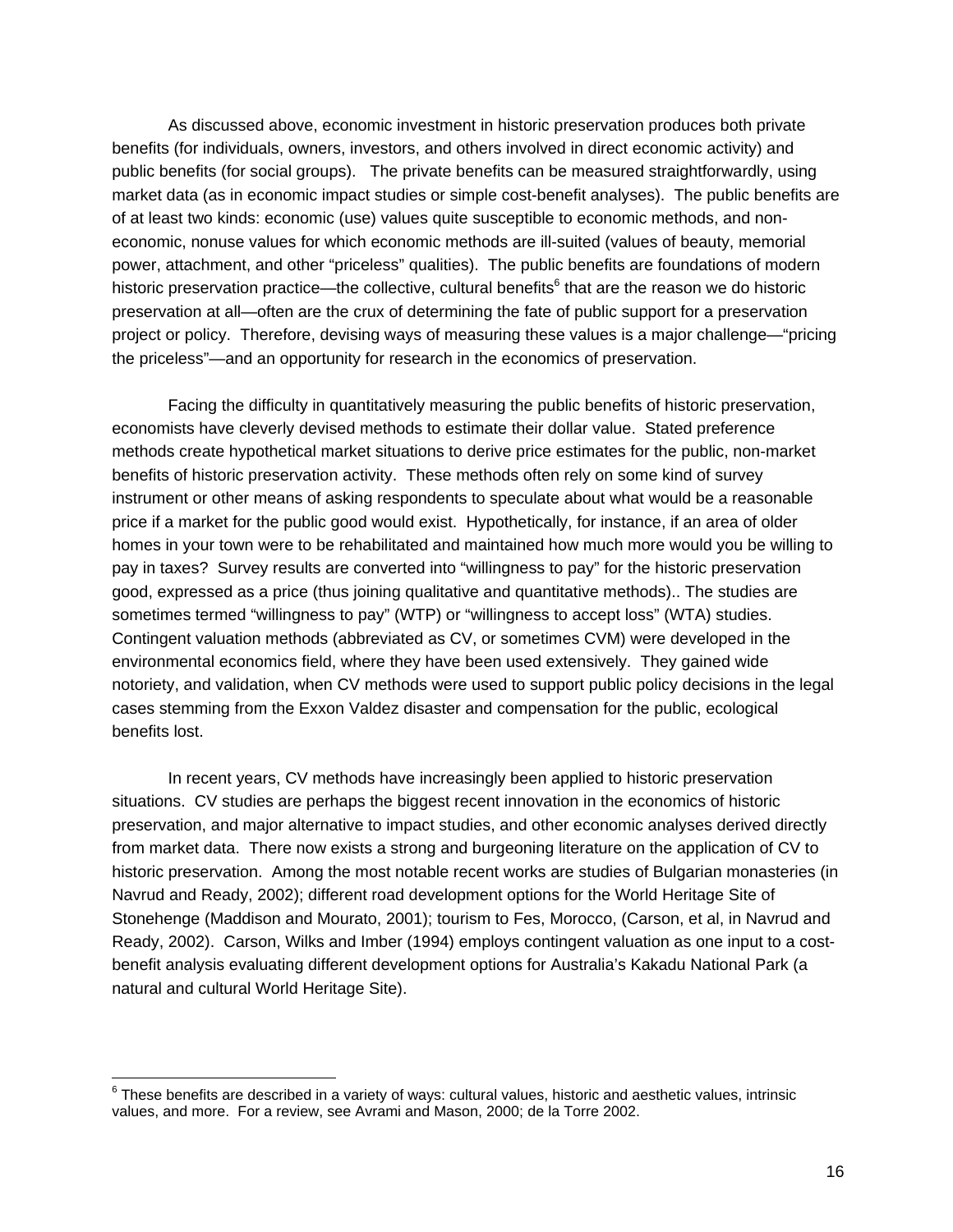As discussed above, economic investment in historic preservation produces both private benefits (for individuals, owners, investors, and others involved in direct economic activity) and public benefits (for social groups). The private benefits can be measured straightforwardly, using market data (as in economic impact studies or simple cost-benefit analyses). The public benefits are of at least two kinds: economic (use) values quite susceptible to economic methods, and non-economic, nonuse values for which economic methods are ill-suited (values of beauty, memorial power, attachment, and other "priceless" qualities). The public benefits are foundations of modern historic preservation practice—the collective, cultural benefits[6] that are the reason we do historic preservation at all—often are the crux of determining the fate of public support for a preservation project or policy. Therefore, devising ways of measuring these values is a major challenge—"pricing the priceless"—and an opportunity for research in the economics of preservation.

Facing the difficulty in quantitatively measuring the public benefits of historic preservation, economists have cleverly devised methods to estimate their dollar value. Stated preference methods create hypothetical market situations to derive price estimates for the public, non-market benefits of historic preservation activity. These methods often rely on some kind of survey instrument or other means of asking respondents to speculate about what would be a reasonable price if a market for the public good would exist. Hypothetically, for instance, if an area of older homes in your town were to be rehabilitated and maintained how much more would you be willing to pay in taxes? Survey results are converted into "willingness to pay" for the historic preservation good, expressed as a price (thus joining qualitative and quantitative methods).. The studies are sometimes termed "willingness to pay" (WTP) or "willingness to accept loss" (WTA) studies. Contingent valuation methods (abbreviated as CV, or sometimes CVM) were developed in the environmental economics field, where they have been used extensively. They gained wide notoriety, and validation, when CV methods were used to support public policy decisions in the legal cases stemming from the Exxon Valdez disaster and compensation for the public, ecological benefits lost.

In recent years, CV methods have increasingly been applied to historic preservation situations. CV studies are perhaps the biggest recent innovation in the economics of historic preservation, and major alternative to impact studies, and other economic analyses derived directly from market data. There now exists a strong and burgeoning literature on the application of CV to historic preservation. Among the most notable recent works are studies of Bulgarian monasteries (in Navrud and Ready, 2002); different road development options for the World Heritage Site of Stonehenge (Maddison and Mourato, 2001); tourism to Fes, Morocco, (Carson, et al, in Navrud and Ready, 2002). Carson, Wilks and Imber (1994) employs contingent valuation as one input to a cost-benefit analysis evaluating different development options for Australia's Kakadu National Park (a natural and cultural World Heritage Site).

---

[6] These benefits are described in a variety of ways: cultural values, historic and aesthetic values, intrinsic values, and more. For a review, see Avrami and Mason, 2000; de la Torre 2002.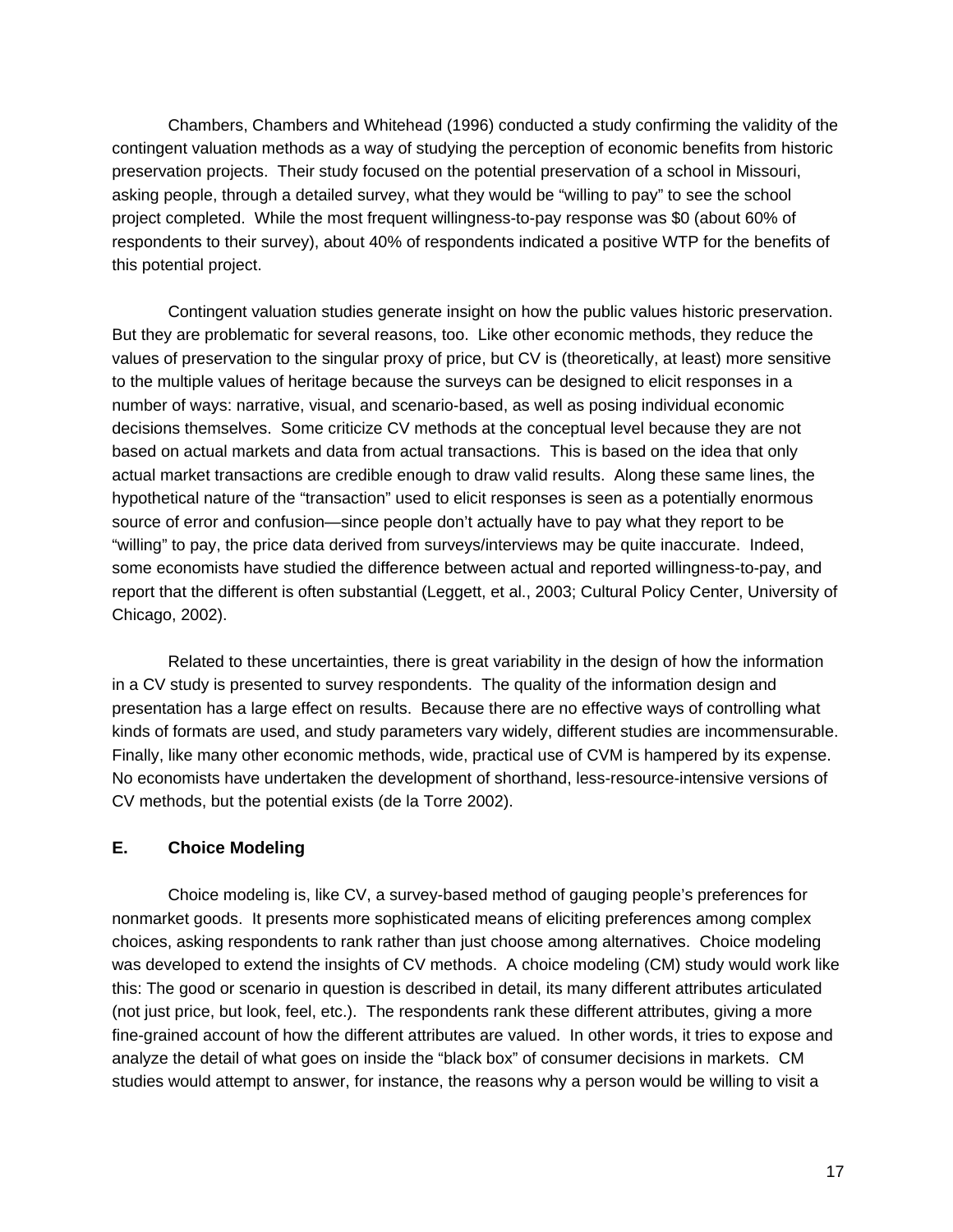Chambers, Chambers and Whitehead (1996) conducted a study confirming the validity of the contingent valuation methods as a way of studying the perception of economic benefits from historic preservation projects. Their study focused on the potential preservation of a school in Missouri, asking people, through a detailed survey, what they would be "willing to pay" to see the school project completed. While the most frequent willingness-to-pay response was $0 (about 60% of respondents to their survey), about 40% of respondents indicated a positive WTP for the benefits of this potential project.

Contingent valuation studies generate insight on how the public values historic preservation. But they are problematic for several reasons, too. Like other economic methods, they reduce the values of preservation to the singular proxy of price, but CV is (theoretically, at least) more sensitive to the multiple values of heritage because the surveys can be designed to elicit responses in a number of ways: narrative, visual, and scenario-based, as well as posing individual economic decisions themselves. Some criticize CV methods at the conceptual level because they are not based on actual markets and data from actual transactions. This is based on the idea that only actual market transactions are credible enough to draw valid results. Along these same lines, the hypothetical nature of the "transaction" used to elicit responses is seen as a potentially enormous source of error and confusion—since people don't actually have to pay what they report to be "willing" to pay, the price data derived from surveys/interviews may be quite inaccurate. Indeed, some economists have studied the difference between actual and reported willingness-to-pay, and report that the different is often substantial (Leggett, et al., 2003; Cultural Policy Center, University of Chicago, 2002).

Related to these uncertainties, there is great variability in the design of how the information in a CV study is presented to survey respondents. The quality of the information design and presentation has a large effect on results. Because there are no effective ways of controlling what kinds of formats are used, and study parameters vary widely, different studies are incommensurable. Finally, like many other economic methods, wide, practical use of CVM is hampered by its expense. No economists have undertaken the development of shorthand, less-resource-intensive versions of CV methods, but the potential exists (de la Torre 2002).

### E. Choice Modeling

Choice modeling is, like CV, a survey-based method of gauging people's preferences for nonmarket goods. It presents more sophisticated means of eliciting preferences among complex choices, asking respondents to rank rather than just choose among alternatives. Choice modeling was developed to extend the insights of CV methods. A choice modeling (CM) study would work like this: The good or scenario in question is described in detail, its many different attributes articulated (not just price, but look, feel, etc.). The respondents rank these different attributes, giving a more fine-grained account of how the different attributes are valued. In other words, it tries to expose and analyze the detail of what goes on inside the "black box" of consumer decisions in markets. CM studies would attempt to answer, for instance, the reasons why a person would be willing to visit a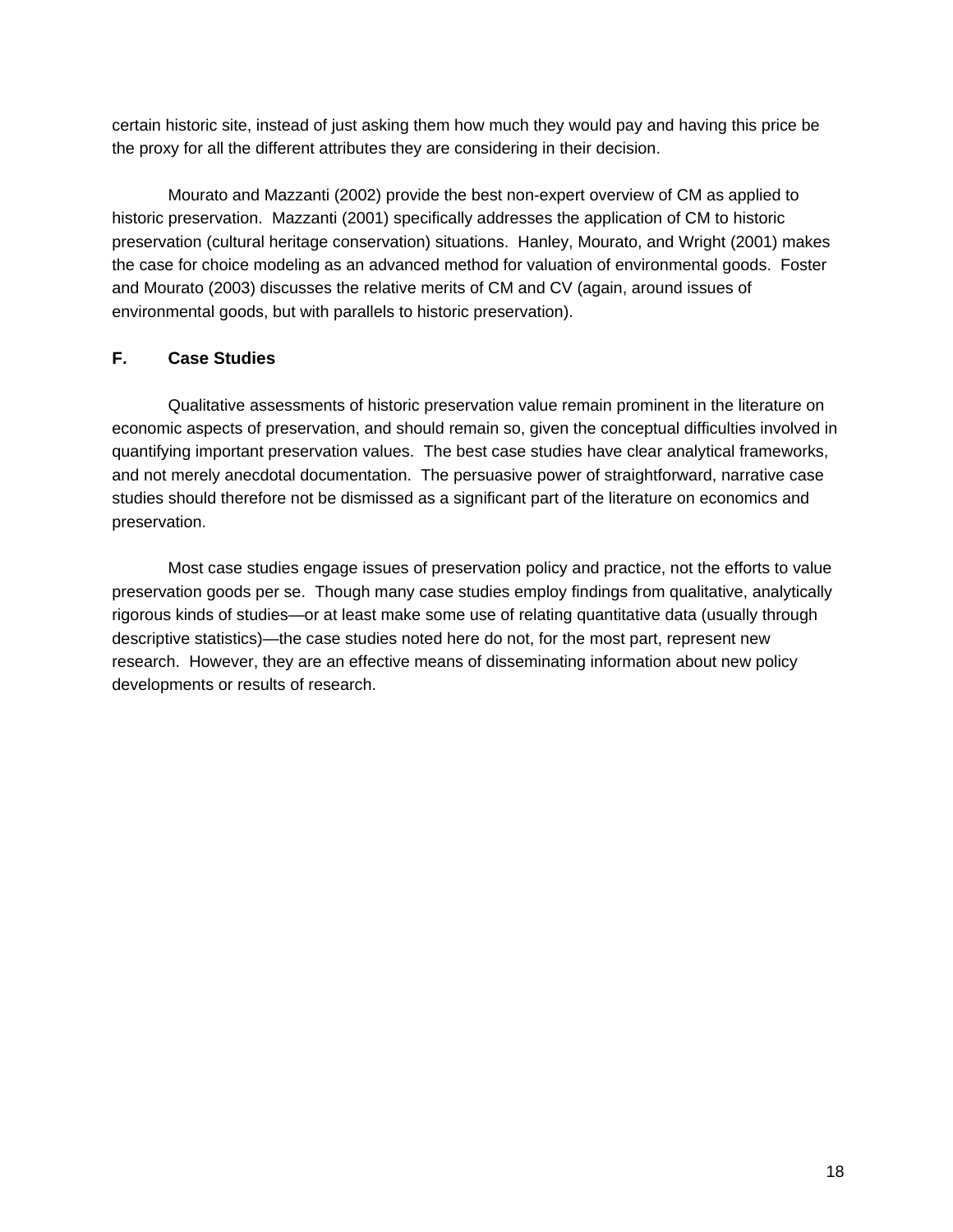certain historic site, instead of just asking them how much they would pay and having this price be the proxy for all the different attributes they are considering in their decision.

Mourato and Mazzanti (2002) provide the best non-expert overview of CM as applied to historic preservation. Mazzanti (2001) specifically addresses the application of CM to historic preservation (cultural heritage conservation) situations. Hanley, Mourato, and Wright (2001) makes the case for choice modeling as an advanced method for valuation of environmental goods. Foster and Mourato (2003) discusses the relative merits of CM and CV (again, around issues of environmental goods, but with parallels to historic preservation).

### F. Case Studies

Qualitative assessments of historic preservation value remain prominent in the literature on economic aspects of preservation, and should remain so, given the conceptual difficulties involved in quantifying important preservation values. The best case studies have clear analytical frameworks, and not merely anecdotal documentation. The persuasive power of straightforward, narrative case studies should therefore not be dismissed as a significant part of the literature on economics and preservation.

Most case studies engage issues of preservation policy and practice, not the efforts to value preservation goods per se. Though many case studies employ findings from qualitative, analytically rigorous kinds of studies—or at least make some use of relating quantitative data (usually through descriptive statistics)—the case studies noted here do not, for the most part, represent new research. However, they are an effective means of disseminating information about new policy developments or results of research.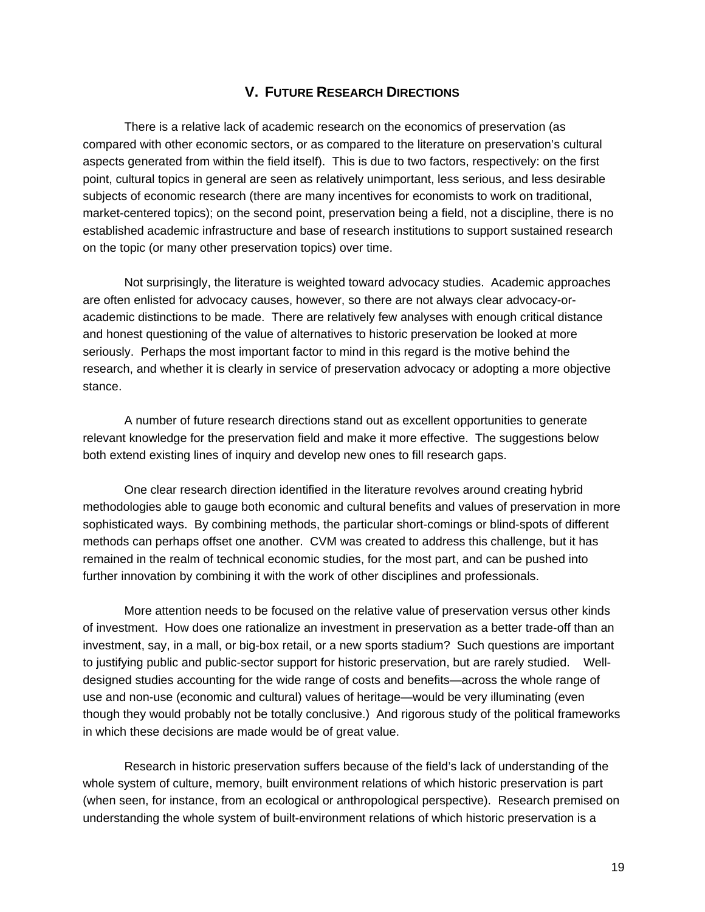## V. Future Research Directions

There is a relative lack of academic research on the economics of preservation (as compared with other economic sectors, or as compared to the literature on preservation's cultural aspects generated from within the field itself). This is due to two factors, respectively: on the first point, cultural topics in general are seen as relatively unimportant, less serious, and less desirable subjects of economic research (there are many incentives for economists to work on traditional, market-centered topics); on the second point, preservation being a field, not a discipline, there is no established academic infrastructure and base of research institutions to support sustained research on the topic (or many other preservation topics) over time.

Not surprisingly, the literature is weighted toward advocacy studies. Academic approaches are often enlisted for advocacy causes, however, so there are not always clear advocacy-or-academic distinctions to be made. There are relatively few analyses with enough critical distance and honest questioning of the value of alternatives to historic preservation be looked at more seriously. Perhaps the most important factor to mind in this regard is the motive behind the research, and whether it is clearly in service of preservation advocacy or adopting a more objective stance.

A number of future research directions stand out as excellent opportunities to generate relevant knowledge for the preservation field and make it more effective. The suggestions below both extend existing lines of inquiry and develop new ones to fill research gaps.

One clear research direction identified in the literature revolves around creating hybrid methodologies able to gauge both economic and cultural benefits and values of preservation in more sophisticated ways. By combining methods, the particular short-comings or blind-spots of different methods can perhaps offset one another. CVM was created to address this challenge, but it has remained in the realm of technical economic studies, for the most part, and can be pushed into further innovation by combining it with the work of other disciplines and professionals.

More attention needs to be focused on the relative value of preservation versus other kinds of investment. How does one rationalize an investment in preservation as a better trade-off than an investment, say, in a mall, or big-box retail, or a new sports stadium? Such questions are important to justifying public and public-sector support for historic preservation, but are rarely studied. Well-designed studies accounting for the wide range of costs and benefits—across the whole range of use and non-use (economic and cultural) values of heritage—would be very illuminating (even though they would probably not be totally conclusive.) And rigorous study of the political frameworks in which these decisions are made would be of great value.

Research in historic preservation suffers because of the field's lack of understanding of the whole system of culture, memory, built environment relations of which historic preservation is part (when seen, for instance, from an ecological or anthropological perspective). Research premised on understanding the whole system of built-environment relations of which historic preservation is a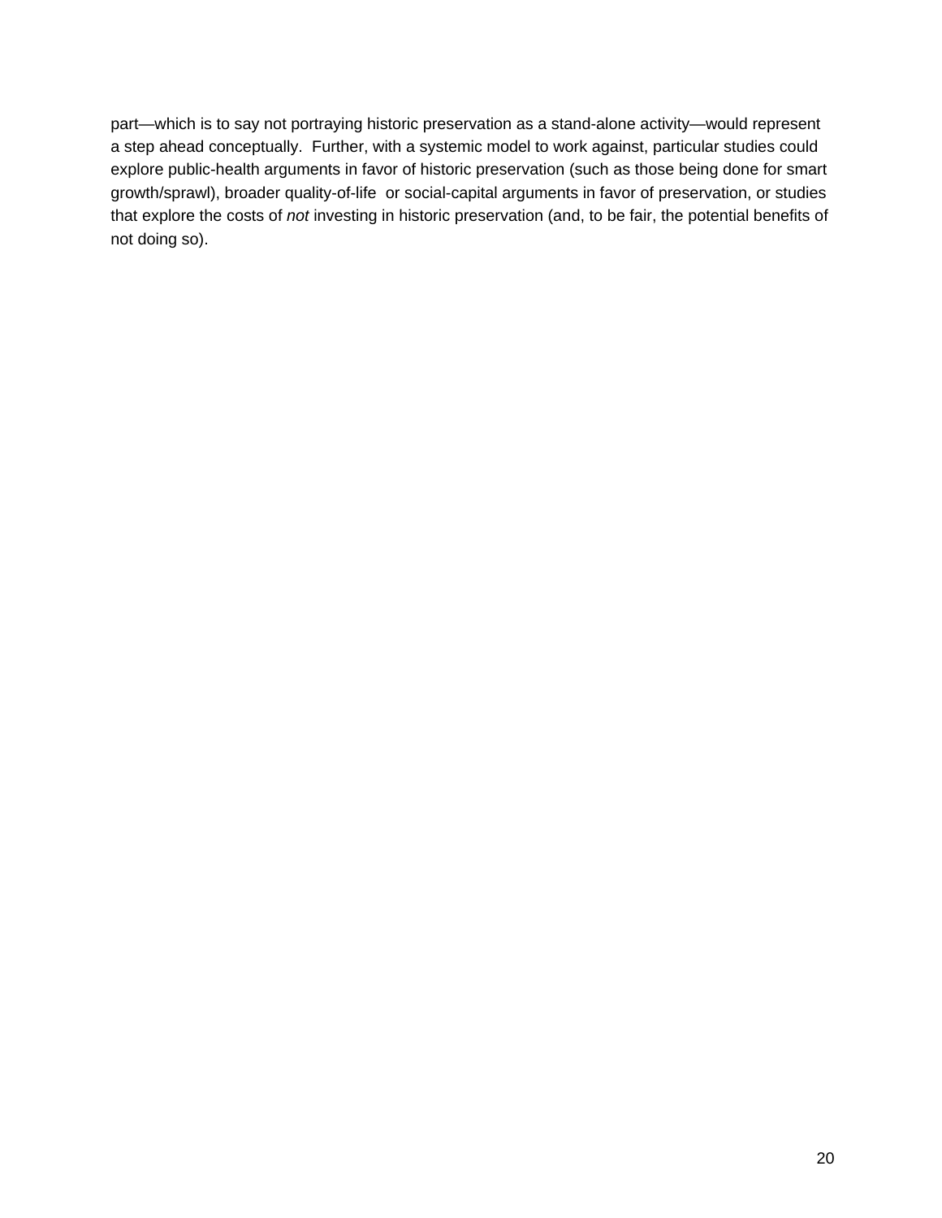part—which is to say not portraying historic preservation as a stand-alone activity—would represent a step ahead conceptually. Further, with a systemic model to work against, particular studies could explore public-health arguments in favor of historic preservation (such as those being done for smart growth/sprawl), broader quality-of-life or social-capital arguments in favor of preservation, or studies that explore the costs of *not* investing in historic preservation (and, to be fair, the potential benefits of not doing so).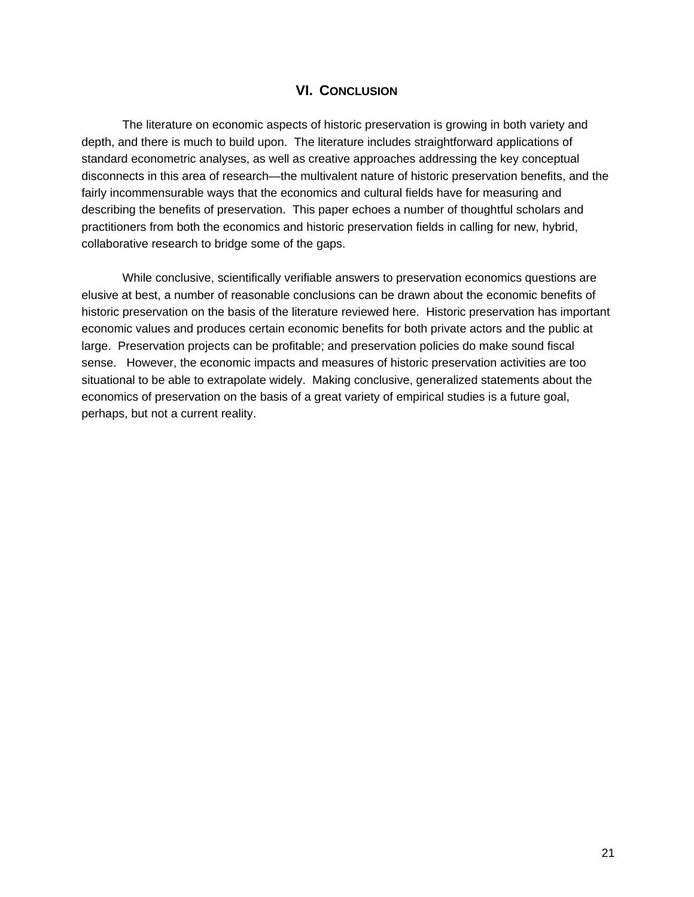## VI. CONCLUSION

The literature on economic aspects of historic preservation is growing in both variety and depth, and there is much to build upon. The literature includes straightforward applications of standard econometric analyses, as well as creative approaches addressing the key conceptual disconnects in this area of research—the multivalent nature of historic preservation benefits, and the fairly incommensurable ways that the economics and cultural fields have for measuring and describing the benefits of preservation. This paper echoes a number of thoughtful scholars and practitioners from both the economics and historic preservation fields in calling for new, hybrid, collaborative research to bridge some of the gaps.

While conclusive, scientifically verifiable answers to preservation economics questions are elusive at best, a number of reasonable conclusions can be drawn about the economic benefits of historic preservation on the basis of the literature reviewed here. Historic preservation has important economic values and produces certain economic benefits for both private actors and the public at large. Preservation projects can be profitable; and preservation policies do make sound fiscal sense. However, the economic impacts and measures of historic preservation activities are too situational to be able to extrapolate widely. Making conclusive, generalized statements about the economics of preservation on the basis of a great variety of empirical studies is a future goal, perhaps, but not a current reality.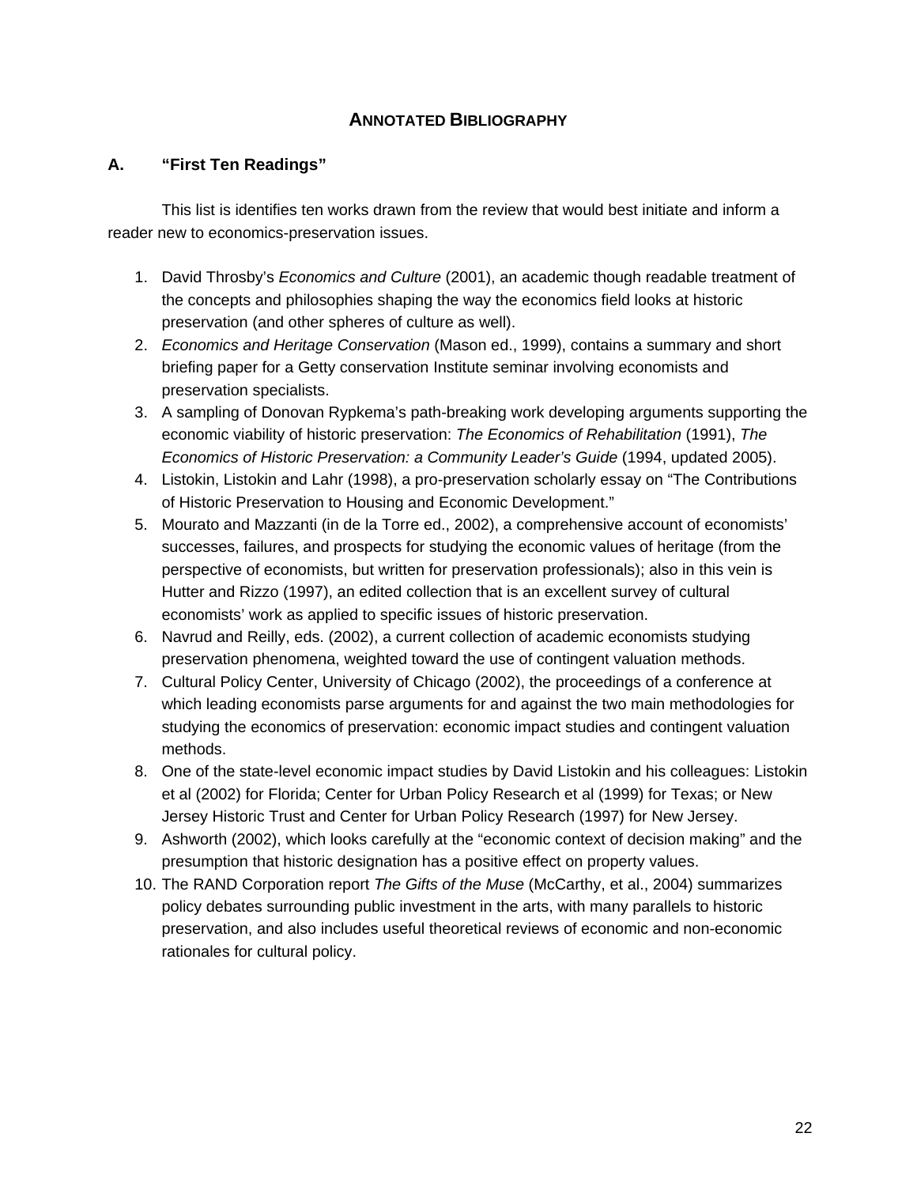# ANNOTATED BIBLIOGRAPHY

## A. "First Ten Readings"

This list is identifies ten works drawn from the review that would best initiate and inform a reader new to economics-preservation issues.

1. David Throsby's *Economics and Culture* (2001), an academic though readable treatment of the concepts and philosophies shaping the way the economics field looks at historic preservation (and other spheres of culture as well).
2. *Economics and Heritage Conservation* (Mason ed., 1999), contains a summary and short briefing paper for a Getty conservation Institute seminar involving economists and preservation specialists.
3. A sampling of Donovan Rypkema's path-breaking work developing arguments supporting the economic viability of historic preservation: *The Economics of Rehabilitation* (1991), *The Economics of Historic Preservation: a Community Leader's Guide* (1994, updated 2005).
4. Listokin, Listokin and Lahr (1998), a pro-preservation scholarly essay on "The Contributions of Historic Preservation to Housing and Economic Development."
5. Mourato and Mazzanti (in de la Torre ed., 2002), a comprehensive account of economists' successes, failures, and prospects for studying the economic values of heritage (from the perspective of economists, but written for preservation professionals); also in this vein is Hutter and Rizzo (1997), an edited collection that is an excellent survey of cultural economists' work as applied to specific issues of historic preservation.
6. Navrud and Reilly, eds. (2002), a current collection of academic economists studying preservation phenomena, weighted toward the use of contingent valuation methods.
7. Cultural Policy Center, University of Chicago (2002), the proceedings of a conference at which leading economists parse arguments for and against the two main methodologies for studying the economics of preservation: economic impact studies and contingent valuation methods.
8. One of the state-level economic impact studies by David Listokin and his colleagues: Listokin et al (2002) for Florida; Center for Urban Policy Research et al (1999) for Texas; or New Jersey Historic Trust and Center for Urban Policy Research (1997) for New Jersey.
9. Ashworth (2002), which looks carefully at the "economic context of decision making" and the presumption that historic designation has a positive effect on property values.
10. The RAND Corporation report *The Gifts of the Muse* (McCarthy, et al., 2004) summarizes policy debates surrounding public investment in the arts, with many parallels to historic preservation, and also includes useful theoretical reviews of economic and non-economic rationales for cultural policy.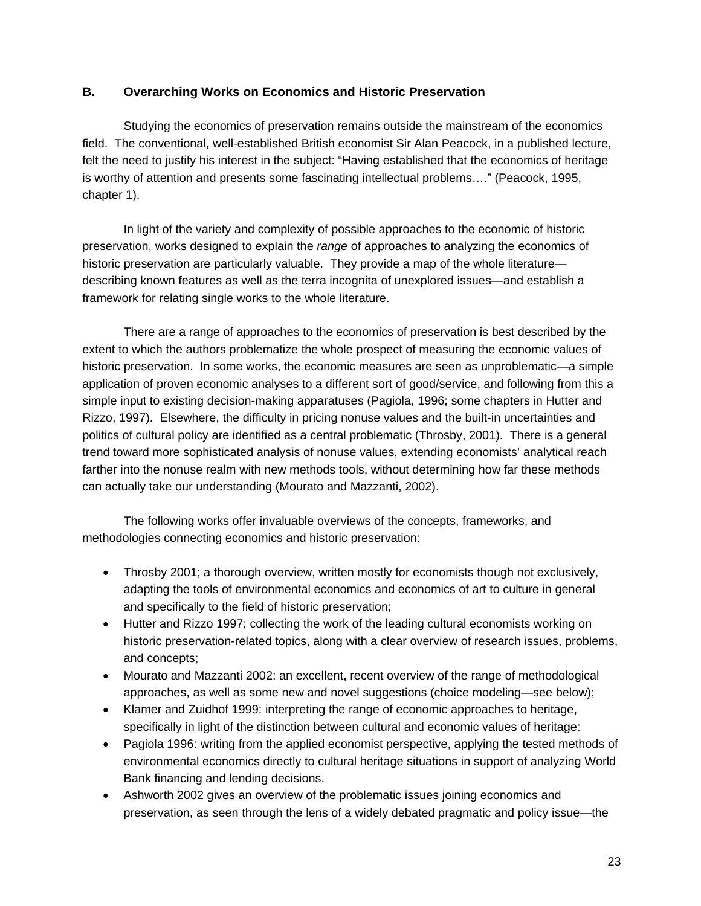### B. Overarching Works on Economics and Historic Preservation

Studying the economics of preservation remains outside the mainstream of the economics field. The conventional, well-established British economist Sir Alan Peacock, in a published lecture, felt the need to justify his interest in the subject: "Having established that the economics of heritage is worthy of attention and presents some fascinating intellectual problems…." (Peacock, 1995, chapter 1).

In light of the variety and complexity of possible approaches to the economic of historic preservation, works designed to explain the *range* of approaches to analyzing the economics of historic preservation are particularly valuable. They provide a map of the whole literature—describing known features as well as the terra incognita of unexplored issues—and establish a framework for relating single works to the whole literature.

There are a range of approaches to the economics of preservation is best described by the extent to which the authors problematize the whole prospect of measuring the economic values of historic preservation. In some works, the economic measures are seen as unproblematic—a simple application of proven economic analyses to a different sort of good/service, and following from this a simple input to existing decision-making apparatuses (Pagiola, 1996; some chapters in Hutter and Rizzo, 1997). Elsewhere, the difficulty in pricing nonuse values and the built-in uncertainties and politics of cultural policy are identified as a central problematic (Throsby, 2001). There is a general trend toward more sophisticated analysis of nonuse values, extending economists' analytical reach farther into the nonuse realm with new methods tools, without determining how far these methods can actually take our understanding (Mourato and Mazzanti, 2002).

The following works offer invaluable overviews of the concepts, frameworks, and methodologies connecting economics and historic preservation:

- Throsby 2001; a thorough overview, written mostly for economists though not exclusively, adapting the tools of environmental economics and economics of art to culture in general and specifically to the field of historic preservation;
- Hutter and Rizzo 1997; collecting the work of the leading cultural economists working on historic preservation-related topics, along with a clear overview of research issues, problems, and concepts;
- Mourato and Mazzanti 2002: an excellent, recent overview of the range of methodological approaches, as well as some new and novel suggestions (choice modeling—see below);
- Klamer and Zuidhof 1999: interpreting the range of economic approaches to heritage, specifically in light of the distinction between cultural and economic values of heritage:
- Pagiola 1996: writing from the applied economist perspective, applying the tested methods of environmental economics directly to cultural heritage situations in support of analyzing World Bank financing and lending decisions.
- Ashworth 2002 gives an overview of the problematic issues joining economics and preservation, as seen through the lens of a widely debated pragmatic and policy issue—the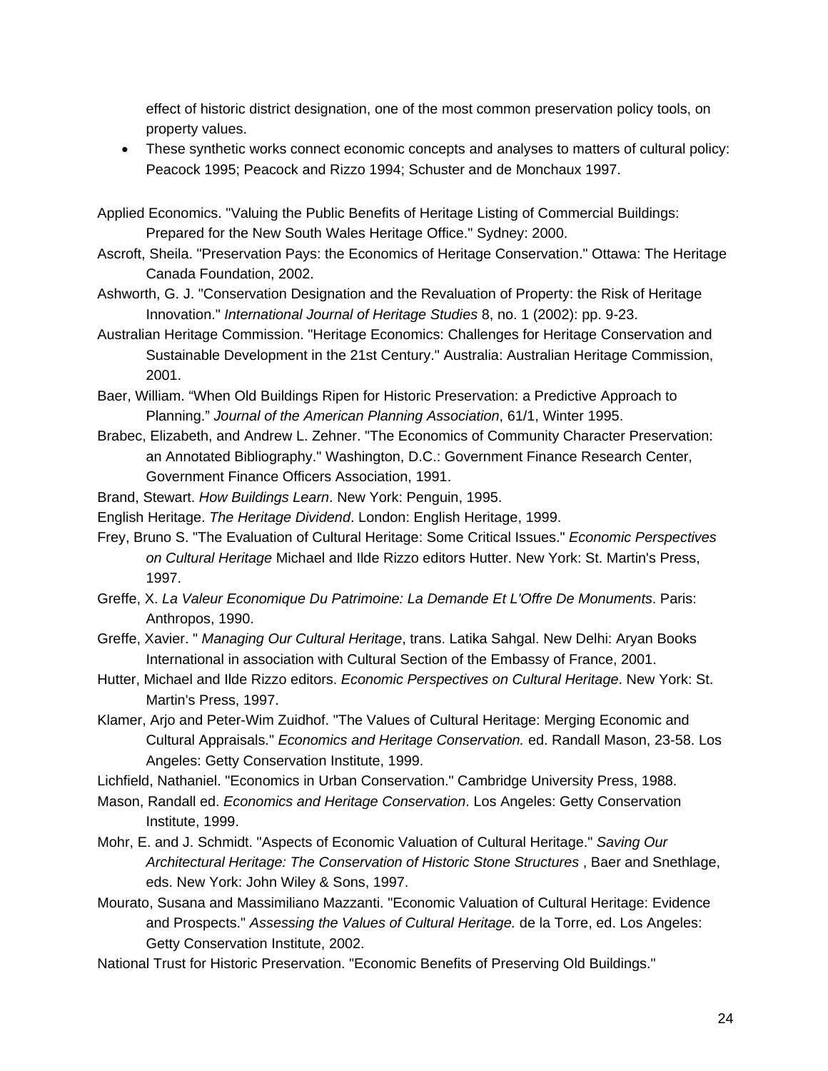effect of historic district designation, one of the most common preservation policy tools, on property values.

- These synthetic works connect economic concepts and analyses to matters of cultural policy: Peacock 1995; Peacock and Rizzo 1994; Schuster and de Monchaux 1997.

Applied Economics. "Valuing the Public Benefits of Heritage Listing of Commercial Buildings: Prepared for the New South Wales Heritage Office." Sydney: 2000.

Ascroft, Sheila. "Preservation Pays: the Economics of Heritage Conservation." Ottawa: The Heritage Canada Foundation, 2002.

Ashworth, G. J. "Conservation Designation and the Revaluation of Property: the Risk of Heritage Innovation." *International Journal of Heritage Studies* 8, no. 1 (2002): pp. 9-23.

Australian Heritage Commission. "Heritage Economics: Challenges for Heritage Conservation and Sustainable Development in the 21st Century." Australia: Australian Heritage Commission, 2001.

Baer, William. "When Old Buildings Ripen for Historic Preservation: a Predictive Approach to Planning." *Journal of the American Planning Association*, 61/1, Winter 1995.

Brabec, Elizabeth, and Andrew L. Zehner. "The Economics of Community Character Preservation: an Annotated Bibliography." Washington, D.C.: Government Finance Research Center, Government Finance Officers Association, 1991.

Brand, Stewart. *How Buildings Learn*. New York: Penguin, 1995.

English Heritage. *The Heritage Dividend*. London: English Heritage, 1999.

Frey, Bruno S. "The Evaluation of Cultural Heritage: Some Critical Issues." *Economic Perspectives on Cultural Heritage* Michael and Ilde Rizzo editors Hutter. New York: St. Martin's Press, 1997.

Greffe, X. *La Valeur Economique Du Patrimoine: La Demande Et L'Offre De Monuments*. Paris: Anthropos, 1990.

Greffe, Xavier. " *Managing Our Cultural Heritage*, trans. Latika Sahgal. New Delhi: Aryan Books International in association with Cultural Section of the Embassy of France, 2001.

Hutter, Michael and Ilde Rizzo editors. *Economic Perspectives on Cultural Heritage*. New York: St. Martin's Press, 1997.

Klamer, Arjo and Peter-Wim Zuidhof. "The Values of Cultural Heritage: Merging Economic and Cultural Appraisals." *Economics and Heritage Conservation.* ed. Randall Mason, 23-58. Los Angeles: Getty Conservation Institute, 1999.

Lichfield, Nathaniel. "Economics in Urban Conservation." Cambridge University Press, 1988.

Mason, Randall ed. *Economics and Heritage Conservation*. Los Angeles: Getty Conservation Institute, 1999.

Mohr, E. and J. Schmidt. "Aspects of Economic Valuation of Cultural Heritage." *Saving Our Architectural Heritage: The Conservation of Historic Stone Structures* , Baer and Snethlage, eds. New York: John Wiley & Sons, 1997.

Mourato, Susana and Massimiliano Mazzanti. "Economic Valuation of Cultural Heritage: Evidence and Prospects." *Assessing the Values of Cultural Heritage.* de la Torre, ed. Los Angeles: Getty Conservation Institute, 2002.

National Trust for Historic Preservation. "Economic Benefits of Preserving Old Buildings."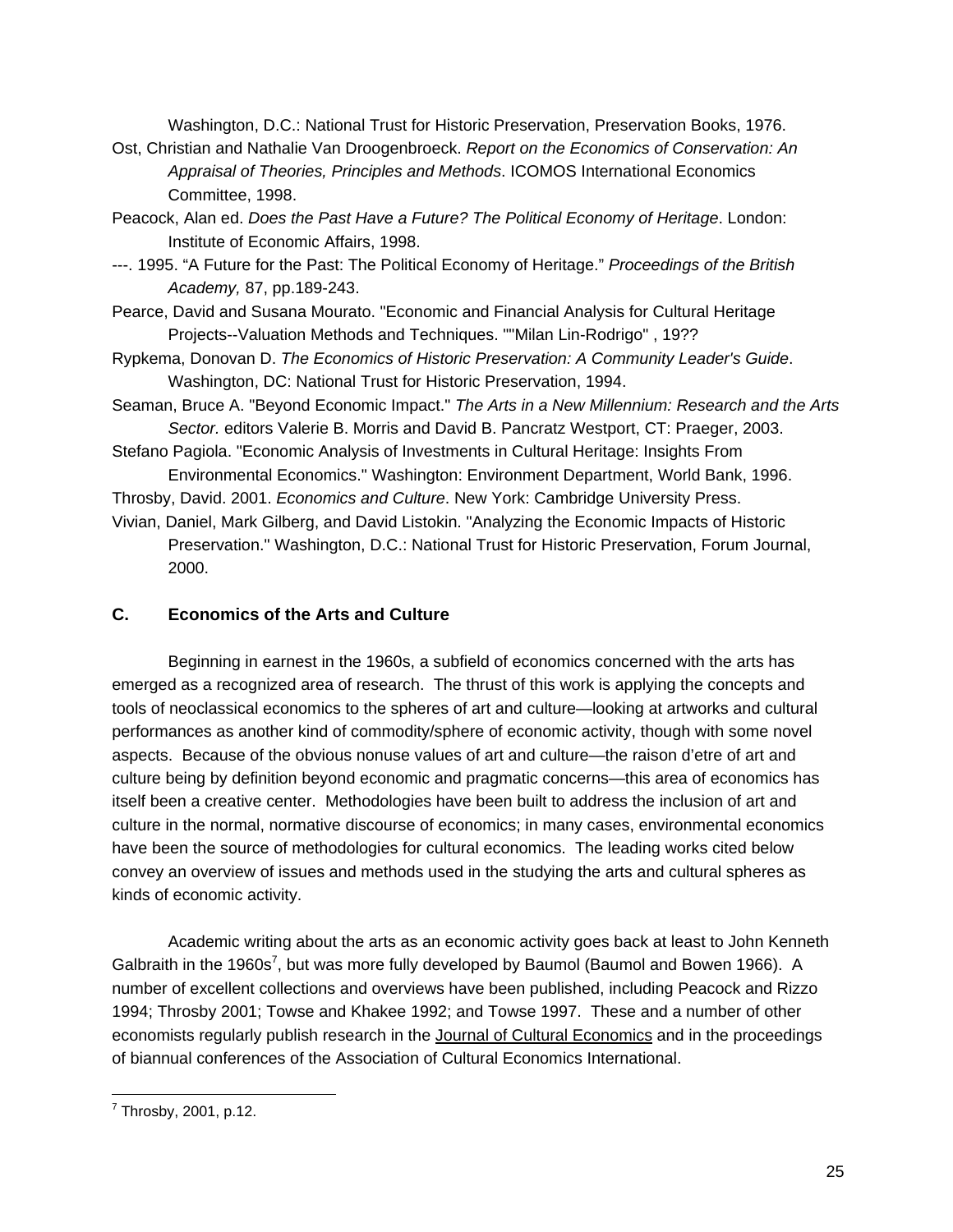Washington, D.C.: National Trust for Historic Preservation, Preservation Books, 1976.

Ost, Christian and Nathalie Van Droogenbroeck. *Report on the Economics of Conservation: An Appraisal of Theories, Principles and Methods*. ICOMOS International Economics Committee, 1998.

Peacock, Alan ed. *Does the Past Have a Future? The Political Economy of Heritage*. London: Institute of Economic Affairs, 1998.

---. 1995. "A Future for the Past: The Political Economy of Heritage." *Proceedings of the British Academy,* 87, pp.189-243.

Pearce, David and Susana Mourato. "Economic and Financial Analysis for Cultural Heritage Projects--Valuation Methods and Techniques. ""Milan Lin-Rodrigo" , 19??

Rypkema, Donovan D. *The Economics of Historic Preservation: A Community Leader's Guide*. Washington, DC: National Trust for Historic Preservation, 1994.

Seaman, Bruce A. "Beyond Economic Impact." *The Arts in a New Millennium: Research and the Arts Sector.* editors Valerie B. Morris and David B. Pancratz Westport, CT: Praeger, 2003.

Stefano Pagiola. "Economic Analysis of Investments in Cultural Heritage: Insights From Environmental Economics." Washington: Environment Department, World Bank, 1996.

Throsby, David. 2001. *Economics and Culture*. New York: Cambridge University Press.

Vivian, Daniel, Mark Gilberg, and David Listokin. "Analyzing the Economic Impacts of Historic Preservation." Washington, D.C.: National Trust for Historic Preservation, Forum Journal, 2000.

## C. Economics of the Arts and Culture

Beginning in earnest in the 1960s, a subfield of economics concerned with the arts has emerged as a recognized area of research. The thrust of this work is applying the concepts and tools of neoclassical economics to the spheres of art and culture—looking at artworks and cultural performances as another kind of commodity/sphere of economic activity, though with some novel aspects. Because of the obvious nonuse values of art and culture—the raison d'etre of art and culture being by definition beyond economic and pragmatic concerns—this area of economics has itself been a creative center. Methodologies have been built to address the inclusion of art and culture in the normal, normative discourse of economics; in many cases, environmental economics have been the source of methodologies for cultural economics. The leading works cited below convey an overview of issues and methods used in the studying the arts and cultural spheres as kinds of economic activity.

Academic writing about the arts as an economic activity goes back at least to John Kenneth Galbraith in the 1960s[7], but was more fully developed by Baumol (Baumol and Bowen 1966). A number of excellent collections and overviews have been published, including Peacock and Rizzo 1994; Throsby 2001; Towse and Khakee 1992; and Towse 1997. These and a number of other economists regularly publish research in the Journal of Cultural Economics and in the proceedings of biannual conferences of the Association of Cultural Economics International.

[7] Throsby, 2001, p.12.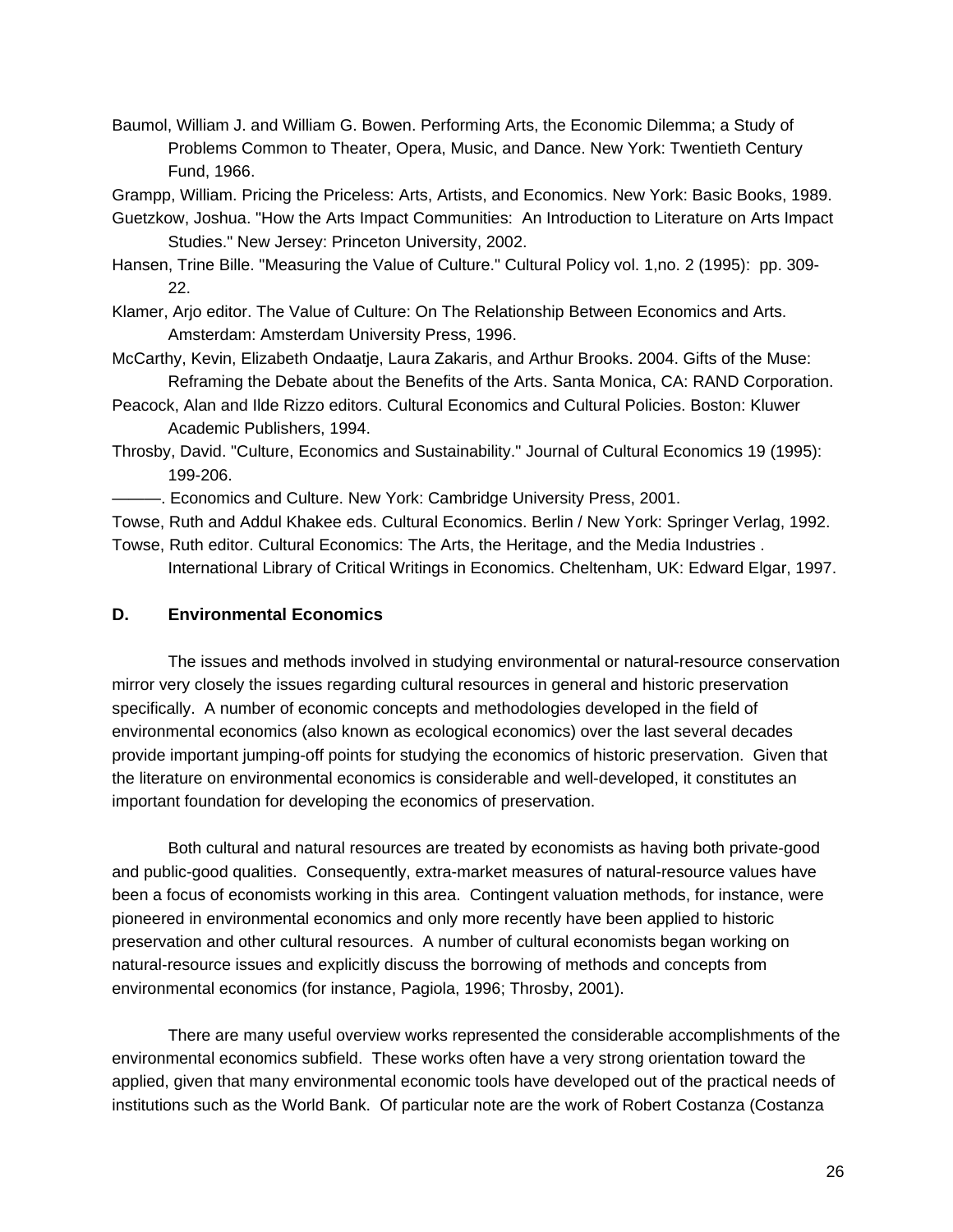Baumol, William J. and William G. Bowen. Performing Arts, the Economic Dilemma; a Study of Problems Common to Theater, Opera, Music, and Dance. New York: Twentieth Century Fund, 1966.

Grampp, William. Pricing the Priceless: Arts, Artists, and Economics. New York: Basic Books, 1989.

Guetzkow, Joshua. "How the Arts Impact Communities: An Introduction to Literature on Arts Impact Studies." New Jersey: Princeton University, 2002.

Hansen, Trine Bille. "Measuring the Value of Culture." Cultural Policy vol. 1,no. 2 (1995): pp. 309-22.

Klamer, Arjo editor. The Value of Culture: On The Relationship Between Economics and Arts. Amsterdam: Amsterdam University Press, 1996.

McCarthy, Kevin, Elizabeth Ondaatje, Laura Zakaris, and Arthur Brooks. 2004. Gifts of the Muse: Reframing the Debate about the Benefits of the Arts. Santa Monica, CA: RAND Corporation.

Peacock, Alan and Ilde Rizzo editors. Cultural Economics and Cultural Policies. Boston: Kluwer Academic Publishers, 1994.

Throsby, David. "Culture, Economics and Sustainability." Journal of Cultural Economics 19 (1995): 199-206.

———. Economics and Culture. New York: Cambridge University Press, 2001.

Towse, Ruth and Addul Khakee eds. Cultural Economics. Berlin / New York: Springer Verlag, 1992.

Towse, Ruth editor. Cultural Economics: The Arts, the Heritage, and the Media Industries . International Library of Critical Writings in Economics. Cheltenham, UK: Edward Elgar, 1997.

### D. Environmental Economics

The issues and methods involved in studying environmental or natural-resource conservation mirror very closely the issues regarding cultural resources in general and historic preservation specifically. A number of economic concepts and methodologies developed in the field of environmental economics (also known as ecological economics) over the last several decades provide important jumping-off points for studying the economics of historic preservation. Given that the literature on environmental economics is considerable and well-developed, it constitutes an important foundation for developing the economics of preservation.

Both cultural and natural resources are treated by economists as having both private-good and public-good qualities. Consequently, extra-market measures of natural-resource values have been a focus of economists working in this area. Contingent valuation methods, for instance, were pioneered in environmental economics and only more recently have been applied to historic preservation and other cultural resources. A number of cultural economists began working on natural-resource issues and explicitly discuss the borrowing of methods and concepts from environmental economics (for instance, Pagiola, 1996; Throsby, 2001).

There are many useful overview works represented the considerable accomplishments of the environmental economics subfield. These works often have a very strong orientation toward the applied, given that many environmental economic tools have developed out of the practical needs of institutions such as the World Bank. Of particular note are the work of Robert Costanza (Costanza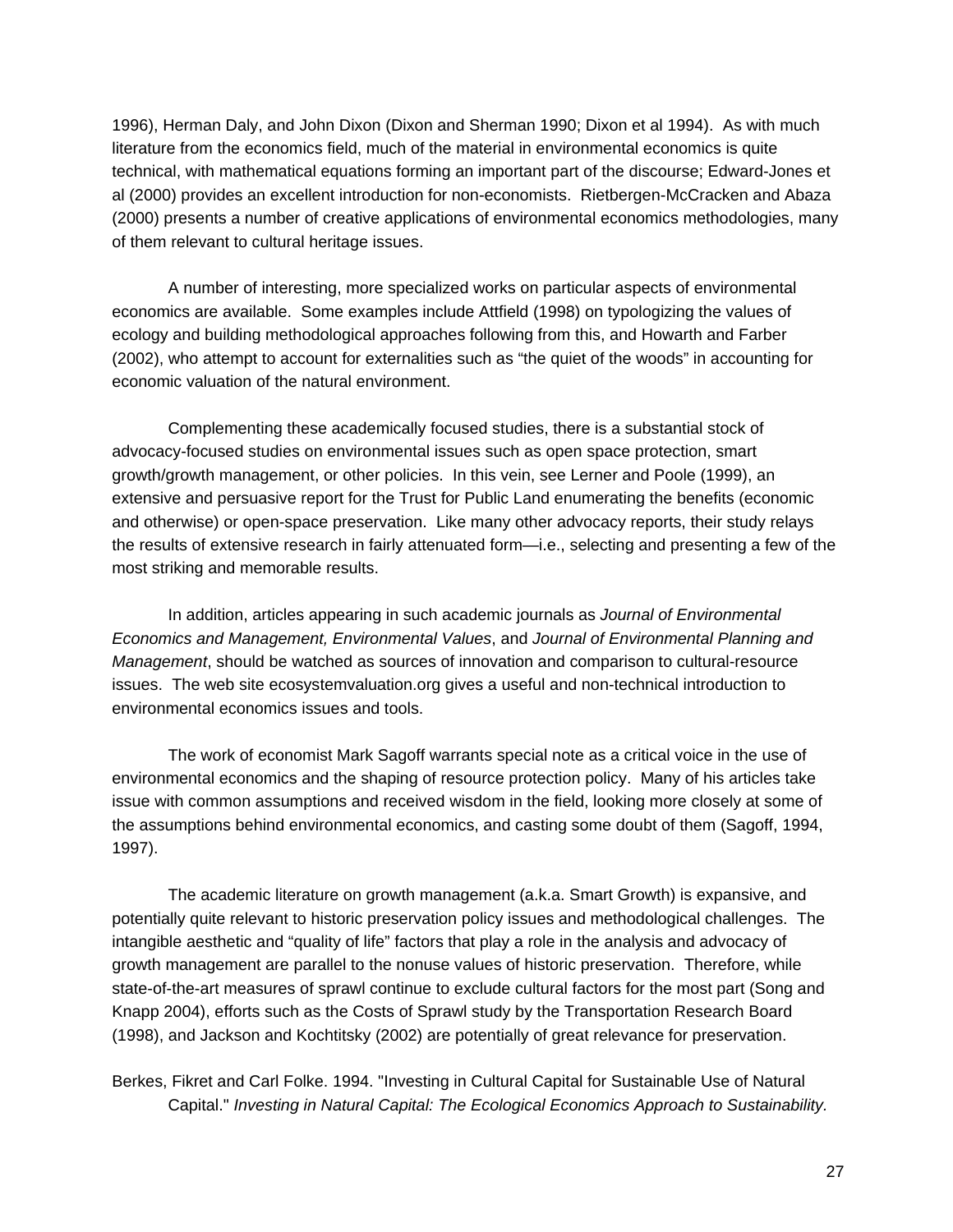1996), Herman Daly, and John Dixon (Dixon and Sherman 1990; Dixon et al 1994). As with much literature from the economics field, much of the material in environmental economics is quite technical, with mathematical equations forming an important part of the discourse; Edward-Jones et al (2000) provides an excellent introduction for non-economists. Rietbergen-McCracken and Abaza (2000) presents a number of creative applications of environmental economics methodologies, many of them relevant to cultural heritage issues.

A number of interesting, more specialized works on particular aspects of environmental economics are available. Some examples include Attfield (1998) on typologizing the values of ecology and building methodological approaches following from this, and Howarth and Farber (2002), who attempt to account for externalities such as "the quiet of the woods" in accounting for economic valuation of the natural environment.

Complementing these academically focused studies, there is a substantial stock of advocacy-focused studies on environmental issues such as open space protection, smart growth/growth management, or other policies. In this vein, see Lerner and Poole (1999), an extensive and persuasive report for the Trust for Public Land enumerating the benefits (economic and otherwise) or open-space preservation. Like many other advocacy reports, their study relays the results of extensive research in fairly attenuated form—i.e., selecting and presenting a few of the most striking and memorable results.

In addition, articles appearing in such academic journals as *Journal of Environmental Economics and Management, Environmental Values*, and *Journal of Environmental Planning and Management*, should be watched as sources of innovation and comparison to cultural-resource issues. The web site ecosystemvaluation.org gives a useful and non-technical introduction to environmental economics issues and tools.

The work of economist Mark Sagoff warrants special note as a critical voice in the use of environmental economics and the shaping of resource protection policy. Many of his articles take issue with common assumptions and received wisdom in the field, looking more closely at some of the assumptions behind environmental economics, and casting some doubt of them (Sagoff, 1994, 1997).

The academic literature on growth management (a.k.a. Smart Growth) is expansive, and potentially quite relevant to historic preservation policy issues and methodological challenges. The intangible aesthetic and "quality of life" factors that play a role in the analysis and advocacy of growth management are parallel to the nonuse values of historic preservation. Therefore, while state-of-the-art measures of sprawl continue to exclude cultural factors for the most part (Song and Knapp 2004), efforts such as the Costs of Sprawl study by the Transportation Research Board (1998), and Jackson and Kochtitsky (2002) are potentially of great relevance for preservation.

Berkes, Fikret and Carl Folke. 1994. "Investing in Cultural Capital for Sustainable Use of Natural Capital." *Investing in Natural Capital: The Ecological Economics Approach to Sustainability.*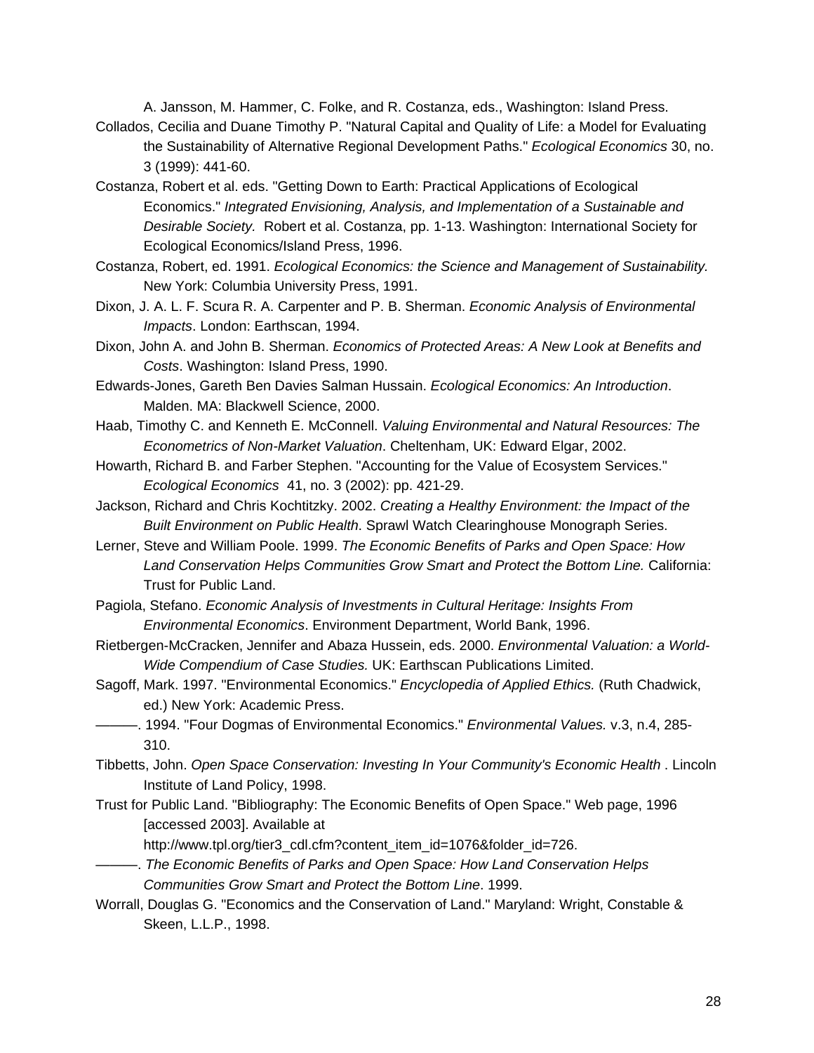A. Jansson, M. Hammer, C. Folke, and R. Costanza, eds., Washington: Island Press.

Collados, Cecilia and Duane Timothy P. "Natural Capital and Quality of Life: a Model for Evaluating the Sustainability of Alternative Regional Development Paths." *Ecological Economics* 30, no. 3 (1999): 441-60.

Costanza, Robert et al. eds. "Getting Down to Earth: Practical Applications of Ecological Economics." *Integrated Envisioning, Analysis, and Implementation of a Sustainable and Desirable Society.* Robert et al. Costanza, pp. 1-13. Washington: International Society for Ecological Economics/Island Press, 1996.

Costanza, Robert, ed. 1991. *Ecological Economics: the Science and Management of Sustainability.* New York: Columbia University Press, 1991.

Dixon, J. A. L. F. Scura R. A. Carpenter and P. B. Sherman. *Economic Analysis of Environmental Impacts*. London: Earthscan, 1994.

Dixon, John A. and John B. Sherman. *Economics of Protected Areas: A New Look at Benefits and Costs*. Washington: Island Press, 1990.

Edwards-Jones, Gareth Ben Davies Salman Hussain. *Ecological Economics: An Introduction*. Malden. MA: Blackwell Science, 2000.

Haab, Timothy C. and Kenneth E. McConnell. *Valuing Environmental and Natural Resources: The Econometrics of Non-Market Valuation.* Cheltenham, UK: Edward Elgar, 2002.

Howarth, Richard B. and Farber Stephen. "Accounting for the Value of Ecosystem Services." *Ecological Economics* 41, no. 3 (2002): pp. 421-29.

Jackson, Richard and Chris Kochtitzky. 2002. *Creating a Healthy Environment: the Impact of the Built Environment on Public Health*. Sprawl Watch Clearinghouse Monograph Series.

Lerner, Steve and William Poole. 1999. *The Economic Benefits of Parks and Open Space: How Land Conservation Helps Communities Grow Smart and Protect the Bottom Line.* California: Trust for Public Land.

Pagiola, Stefano. *Economic Analysis of Investments in Cultural Heritage: Insights From Environmental Economics*. Environment Department, World Bank, 1996.

Rietbergen-McCracken, Jennifer and Abaza Hussein, eds. 2000. *Environmental Valuation: a World-Wide Compendium of Case Studies.* UK: Earthscan Publications Limited.

Sagoff, Mark. 1997. "Environmental Economics." *Encyclopedia of Applied Ethics.* (Ruth Chadwick, ed.) New York: Academic Press.

———. 1994. "Four Dogmas of Environmental Economics." *Environmental Values.* v.3, n.4, 285-310.

Tibbetts, John. *Open Space Conservation: Investing In Your Community's Economic Health* . Lincoln Institute of Land Policy, 1998.

Trust for Public Land. "Bibliography: The Economic Benefits of Open Space." Web page, 1996 [accessed 2003]. Available at http://www.tpl.org/tier3_cdl.cfm?content_item_id=1076&folder_id=726.

———. *The Economic Benefits of Parks and Open Space: How Land Conservation Helps Communities Grow Smart and Protect the Bottom Line*. 1999.

Worrall, Douglas G. "Economics and the Conservation of Land." Maryland: Wright, Constable & Skeen, L.L.P., 1998.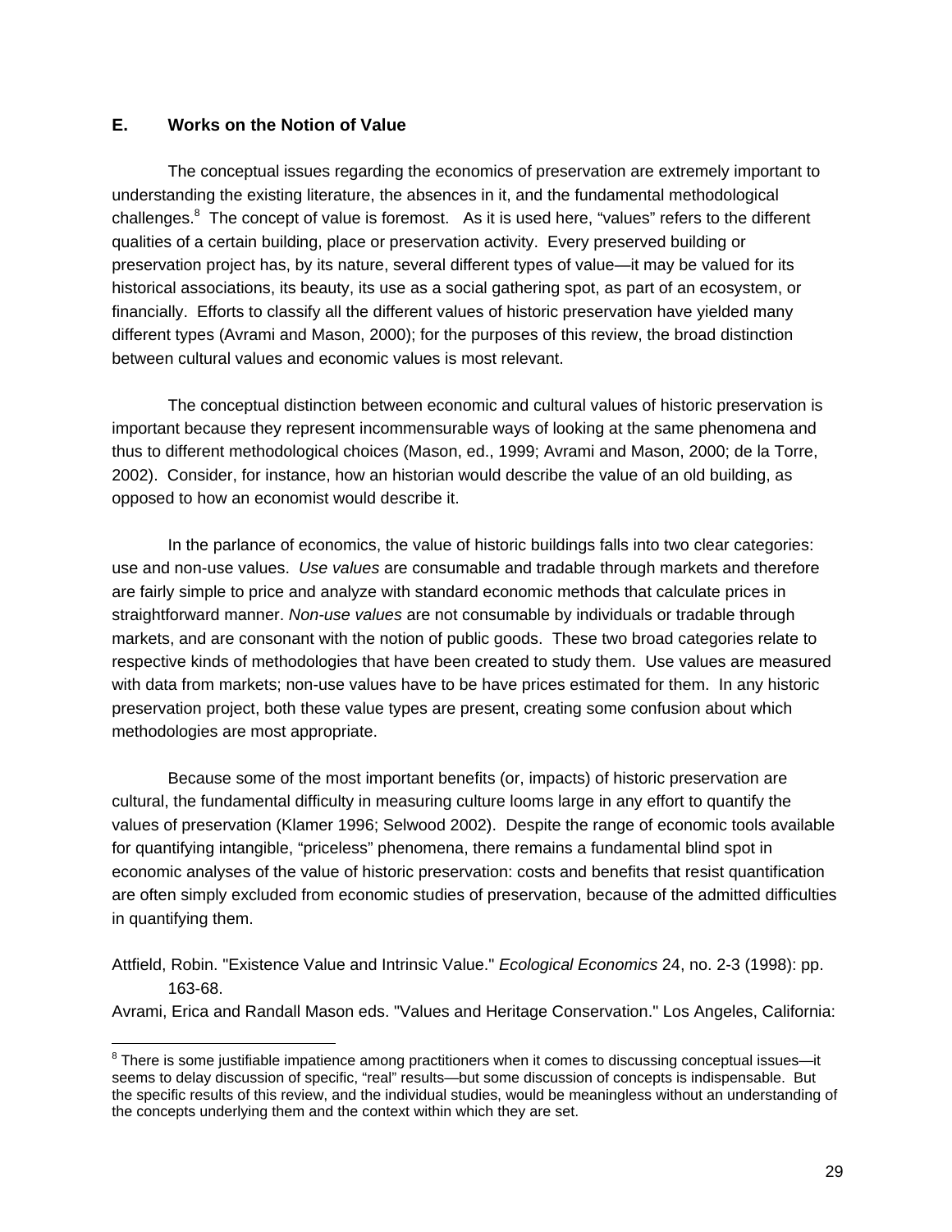## E. Works on the Notion of Value

The conceptual issues regarding the economics of preservation are extremely important to understanding the existing literature, the absences in it, and the fundamental methodological challenges.[8] The concept of value is foremost. As it is used here, "values" refers to the different qualities of a certain building, place or preservation activity. Every preserved building or preservation project has, by its nature, several different types of value—it may be valued for its historical associations, its beauty, its use as a social gathering spot, as part of an ecosystem, or financially. Efforts to classify all the different values of historic preservation have yielded many different types (Avrami and Mason, 2000); for the purposes of this review, the broad distinction between cultural values and economic values is most relevant.

The conceptual distinction between economic and cultural values of historic preservation is important because they represent incommensurable ways of looking at the same phenomena and thus to different methodological choices (Mason, ed., 1999; Avrami and Mason, 2000; de la Torre, 2002). Consider, for instance, how an historian would describe the value of an old building, as opposed to how an economist would describe it.

In the parlance of economics, the value of historic buildings falls into two clear categories: use and non-use values. *Use values* are consumable and tradable through markets and therefore are fairly simple to price and analyze with standard economic methods that calculate prices in straightforward manner. *Non-use values* are not consumable by individuals or tradable through markets, and are consonant with the notion of public goods. These two broad categories relate to respective kinds of methodologies that have been created to study them. Use values are measured with data from markets; non-use values have to be have prices estimated for them. In any historic preservation project, both these value types are present, creating some confusion about which methodologies are most appropriate.

Because some of the most important benefits (or, impacts) of historic preservation are cultural, the fundamental difficulty in measuring culture looms large in any effort to quantify the values of preservation (Klamer 1996; Selwood 2002). Despite the range of economic tools available for quantifying intangible, "priceless" phenomena, there remains a fundamental blind spot in economic analyses of the value of historic preservation: costs and benefits that resist quantification are often simply excluded from economic studies of preservation, because of the admitted difficulties in quantifying them.

Attfield, Robin. "Existence Value and Intrinsic Value." *Ecological Economics* 24, no. 2-3 (1998): pp. 163-68.

Avrami, Erica and Randall Mason eds. "Values and Heritage Conservation." Los Angeles, California:

[8] There is some justifiable impatience among practitioners when it comes to discussing conceptual issues—it seems to delay discussion of specific, "real" results—but some discussion of concepts is indispensable. But the specific results of this review, and the individual studies, would be meaningless without an understanding of the concepts underlying them and the context within which they are set.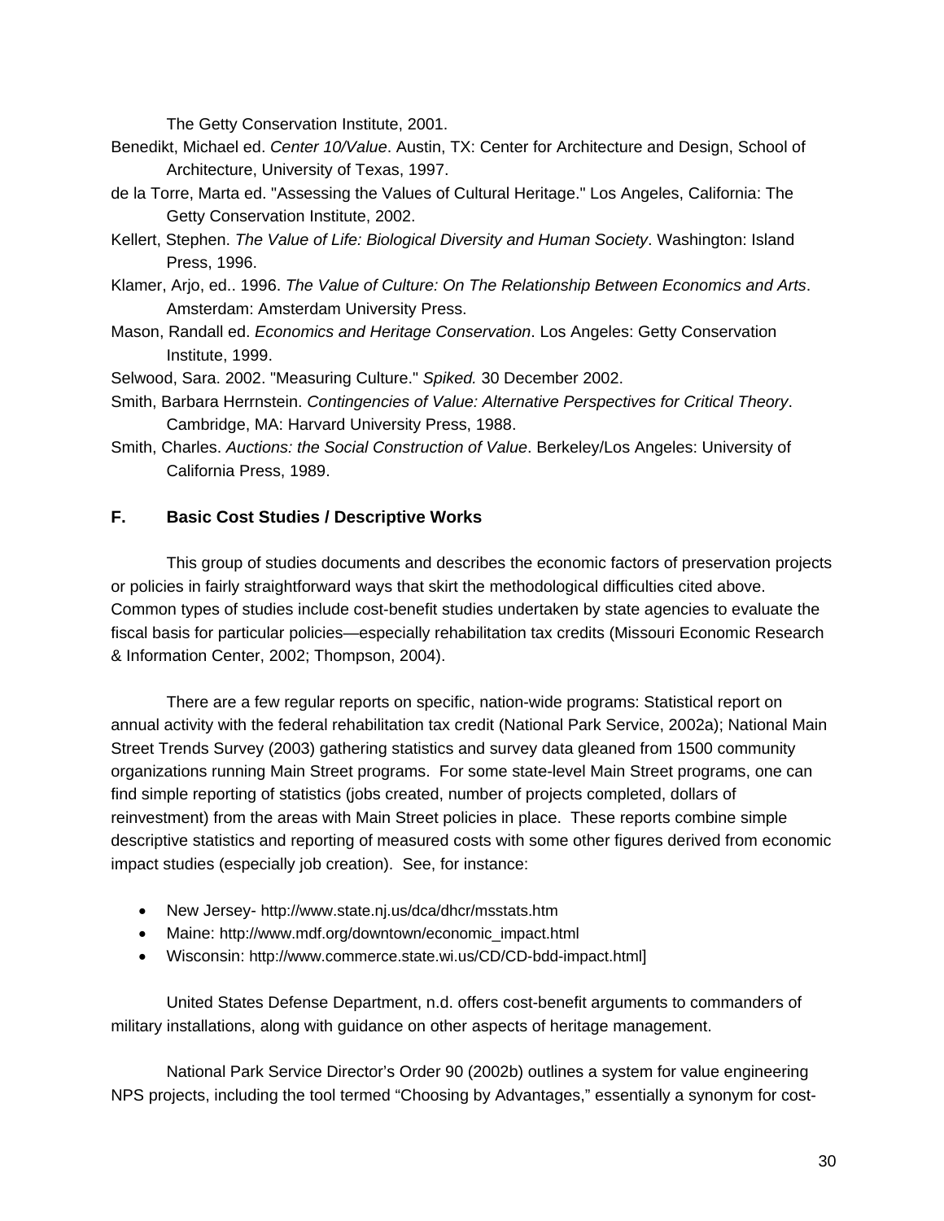The Getty Conservation Institute, 2001.

Benedikt, Michael ed. *Center 10/Value*. Austin, TX: Center for Architecture and Design, School of Architecture, University of Texas, 1997.

de la Torre, Marta ed. "Assessing the Values of Cultural Heritage." Los Angeles, California: The Getty Conservation Institute, 2002.

Kellert, Stephen. *The Value of Life: Biological Diversity and Human Society*. Washington: Island Press, 1996.

Klamer, Arjo, ed.. 1996. *The Value of Culture: On The Relationship Between Economics and Arts*. Amsterdam: Amsterdam University Press.

Mason, Randall ed. *Economics and Heritage Conservation*. Los Angeles: Getty Conservation Institute, 1999.

Selwood, Sara. 2002. "Measuring Culture." *Spiked.* 30 December 2002.

Smith, Barbara Herrnstein. *Contingencies of Value: Alternative Perspectives for Critical Theory*. Cambridge, MA: Harvard University Press, 1988.

Smith, Charles. *Auctions: the Social Construction of Value*. Berkeley/Los Angeles: University of California Press, 1989.

### F. Basic Cost Studies / Descriptive Works

This group of studies documents and describes the economic factors of preservation projects or policies in fairly straightforward ways that skirt the methodological difficulties cited above. Common types of studies include cost-benefit studies undertaken by state agencies to evaluate the fiscal basis for particular policies—especially rehabilitation tax credits (Missouri Economic Research & Information Center, 2002; Thompson, 2004).

There are a few regular reports on specific, nation-wide programs: Statistical report on annual activity with the federal rehabilitation tax credit (National Park Service, 2002a); National Main Street Trends Survey (2003) gathering statistics and survey data gleaned from 1500 community organizations running Main Street programs. For some state-level Main Street programs, one can find simple reporting of statistics (jobs created, number of projects completed, dollars of reinvestment) from the areas with Main Street policies in place. These reports combine simple descriptive statistics and reporting of measured costs with some other figures derived from economic impact studies (especially job creation). See, for instance:

- New Jersey- http://www.state.nj.us/dca/dhcr/msstats.htm
- Maine: http://www.mdf.org/downtown/economic_impact.html
- Wisconsin: http://www.commerce.state.wi.us/CD/CD-bdd-impact.html]

United States Defense Department, n.d. offers cost-benefit arguments to commanders of military installations, along with guidance on other aspects of heritage management.

National Park Service Director's Order 90 (2002b) outlines a system for value engineering NPS projects, including the tool termed "Choosing by Advantages," essentially a synonym for cost-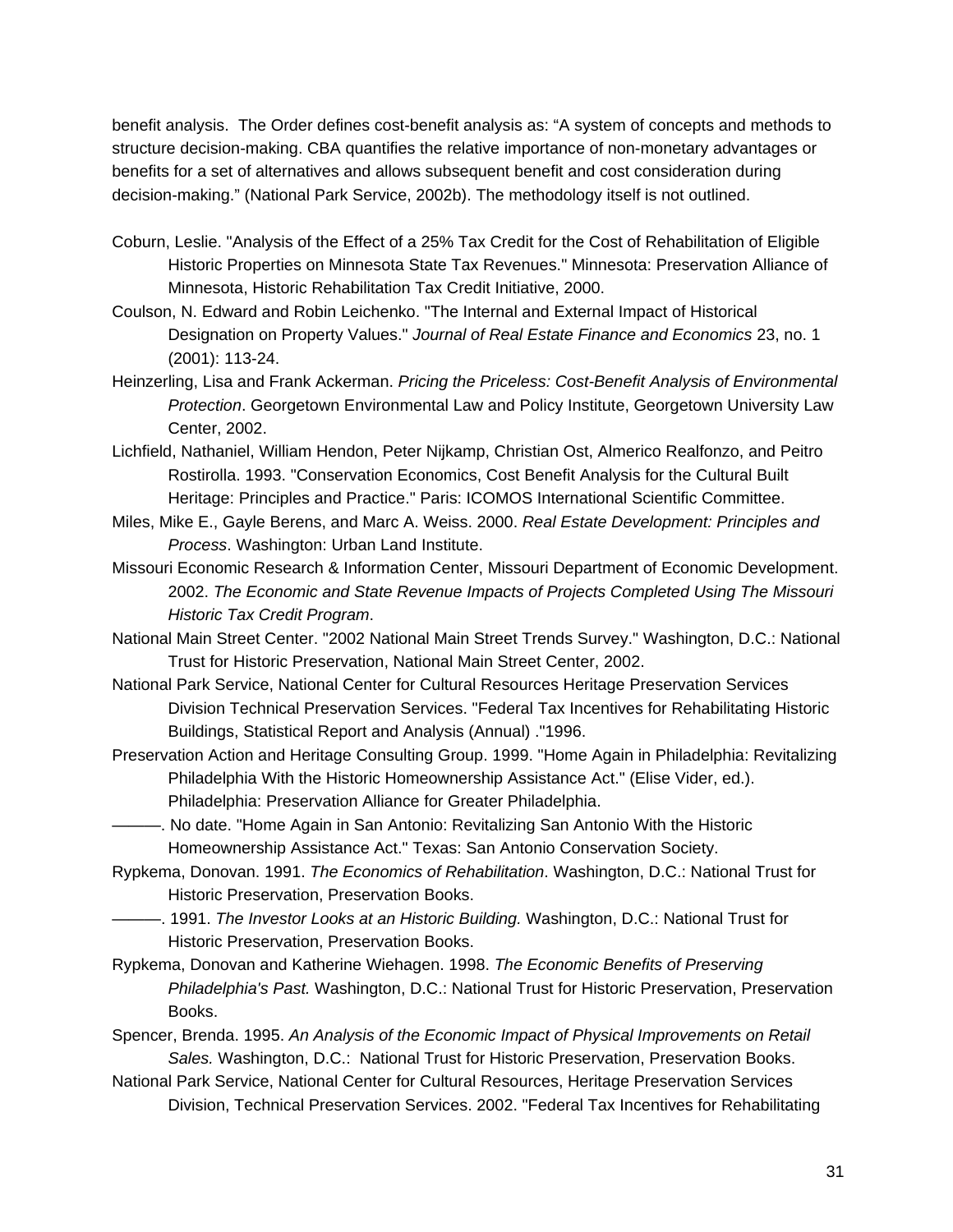benefit analysis. The Order defines cost-benefit analysis as: "A system of concepts and methods to structure decision-making. CBA quantifies the relative importance of non-monetary advantages or benefits for a set of alternatives and allows subsequent benefit and cost consideration during decision-making." (National Park Service, 2002b). The methodology itself is not outlined.

Coburn, Leslie. "Analysis of the Effect of a 25% Tax Credit for the Cost of Rehabilitation of Eligible Historic Properties on Minnesota State Tax Revenues." Minnesota: Preservation Alliance of Minnesota, Historic Rehabilitation Tax Credit Initiative, 2000.

Coulson, N. Edward and Robin Leichenko. "The Internal and External Impact of Historical Designation on Property Values." *Journal of Real Estate Finance and Economics* 23, no. 1 (2001): 113-24.

Heinzerling, Lisa and Frank Ackerman. *Pricing the Priceless: Cost-Benefit Analysis of Environmental Protection*. Georgetown Environmental Law and Policy Institute, Georgetown University Law Center, 2002.

Lichfield, Nathaniel, William Hendon, Peter Nijkamp, Christian Ost, Almerico Realfonzo, and Peitro Rostirolla. 1993. "Conservation Economics, Cost Benefit Analysis for the Cultural Built Heritage: Principles and Practice." Paris: ICOMOS International Scientific Committee.

Miles, Mike E., Gayle Berens, and Marc A. Weiss. 2000. *Real Estate Development: Principles and Process*. Washington: Urban Land Institute.

Missouri Economic Research & Information Center, Missouri Department of Economic Development. 2002. *The Economic and State Revenue Impacts of Projects Completed Using The Missouri Historic Tax Credit Program*.

National Main Street Center. "2002 National Main Street Trends Survey." Washington, D.C.: National Trust for Historic Preservation, National Main Street Center, 2002.

National Park Service, National Center for Cultural Resources Heritage Preservation Services Division Technical Preservation Services. "Federal Tax Incentives for Rehabilitating Historic Buildings, Statistical Report and Analysis (Annual) ."1996.

Preservation Action and Heritage Consulting Group. 1999. "Home Again in Philadelphia: Revitalizing Philadelphia With the Historic Homeownership Assistance Act." (Elise Vider, ed.). Philadelphia: Preservation Alliance for Greater Philadelphia.

———. No date. "Home Again in San Antonio: Revitalizing San Antonio With the Historic Homeownership Assistance Act." Texas: San Antonio Conservation Society.

Rypkema, Donovan. 1991. *The Economics of Rehabilitation*. Washington, D.C.: National Trust for Historic Preservation, Preservation Books.

———. 1991. *The Investor Looks at an Historic Building.* Washington, D.C.: National Trust for Historic Preservation, Preservation Books.

Rypkema, Donovan and Katherine Wiehagen. 1998. *The Economic Benefits of Preserving Philadelphia's Past.* Washington, D.C.: National Trust for Historic Preservation, Preservation Books.

Spencer, Brenda. 1995. *An Analysis of the Economic Impact of Physical Improvements on Retail Sales.* Washington, D.C.: National Trust for Historic Preservation, Preservation Books.

National Park Service, National Center for Cultural Resources, Heritage Preservation Services Division, Technical Preservation Services. 2002. "Federal Tax Incentives for Rehabilitating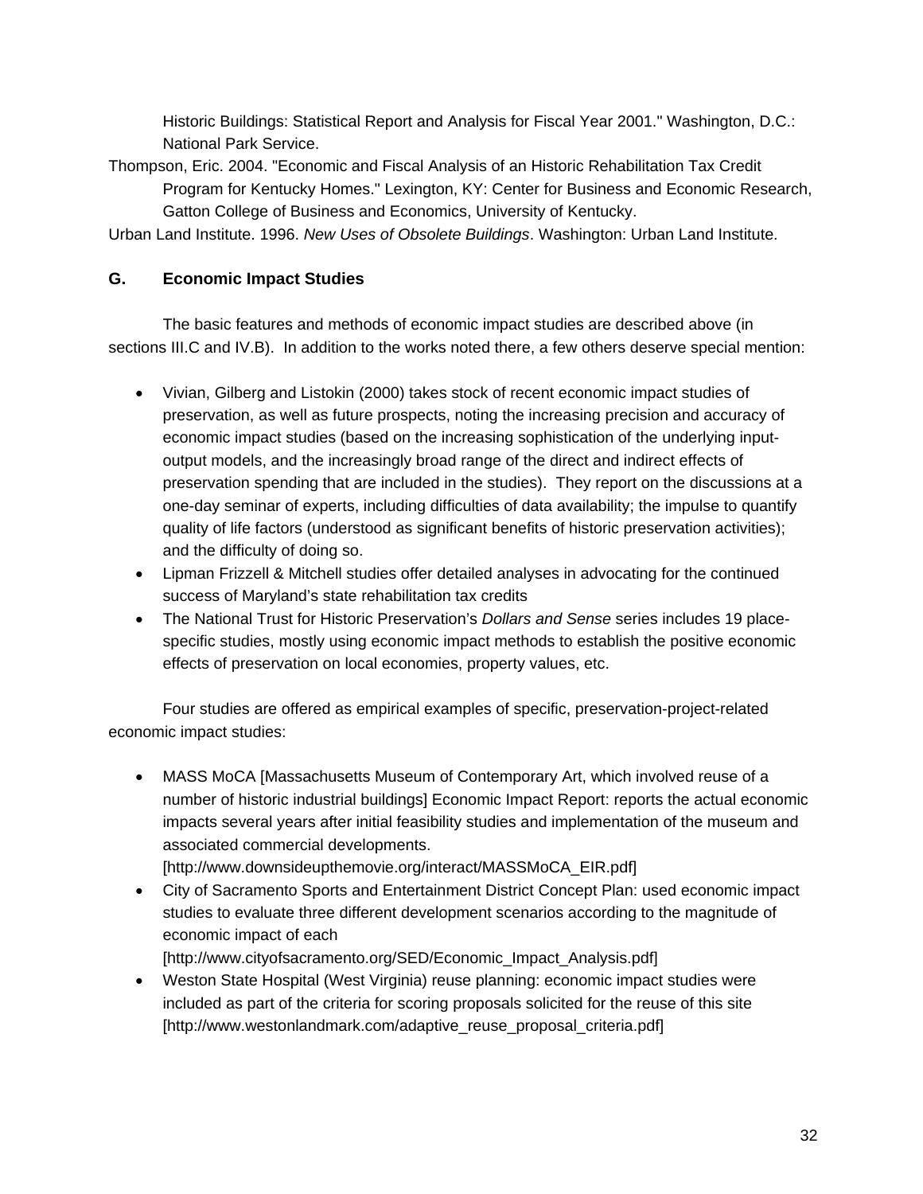Historic Buildings: Statistical Report and Analysis for Fiscal Year 2001." Washington, D.C.: National Park Service.

Thompson, Eric. 2004. "Economic and Fiscal Analysis of an Historic Rehabilitation Tax Credit Program for Kentucky Homes." Lexington, KY: Center for Business and Economic Research, Gatton College of Business and Economics, University of Kentucky.

Urban Land Institute. 1996. *New Uses of Obsolete Buildings*. Washington: Urban Land Institute.

### G. Economic Impact Studies

The basic features and methods of economic impact studies are described above (in sections III.C and IV.B). In addition to the works noted there, a few others deserve special mention:

- Vivian, Gilberg and Listokin (2000) takes stock of recent economic impact studies of preservation, as well as future prospects, noting the increasing precision and accuracy of economic impact studies (based on the increasing sophistication of the underlying input-output models, and the increasingly broad range of the direct and indirect effects of preservation spending that are included in the studies). They report on the discussions at a one-day seminar of experts, including difficulties of data availability; the impulse to quantify quality of life factors (understood as significant benefits of historic preservation activities); and the difficulty of doing so.
- Lipman Frizzell & Mitchell studies offer detailed analyses in advocating for the continued success of Maryland's state rehabilitation tax credits
- The National Trust for Historic Preservation's *Dollars and Sense* series includes 19 place-specific studies, mostly using economic impact methods to establish the positive economic effects of preservation on local economies, property values, etc.

Four studies are offered as empirical examples of specific, preservation-project-related economic impact studies:

- MASS MoCA [Massachusetts Museum of Contemporary Art, which involved reuse of a number of historic industrial buildings] Economic Impact Report: reports the actual economic impacts several years after initial feasibility studies and implementation of the museum and associated commercial developments. [http://www.downsideupthemovie.org/interact/MASSMoCA_EIR.pdf]
- City of Sacramento Sports and Entertainment District Concept Plan: used economic impact studies to evaluate three different development scenarios according to the magnitude of economic impact of each [http://www.cityofsacramento.org/SED/Economic_Impact_Analysis.pdf]
- Weston State Hospital (West Virginia) reuse planning: economic impact studies were included as part of the criteria for scoring proposals solicited for the reuse of this site [http://www.westonlandmark.com/adaptive_reuse_proposal_criteria.pdf]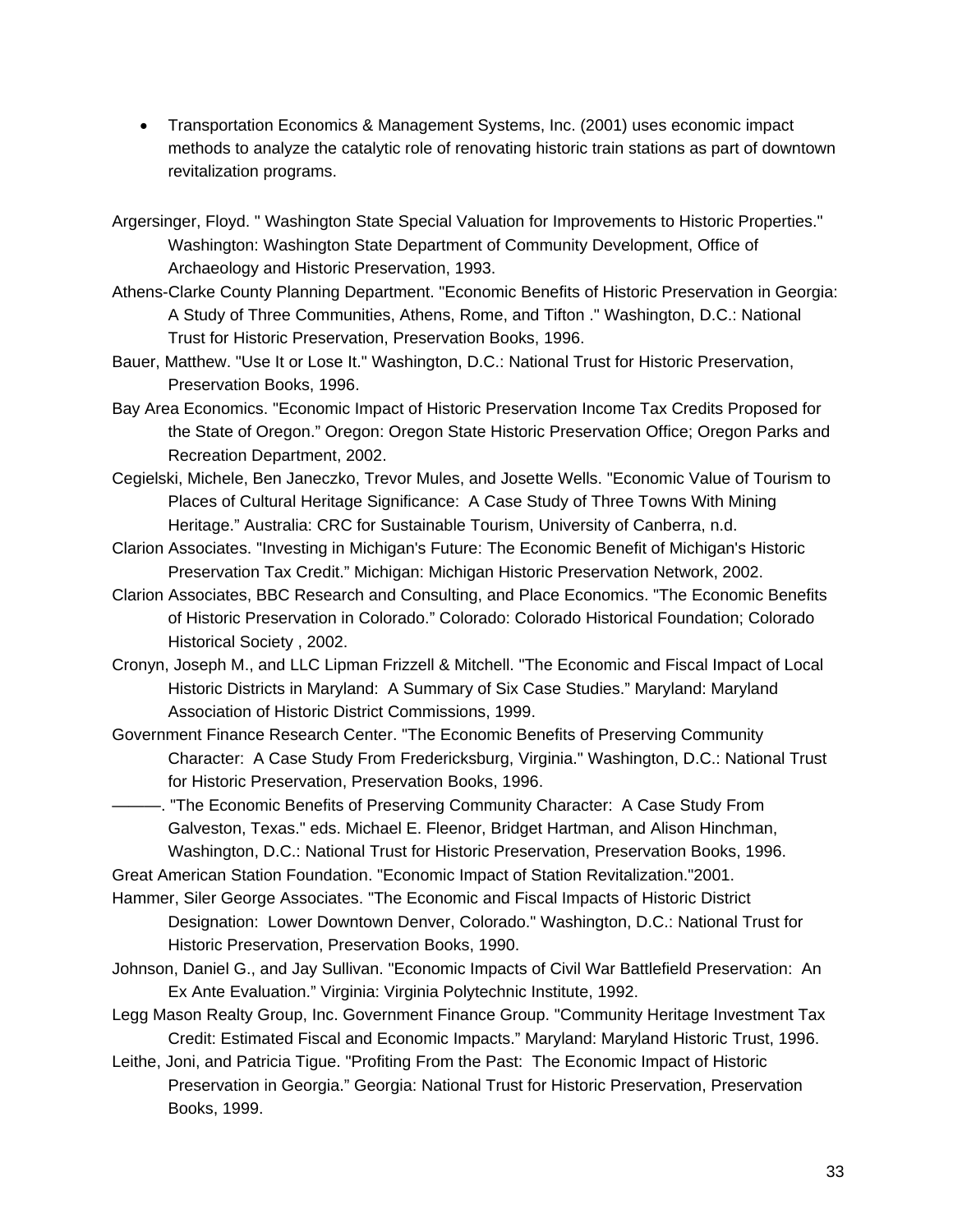- Transportation Economics & Management Systems, Inc. (2001) uses economic impact methods to analyze the catalytic role of renovating historic train stations as part of downtown revitalization programs.

Argersinger, Floyd. " Washington State Special Valuation for Improvements to Historic Properties." Washington: Washington State Department of Community Development, Office of Archaeology and Historic Preservation, 1993.

Athens-Clarke County Planning Department. "Economic Benefits of Historic Preservation in Georgia: A Study of Three Communities, Athens, Rome, and Tifton ." Washington, D.C.: National Trust for Historic Preservation, Preservation Books, 1996.

Bauer, Matthew. "Use It or Lose It." Washington, D.C.: National Trust for Historic Preservation, Preservation Books, 1996.

Bay Area Economics. "Economic Impact of Historic Preservation Income Tax Credits Proposed for the State of Oregon." Oregon: Oregon State Historic Preservation Office; Oregon Parks and Recreation Department, 2002.

Cegielski, Michele, Ben Janeczko, Trevor Mules, and Josette Wells. "Economic Value of Tourism to Places of Cultural Heritage Significance: A Case Study of Three Towns With Mining Heritage." Australia: CRC for Sustainable Tourism, University of Canberra, n.d.

Clarion Associates. "Investing in Michigan's Future: The Economic Benefit of Michigan's Historic Preservation Tax Credit." Michigan: Michigan Historic Preservation Network, 2002.

Clarion Associates, BBC Research and Consulting, and Place Economics. "The Economic Benefits of Historic Preservation in Colorado." Colorado: Colorado Historical Foundation; Colorado Historical Society , 2002.

Cronyn, Joseph M., and LLC Lipman Frizzell & Mitchell. "The Economic and Fiscal Impact of Local Historic Districts in Maryland: A Summary of Six Case Studies." Maryland: Maryland Association of Historic District Commissions, 1999.

Government Finance Research Center. "The Economic Benefits of Preserving Community Character: A Case Study From Fredericksburg, Virginia." Washington, D.C.: National Trust for Historic Preservation, Preservation Books, 1996.

———. "The Economic Benefits of Preserving Community Character: A Case Study From Galveston, Texas." eds. Michael E. Fleenor, Bridget Hartman, and Alison Hinchman, Washington, D.C.: National Trust for Historic Preservation, Preservation Books, 1996.

Great American Station Foundation. "Economic Impact of Station Revitalization."2001.

Hammer, Siler George Associates. "The Economic and Fiscal Impacts of Historic District Designation: Lower Downtown Denver, Colorado." Washington, D.C.: National Trust for Historic Preservation, Preservation Books, 1990.

Johnson, Daniel G., and Jay Sullivan. "Economic Impacts of Civil War Battlefield Preservation: An Ex Ante Evaluation." Virginia: Virginia Polytechnic Institute, 1992.

Legg Mason Realty Group, Inc. Government Finance Group. "Community Heritage Investment Tax Credit: Estimated Fiscal and Economic Impacts." Maryland: Maryland Historic Trust, 1996.

Leithe, Joni, and Patricia Tigue. "Profiting From the Past: The Economic Impact of Historic Preservation in Georgia." Georgia: National Trust for Historic Preservation, Preservation Books, 1999.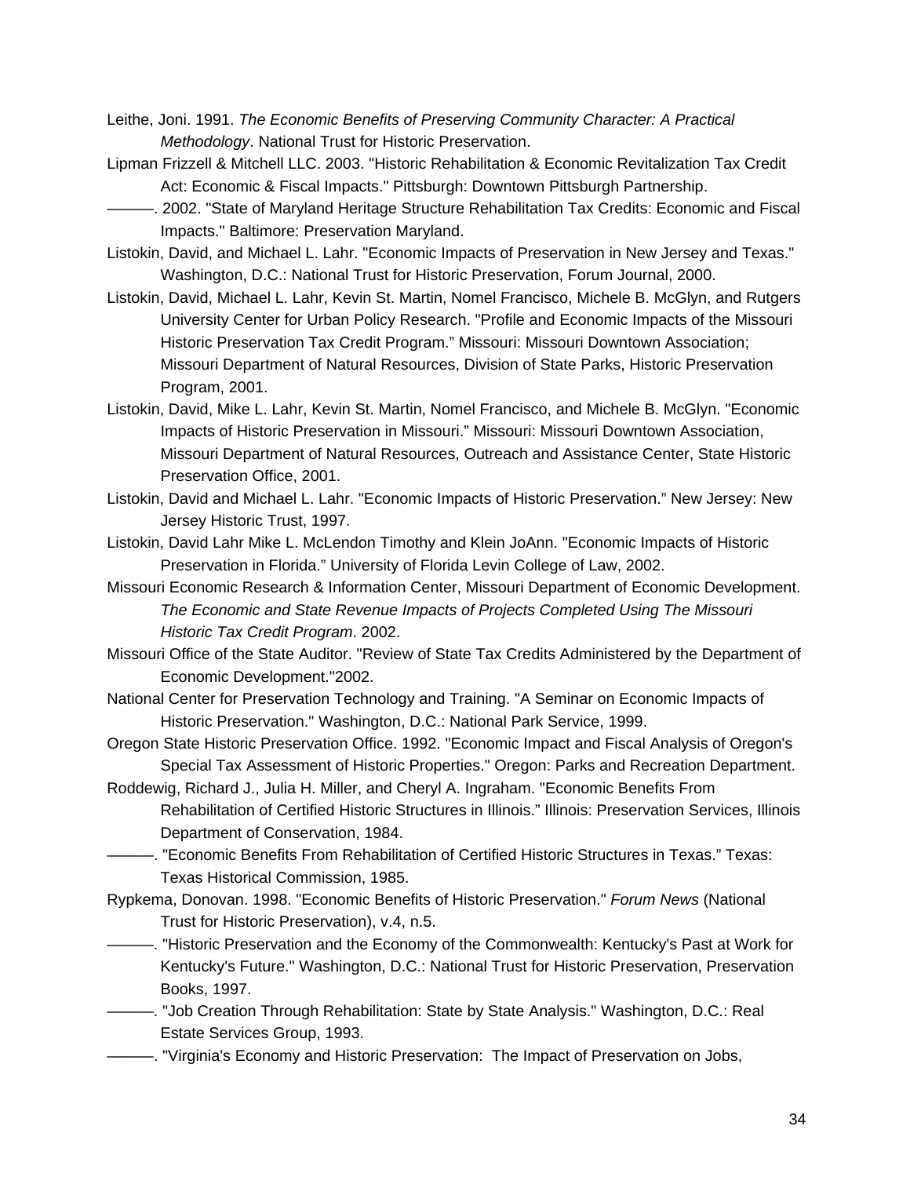Leithe, Joni. 1991. *The Economic Benefits of Preserving Community Character: A Practical Methodology*. National Trust for Historic Preservation.

Lipman Frizzell & Mitchell LLC. 2003. "Historic Rehabilitation & Economic Revitalization Tax Credit Act: Economic & Fiscal Impacts." Pittsburgh: Downtown Pittsburgh Partnership.

———. 2002. "State of Maryland Heritage Structure Rehabilitation Tax Credits: Economic and Fiscal Impacts." Baltimore: Preservation Maryland.

Listokin, David, and Michael L. Lahr. "Economic Impacts of Preservation in New Jersey and Texas." Washington, D.C.: National Trust for Historic Preservation, Forum Journal, 2000.

Listokin, David, Michael L. Lahr, Kevin St. Martin, Nomel Francisco, Michele B. McGlyn, and Rutgers University Center for Urban Policy Research. "Profile and Economic Impacts of the Missouri Historic Preservation Tax Credit Program." Missouri: Missouri Downtown Association; Missouri Department of Natural Resources, Division of State Parks, Historic Preservation Program, 2001.

Listokin, David, Mike L. Lahr, Kevin St. Martin, Nomel Francisco, and Michele B. McGlyn. "Economic Impacts of Historic Preservation in Missouri." Missouri: Missouri Downtown Association, Missouri Department of Natural Resources, Outreach and Assistance Center, State Historic Preservation Office, 2001.

Listokin, David and Michael L. Lahr. "Economic Impacts of Historic Preservation." New Jersey: New Jersey Historic Trust, 1997.

Listokin, David Lahr Mike L. McLendon Timothy and Klein JoAnn. "Economic Impacts of Historic Preservation in Florida." University of Florida Levin College of Law, 2002.

Missouri Economic Research & Information Center, Missouri Department of Economic Development. *The Economic and State Revenue Impacts of Projects Completed Using The Missouri Historic Tax Credit Program*. 2002.

Missouri Office of the State Auditor. "Review of State Tax Credits Administered by the Department of Economic Development."2002.

National Center for Preservation Technology and Training. "A Seminar on Economic Impacts of Historic Preservation." Washington, D.C.: National Park Service, 1999.

Oregon State Historic Preservation Office. 1992. "Economic Impact and Fiscal Analysis of Oregon's Special Tax Assessment of Historic Properties." Oregon: Parks and Recreation Department.

Roddewig, Richard J., Julia H. Miller, and Cheryl A. Ingraham. "Economic Benefits From Rehabilitation of Certified Historic Structures in Illinois." Illinois: Preservation Services, Illinois Department of Conservation, 1984.

———. "Economic Benefits From Rehabilitation of Certified Historic Structures in Texas." Texas: Texas Historical Commission, 1985.

Rypkema, Donovan. 1998. "Economic Benefits of Historic Preservation." *Forum News* (National Trust for Historic Preservation), v.4, n.5.

———. "Historic Preservation and the Economy of the Commonwealth: Kentucky's Past at Work for Kentucky's Future." Washington, D.C.: National Trust for Historic Preservation, Preservation Books, 1997.

———. "Job Creation Through Rehabilitation: State by State Analysis." Washington, D.C.: Real Estate Services Group, 1993.

———. "Virginia's Economy and Historic Preservation: The Impact of Preservation on Jobs,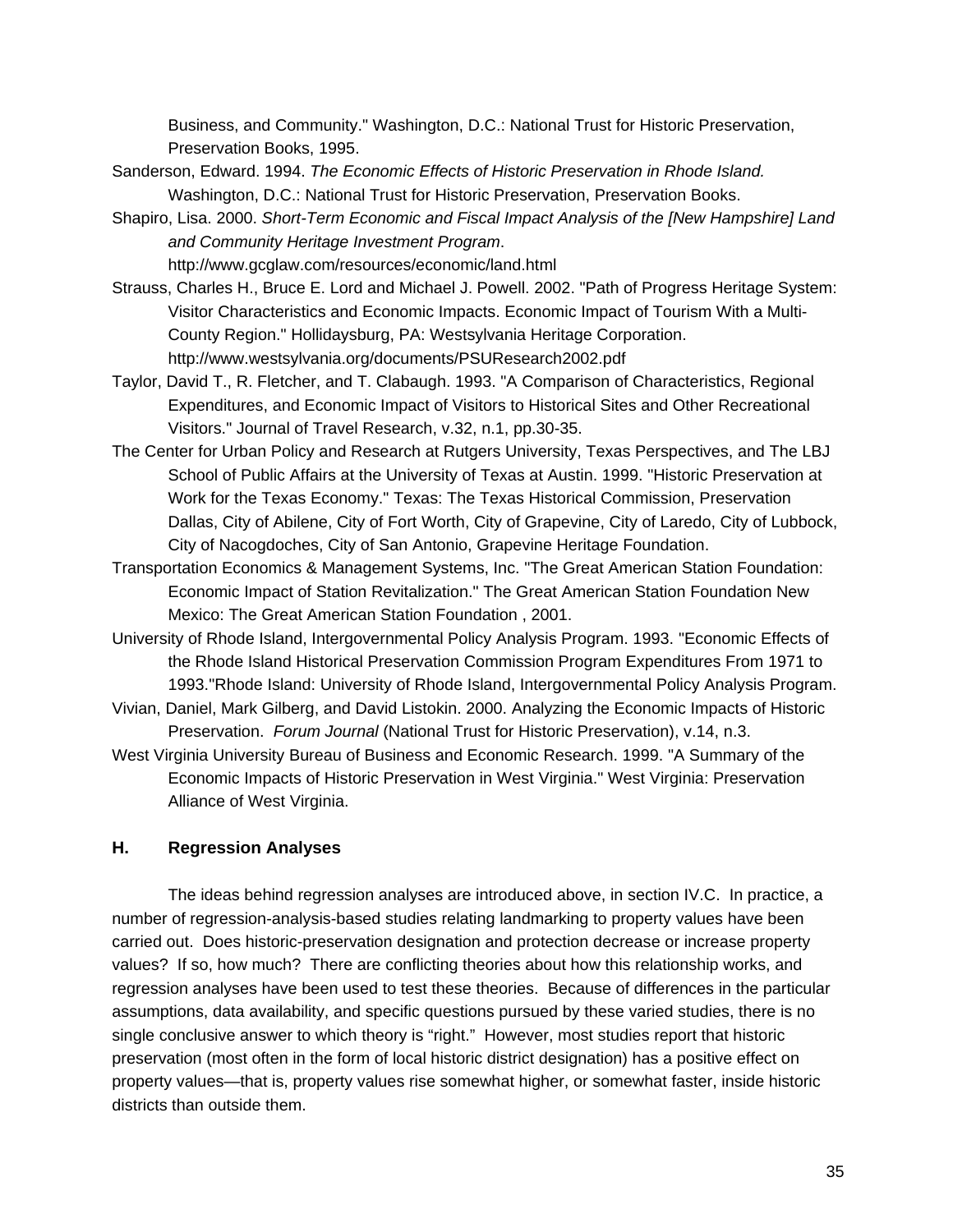Business, and Community." Washington, D.C.: National Trust for Historic Preservation, Preservation Books, 1995.

Sanderson, Edward. 1994. *The Economic Effects of Historic Preservation in Rhode Island.* Washington, D.C.: National Trust for Historic Preservation, Preservation Books.

Shapiro, Lisa. 2000. *Short-Term Economic and Fiscal Impact Analysis of the [New Hampshire] Land and Community Heritage Investment Program*. http://www.gcglaw.com/resources/economic/land.html

Strauss, Charles H., Bruce E. Lord and Michael J. Powell. 2002. "Path of Progress Heritage System: Visitor Characteristics and Economic Impacts. Economic Impact of Tourism With a Multi-County Region." Hollidaysburg, PA: Westsylvania Heritage Corporation. http://www.westsylvania.org/documents/PSUResearch2002.pdf

Taylor, David T., R. Fletcher, and T. Clabaugh. 1993. "A Comparison of Characteristics, Regional Expenditures, and Economic Impact of Visitors to Historical Sites and Other Recreational Visitors." Journal of Travel Research, v.32, n.1, pp.30-35.

The Center for Urban Policy and Research at Rutgers University, Texas Perspectives, and The LBJ School of Public Affairs at the University of Texas at Austin. 1999. "Historic Preservation at Work for the Texas Economy." Texas: The Texas Historical Commission, Preservation Dallas, City of Abilene, City of Fort Worth, City of Grapevine, City of Laredo, City of Lubbock, City of Nacogdoches, City of San Antonio, Grapevine Heritage Foundation.

Transportation Economics & Management Systems, Inc. "The Great American Station Foundation: Economic Impact of Station Revitalization." The Great American Station Foundation New Mexico: The Great American Station Foundation , 2001.

University of Rhode Island, Intergovernmental Policy Analysis Program. 1993. "Economic Effects of the Rhode Island Historical Preservation Commission Program Expenditures From 1971 to 1993."Rhode Island: University of Rhode Island, Intergovernmental Policy Analysis Program.

Vivian, Daniel, Mark Gilberg, and David Listokin. 2000. Analyzing the Economic Impacts of Historic Preservation. *Forum Journal* (National Trust for Historic Preservation), v.14, n.3.

West Virginia University Bureau of Business and Economic Research. 1999. "A Summary of the Economic Impacts of Historic Preservation in West Virginia." West Virginia: Preservation Alliance of West Virginia.

### H. Regression Analyses

The ideas behind regression analyses are introduced above, in section IV.C. In practice, a number of regression-analysis-based studies relating landmarking to property values have been carried out. Does historic-preservation designation and protection decrease or increase property values? If so, how much? There are conflicting theories about how this relationship works, and regression analyses have been used to test these theories. Because of differences in the particular assumptions, data availability, and specific questions pursued by these varied studies, there is no single conclusive answer to which theory is "right." However, most studies report that historic preservation (most often in the form of local historic district designation) has a positive effect on property values—that is, property values rise somewhat higher, or somewhat faster, inside historic districts than outside them.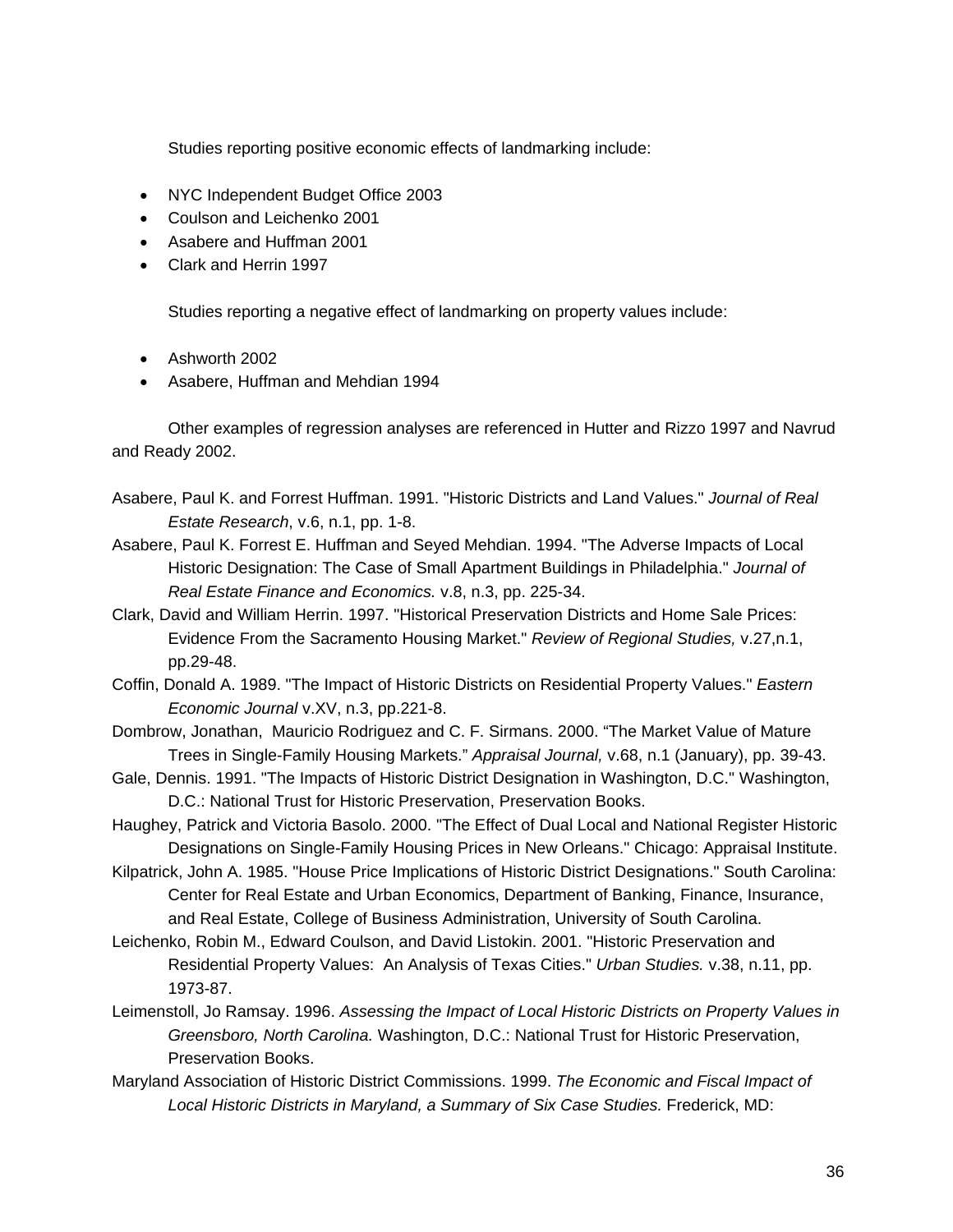Studies reporting positive economic effects of landmarking include:

- NYC Independent Budget Office 2003
- Coulson and Leichenko 2001
- Asabere and Huffman 2001
- Clark and Herrin 1997

Studies reporting a negative effect of landmarking on property values include:

- Ashworth 2002
- Asabere, Huffman and Mehdian 1994

Other examples of regression analyses are referenced in Hutter and Rizzo 1997 and Navrud and Ready 2002.

Asabere, Paul K. and Forrest Huffman. 1991. "Historic Districts and Land Values." *Journal of Real Estate Research*, v.6, n.1, pp. 1-8.

Asabere, Paul K. Forrest E. Huffman and Seyed Mehdian. 1994. "The Adverse Impacts of Local Historic Designation: The Case of Small Apartment Buildings in Philadelphia." *Journal of Real Estate Finance and Economics.* v.8, n.3, pp. 225-34.

Clark, David and William Herrin. 1997. "Historical Preservation Districts and Home Sale Prices: Evidence From the Sacramento Housing Market." *Review of Regional Studies,* v.27,n.1, pp.29-48.

Coffin, Donald A. 1989. "The Impact of Historic Districts on Residential Property Values." *Eastern Economic Journal* v.XV, n.3, pp.221-8.

Dombrow, Jonathan, Mauricio Rodriguez and C. F. Sirmans. 2000. "The Market Value of Mature Trees in Single-Family Housing Markets." *Appraisal Journal,* v.68, n.1 (January), pp. 39-43.

Gale, Dennis. 1991. "The Impacts of Historic District Designation in Washington, D.C." Washington, D.C.: National Trust for Historic Preservation, Preservation Books.

Haughey, Patrick and Victoria Basolo. 2000. "The Effect of Dual Local and National Register Historic Designations on Single-Family Housing Prices in New Orleans." Chicago: Appraisal Institute.

Kilpatrick, John A. 1985. "House Price Implications of Historic District Designations." South Carolina: Center for Real Estate and Urban Economics, Department of Banking, Finance, Insurance, and Real Estate, College of Business Administration, University of South Carolina.

Leichenko, Robin M., Edward Coulson, and David Listokin. 2001. "Historic Preservation and Residential Property Values: An Analysis of Texas Cities." *Urban Studies.* v.38, n.11, pp. 1973-87.

Leimenstoll, Jo Ramsay. 1996. *Assessing the Impact of Local Historic Districts on Property Values in Greensboro, North Carolina.* Washington, D.C.: National Trust for Historic Preservation, Preservation Books.

Maryland Association of Historic District Commissions. 1999. *The Economic and Fiscal Impact of Local Historic Districts in Maryland, a Summary of Six Case Studies.* Frederick, MD: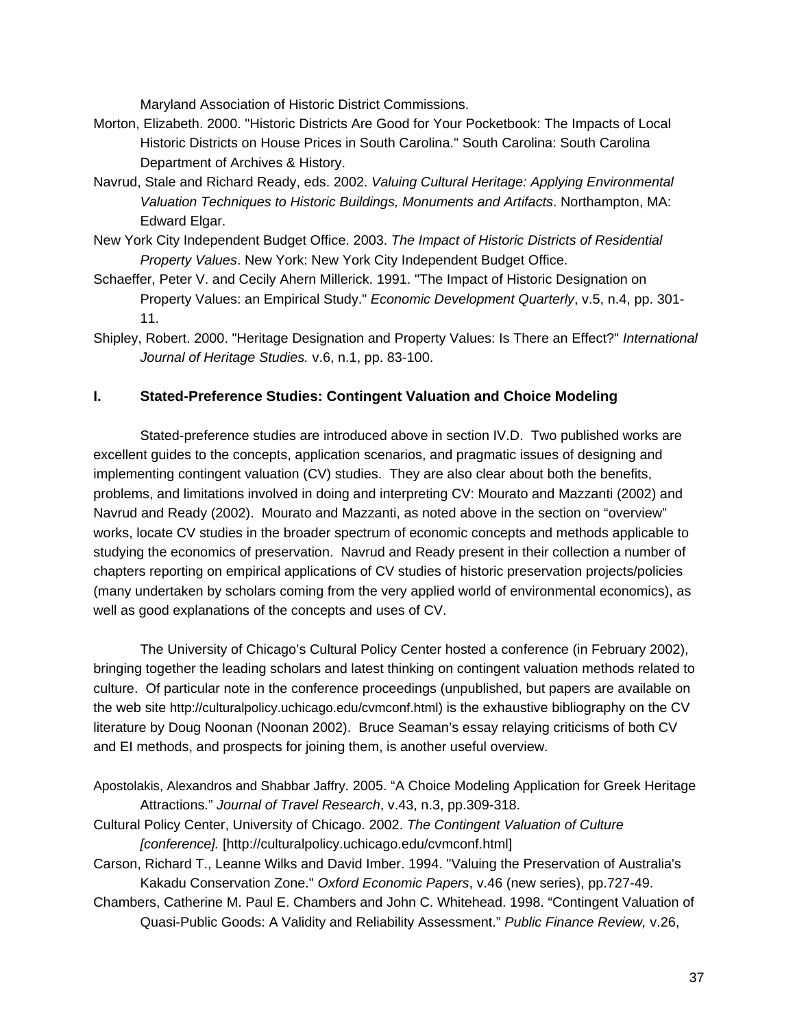Maryland Association of Historic District Commissions.

Morton, Elizabeth. 2000. "Historic Districts Are Good for Your Pocketbook: The Impacts of Local Historic Districts on House Prices in South Carolina." South Carolina: South Carolina Department of Archives & History.

Navrud, Stale and Richard Ready, eds. 2002. *Valuing Cultural Heritage: Applying Environmental Valuation Techniques to Historic Buildings, Monuments and Artifacts*. Northampton, MA: Edward Elgar.

New York City Independent Budget Office. 2003. *The Impact of Historic Districts of Residential Property Values*. New York: New York City Independent Budget Office.

Schaeffer, Peter V. and Cecily Ahern Millerick. 1991. "The Impact of Historic Designation on Property Values: an Empirical Study." *Economic Development Quarterly*, v.5, n.4, pp. 301-11.

Shipley, Robert. 2000. "Heritage Designation and Property Values: Is There an Effect?" *International Journal of Heritage Studies.* v.6, n.1, pp. 83-100.

### I. Stated-Preference Studies: Contingent Valuation and Choice Modeling

Stated-preference studies are introduced above in section IV.D. Two published works are excellent guides to the concepts, application scenarios, and pragmatic issues of designing and implementing contingent valuation (CV) studies. They are also clear about both the benefits, problems, and limitations involved in doing and interpreting CV: Mourato and Mazzanti (2002) and Navrud and Ready (2002). Mourato and Mazzanti, as noted above in the section on "overview" works, locate CV studies in the broader spectrum of economic concepts and methods applicable to studying the economics of preservation. Navrud and Ready present in their collection a number of chapters reporting on empirical applications of CV studies of historic preservation projects/policies (many undertaken by scholars coming from the very applied world of environmental economics), as well as good explanations of the concepts and uses of CV.

The University of Chicago's Cultural Policy Center hosted a conference (in February 2002), bringing together the leading scholars and latest thinking on contingent valuation methods related to culture. Of particular note in the conference proceedings (unpublished, but papers are available on the web site http://culturalpolicy.uchicago.edu/cvmconf.html) is the exhaustive bibliography on the CV literature by Doug Noonan (Noonan 2002). Bruce Seaman's essay relaying criticisms of both CV and EI methods, and prospects for joining them, is another useful overview.

Apostolakis, Alexandros and Shabbar Jaffry. 2005. "A Choice Modeling Application for Greek Heritage Attractions." *Journal of Travel Research*, v.43, n.3, pp.309-318.

Cultural Policy Center, University of Chicago. 2002. *The Contingent Valuation of Culture [conference].* [http://culturalpolicy.uchicago.edu/cvmconf.html]

Carson, Richard T., Leanne Wilks and David Imber. 1994. "Valuing the Preservation of Australia's Kakadu Conservation Zone." *Oxford Economic Papers*, v.46 (new series), pp.727-49.

Chambers, Catherine M. Paul E. Chambers and John C. Whitehead. 1998. "Contingent Valuation of Quasi-Public Goods: A Validity and Reliability Assessment." *Public Finance Review,* v.26,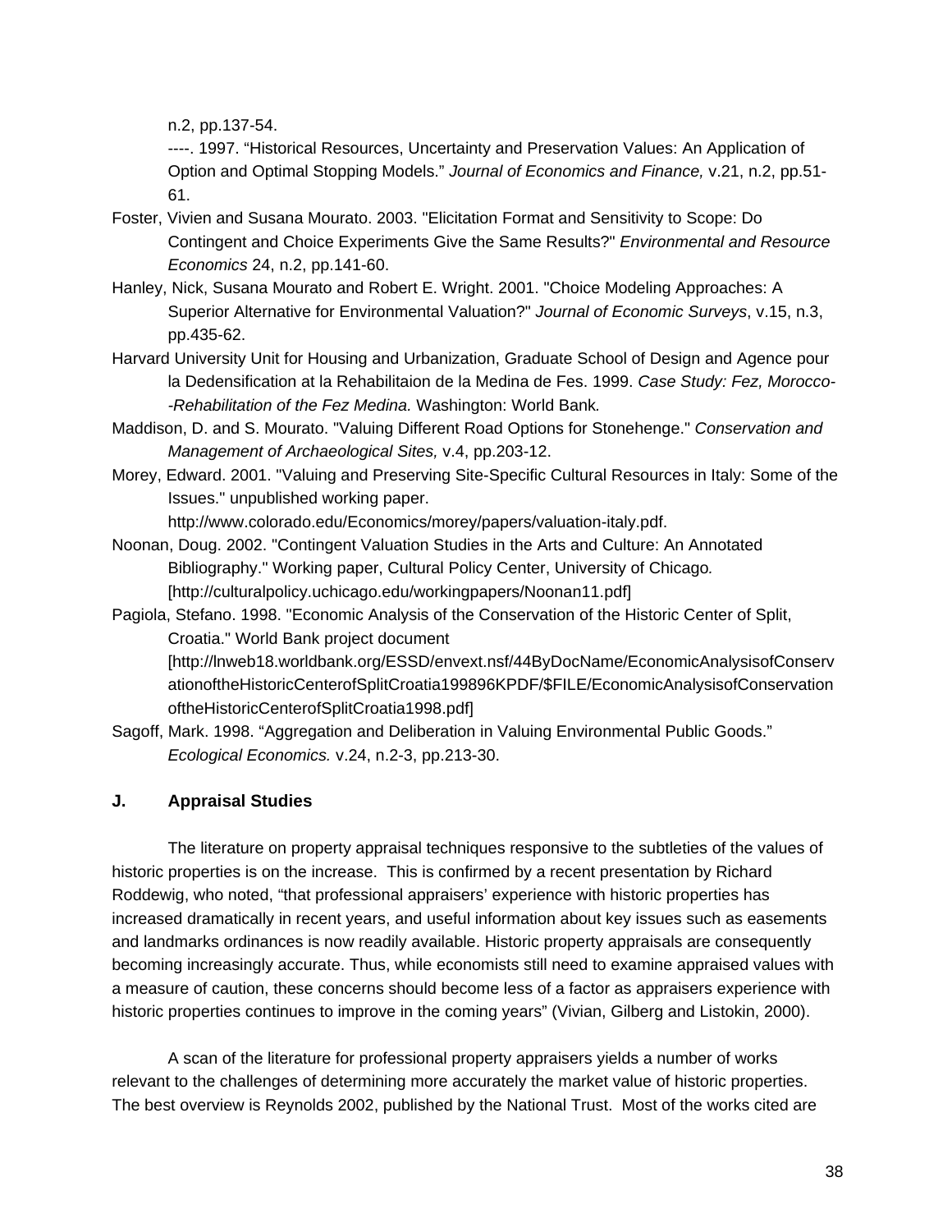n.2, pp.137-54.

----. 1997. “Historical Resources, Uncertainty and Preservation Values: An Application of Option and Optimal Stopping Models.” *Journal of Economics and Finance,* v.21, n.2, pp.51-61.

Foster, Vivien and Susana Mourato. 2003. "Elicitation Format and Sensitivity to Scope: Do Contingent and Choice Experiments Give the Same Results?" *Environmental and Resource Economics* 24, n.2, pp.141-60.

Hanley, Nick, Susana Mourato and Robert E. Wright. 2001. "Choice Modeling Approaches: A Superior Alternative for Environmental Valuation?" *Journal of Economic Surveys*, v.15, n.3, pp.435-62.

Harvard University Unit for Housing and Urbanization, Graduate School of Design and Agence pour la Dedensification at la Rehabilitaion de la Medina de Fes. 1999. *Case Study: Fez, Morocco--Rehabilitation of the Fez Medina.* Washington: World Bank*.*

Maddison, D. and S. Mourato. "Valuing Different Road Options for Stonehenge." *Conservation and Management of Archaeological Sites,* v.4, pp.203-12.

Morey, Edward. 2001. "Valuing and Preserving Site-Specific Cultural Resources in Italy: Some of the Issues." unpublished working paper. http://www.colorado.edu/Economics/morey/papers/valuation-italy.pdf.

Noonan, Doug. 2002. "Contingent Valuation Studies in the Arts and Culture: An Annotated Bibliography." Working paper, Cultural Policy Center, University of Chicago*.* [http://culturalpolicy.uchicago.edu/workingpapers/Noonan11.pdf]

Pagiola, Stefano. 1998. "Economic Analysis of the Conservation of the Historic Center of Split, Croatia." World Bank project document [http://lnweb18.worldbank.org/ESSD/envext.nsf/44ByDocName/EconomicAnalysisofConservationoftheHistoricCenterofSplitCroatia199896KPDF/$FILE/EconomicAnalysisofConservationoftheHistoricCenterofSplitCroatia1998.pdf]

Sagoff, Mark. 1998. “Aggregation and Deliberation in Valuing Environmental Public Goods.” *Ecological Economics.* v.24, n.2-3, pp.213-30.

## J. Appraisal Studies

The literature on property appraisal techniques responsive to the subtleties of the values of historic properties is on the increase. This is confirmed by a recent presentation by Richard Roddewig, who noted, “that professional appraisers’ experience with historic properties has increased dramatically in recent years, and useful information about key issues such as easements and landmarks ordinances is now readily available. Historic property appraisals are consequently becoming increasingly accurate. Thus, while economists still need to examine appraised values with a measure of caution, these concerns should become less of a factor as appraisers experience with historic properties continues to improve in the coming years” (Vivian, Gilberg and Listokin, 2000).

A scan of the literature for professional property appraisers yields a number of works relevant to the challenges of determining more accurately the market value of historic properties. The best overview is Reynolds 2002, published by the National Trust. Most of the works cited are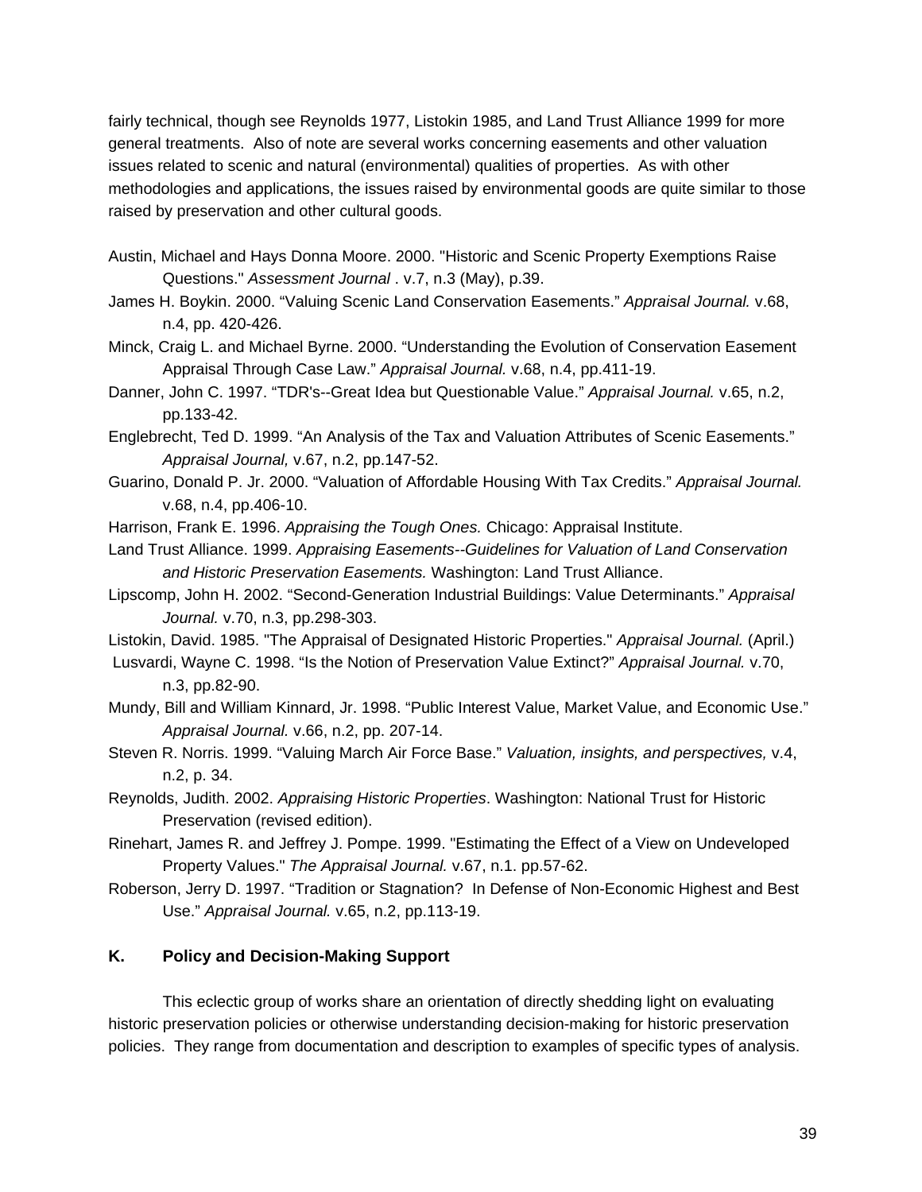fairly technical, though see Reynolds 1977, Listokin 1985, and Land Trust Alliance 1999 for more general treatments. Also of note are several works concerning easements and other valuation issues related to scenic and natural (environmental) qualities of properties. As with other methodologies and applications, the issues raised by environmental goods are quite similar to those raised by preservation and other cultural goods.

Austin, Michael and Hays Donna Moore. 2000. "Historic and Scenic Property Exemptions Raise Questions." *Assessment Journal* . v.7, n.3 (May), p.39.

James H. Boykin. 2000. "Valuing Scenic Land Conservation Easements." *Appraisal Journal.* v.68, n.4, pp. 420-426.

Minck, Craig L. and Michael Byrne. 2000. "Understanding the Evolution of Conservation Easement Appraisal Through Case Law." *Appraisal Journal.* v.68, n.4, pp.411-19.

Danner, John C. 1997. "TDR's--Great Idea but Questionable Value." *Appraisal Journal.* v.65, n.2, pp.133-42.

Englebrecht, Ted D. 1999. "An Analysis of the Tax and Valuation Attributes of Scenic Easements." *Appraisal Journal,* v.67, n.2, pp.147-52.

Guarino, Donald P. Jr. 2000. "Valuation of Affordable Housing With Tax Credits." *Appraisal Journal.* v.68, n.4, pp.406-10.

Harrison, Frank E. 1996. *Appraising the Tough Ones.* Chicago: Appraisal Institute.

Land Trust Alliance. 1999. *Appraising Easements--Guidelines for Valuation of Land Conservation and Historic Preservation Easements.* Washington: Land Trust Alliance.

Lipscomp, John H. 2002. "Second-Generation Industrial Buildings: Value Determinants." *Appraisal Journal.* v.70, n.3, pp.298-303.

Listokin, David. 1985. "The Appraisal of Designated Historic Properties." *Appraisal Journal.* (April.)

Lusvardi, Wayne C. 1998. "Is the Notion of Preservation Value Extinct?" *Appraisal Journal.* v.70, n.3, pp.82-90.

Mundy, Bill and William Kinnard, Jr. 1998. "Public Interest Value, Market Value, and Economic Use." *Appraisal Journal.* v.66, n.2, pp. 207-14.

Steven R. Norris. 1999. "Valuing March Air Force Base." *Valuation, insights, and perspectives,* v.4, n.2, p. 34.

Reynolds, Judith. 2002. *Appraising Historic Properties*. Washington: National Trust for Historic Preservation (revised edition).

Rinehart, James R. and Jeffrey J. Pompe. 1999. "Estimating the Effect of a View on Undeveloped Property Values." *The Appraisal Journal.* v.67, n.1. pp.57-62.

Roberson, Jerry D. 1997. "Tradition or Stagnation? In Defense of Non-Economic Highest and Best Use." *Appraisal Journal.* v.65, n.2, pp.113-19.

## K. Policy and Decision-Making Support

This eclectic group of works share an orientation of directly shedding light on evaluating historic preservation policies or otherwise understanding decision-making for historic preservation policies. They range from documentation and description to examples of specific types of analysis.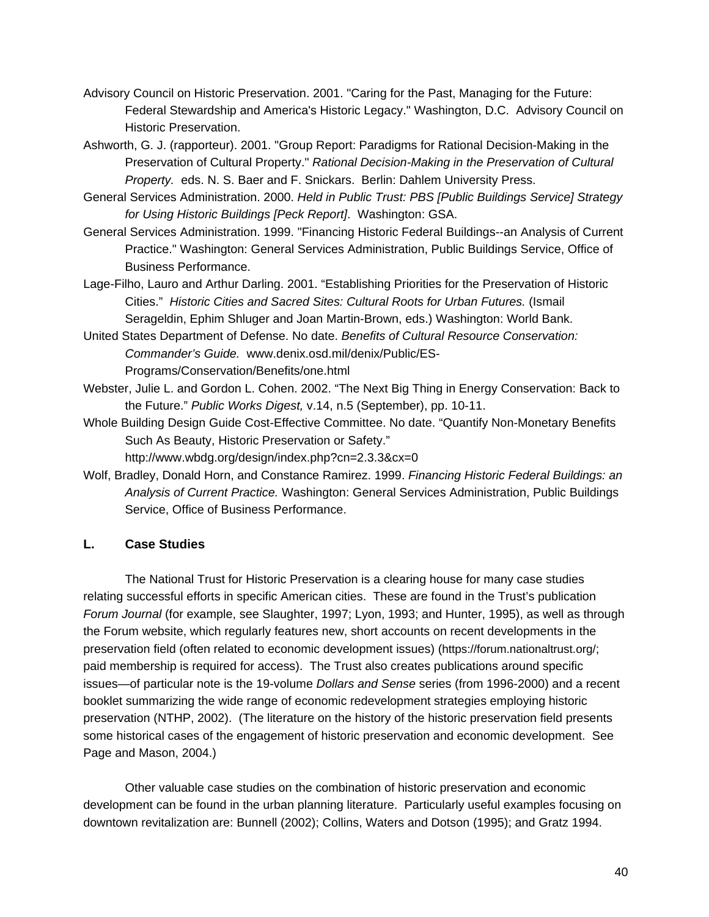Advisory Council on Historic Preservation. 2001. "Caring for the Past, Managing for the Future: Federal Stewardship and America's Historic Legacy." Washington, D.C. Advisory Council on Historic Preservation.

Ashworth, G. J. (rapporteur). 2001. "Group Report: Paradigms for Rational Decision-Making in the Preservation of Cultural Property." *Rational Decision-Making in the Preservation of Cultural Property.* eds. N. S. Baer and F. Snickars. Berlin: Dahlem University Press.

General Services Administration. 2000. *Held in Public Trust: PBS [Public Buildings Service] Strategy for Using Historic Buildings [Peck Report]*. Washington: GSA.

General Services Administration. 1999. "Financing Historic Federal Buildings--an Analysis of Current Practice." Washington: General Services Administration, Public Buildings Service, Office of Business Performance.

Lage-Filho, Lauro and Arthur Darling. 2001. "Establishing Priorities for the Preservation of Historic Cities." *Historic Cities and Sacred Sites: Cultural Roots for Urban Futures.* (Ismail Serageldin, Ephim Shluger and Joan Martin-Brown, eds.) Washington: World Bank.

United States Department of Defense. No date. *Benefits of Cultural Resource Conservation: Commander's Guide.* www.denix.osd.mil/denix/Public/ES-Programs/Conservation/Benefits/one.html

Webster, Julie L. and Gordon L. Cohen. 2002. "The Next Big Thing in Energy Conservation: Back to the Future." *Public Works Digest,* v.14, n.5 (September), pp. 10-11.

Whole Building Design Guide Cost-Effective Committee. No date. "Quantify Non-Monetary Benefits Such As Beauty, Historic Preservation or Safety." http://www.wbdg.org/design/index.php?cn=2.3.3&cx=0

Wolf, Bradley, Donald Horn, and Constance Ramirez. 1999. *Financing Historic Federal Buildings: an Analysis of Current Practice.* Washington: General Services Administration, Public Buildings Service, Office of Business Performance.

## L. Case Studies

The National Trust for Historic Preservation is a clearing house for many case studies relating successful efforts in specific American cities. These are found in the Trust's publication *Forum Journal* (for example, see Slaughter, 1997; Lyon, 1993; and Hunter, 1995), as well as through the Forum website, which regularly features new, short accounts on recent developments in the preservation field (often related to economic development issues) (https://forum.nationaltrust.org/; paid membership is required for access). The Trust also creates publications around specific issues—of particular note is the 19-volume *Dollars and Sense* series (from 1996-2000) and a recent booklet summarizing the wide range of economic redevelopment strategies employing historic preservation (NTHP, 2002). (The literature on the history of the historic preservation field presents some historical cases of the engagement of historic preservation and economic development. See Page and Mason, 2004.)

Other valuable case studies on the combination of historic preservation and economic development can be found in the urban planning literature. Particularly useful examples focusing on downtown revitalization are: Bunnell (2002); Collins, Waters and Dotson (1995); and Gratz 1994.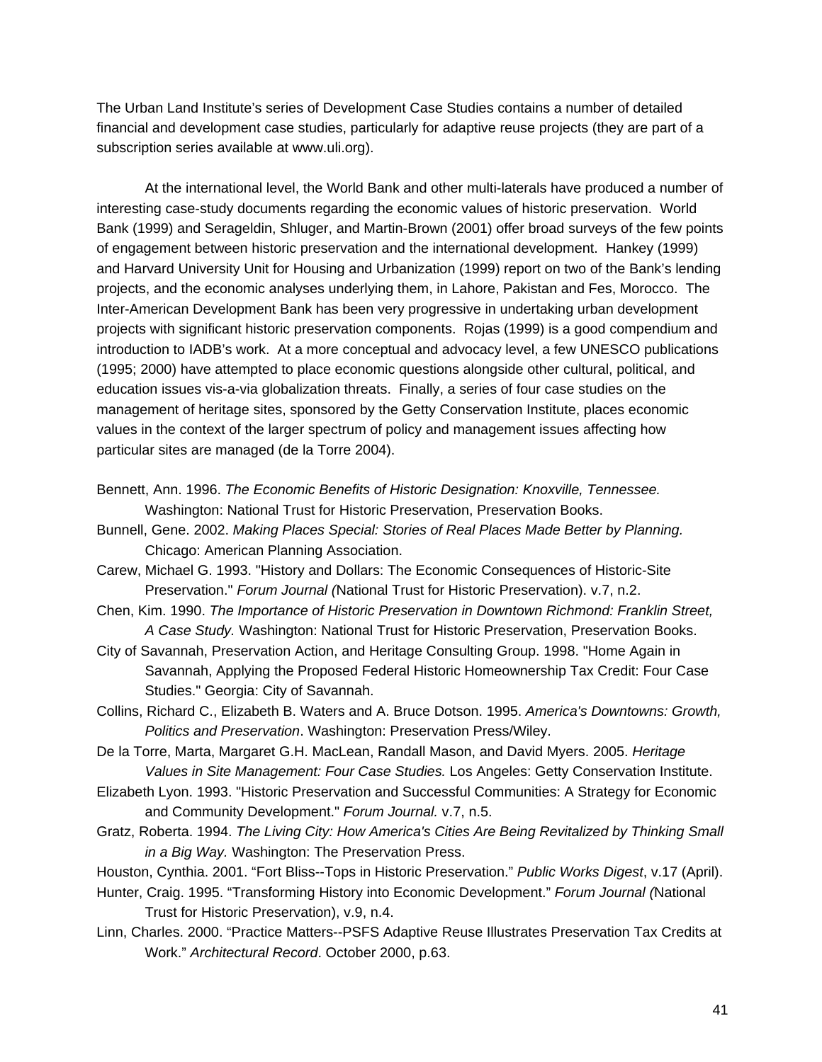The Urban Land Institute's series of Development Case Studies contains a number of detailed financial and development case studies, particularly for adaptive reuse projects (they are part of a subscription series available at www.uli.org).

At the international level, the World Bank and other multi-laterals have produced a number of interesting case-study documents regarding the economic values of historic preservation. World Bank (1999) and Serageldin, Shluger, and Martin-Brown (2001) offer broad surveys of the few points of engagement between historic preservation and the international development. Hankey (1999) and Harvard University Unit for Housing and Urbanization (1999) report on two of the Bank's lending projects, and the economic analyses underlying them, in Lahore, Pakistan and Fes, Morocco. The Inter-American Development Bank has been very progressive in undertaking urban development projects with significant historic preservation components. Rojas (1999) is a good compendium and introduction to IADB's work. At a more conceptual and advocacy level, a few UNESCO publications (1995; 2000) have attempted to place economic questions alongside other cultural, political, and education issues vis-a-via globalization threats. Finally, a series of four case studies on the management of heritage sites, sponsored by the Getty Conservation Institute, places economic values in the context of the larger spectrum of policy and management issues affecting how particular sites are managed (de la Torre 2004).

Bennett, Ann. 1996. *The Economic Benefits of Historic Designation: Knoxville, Tennessee.* Washington: National Trust for Historic Preservation, Preservation Books.

Bunnell, Gene. 2002. *Making Places Special: Stories of Real Places Made Better by Planning.* Chicago: American Planning Association.

Carew, Michael G. 1993. "History and Dollars: The Economic Consequences of Historic-Site Preservation." *Forum Journal (*National Trust for Historic Preservation). v.7, n.2.

Chen, Kim. 1990. *The Importance of Historic Preservation in Downtown Richmond: Franklin Street, A Case Study.* Washington: National Trust for Historic Preservation, Preservation Books.

City of Savannah, Preservation Action, and Heritage Consulting Group. 1998. "Home Again in Savannah, Applying the Proposed Federal Historic Homeownership Tax Credit: Four Case Studies." Georgia: City of Savannah.

Collins, Richard C., Elizabeth B. Waters and A. Bruce Dotson. 1995. *America's Downtowns: Growth, Politics and Preservation*. Washington: Preservation Press/Wiley.

De la Torre, Marta, Margaret G.H. MacLean, Randall Mason, and David Myers. 2005. *Heritage Values in Site Management: Four Case Studies.* Los Angeles: Getty Conservation Institute.

Elizabeth Lyon. 1993. "Historic Preservation and Successful Communities: A Strategy for Economic and Community Development." *Forum Journal.* v.7, n.5.

Gratz, Roberta. 1994. *The Living City: How America's Cities Are Being Revitalized by Thinking Small in a Big Way.* Washington: The Preservation Press.

Houston, Cynthia. 2001. "Fort Bliss--Tops in Historic Preservation." *Public Works Digest*, v.17 (April).

Hunter, Craig. 1995. "Transforming History into Economic Development." *Forum Journal (*National Trust for Historic Preservation), v.9, n.4.

Linn, Charles. 2000. "Practice Matters--PSFS Adaptive Reuse Illustrates Preservation Tax Credits at Work." *Architectural Record*. October 2000, p.63.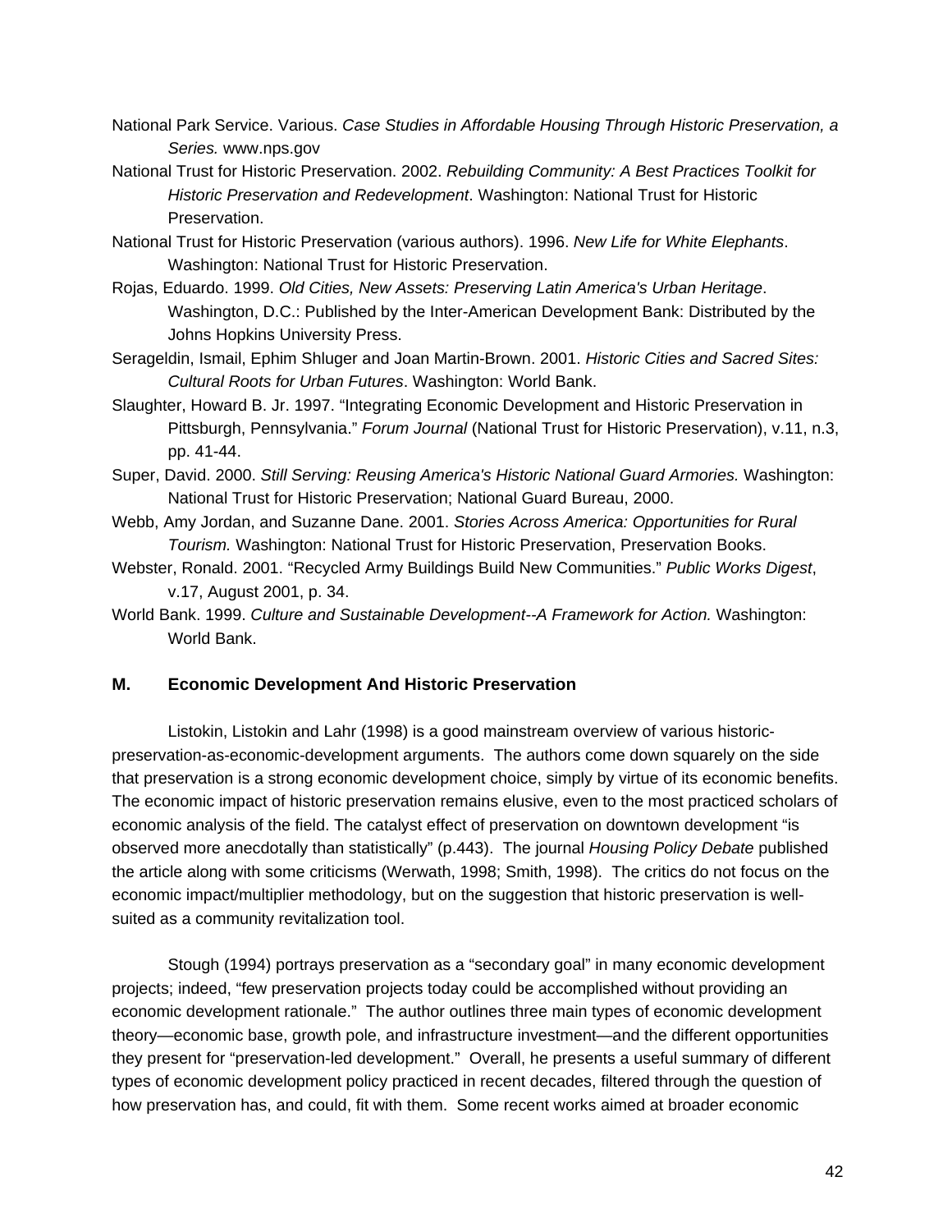National Park Service. Various. *Case Studies in Affordable Housing Through Historic Preservation, a Series.* www.nps.gov

National Trust for Historic Preservation. 2002. *Rebuilding Community: A Best Practices Toolkit for Historic Preservation and Redevelopment*. Washington: National Trust for Historic Preservation.

National Trust for Historic Preservation (various authors). 1996. *New Life for White Elephants*. Washington: National Trust for Historic Preservation.

Rojas, Eduardo. 1999. *Old Cities, New Assets: Preserving Latin America's Urban Heritage*. Washington, D.C.: Published by the Inter-American Development Bank: Distributed by the Johns Hopkins University Press.

Serageldin, Ismail, Ephim Shluger and Joan Martin-Brown. 2001. *Historic Cities and Sacred Sites: Cultural Roots for Urban Futures*. Washington: World Bank.

Slaughter, Howard B. Jr. 1997. "Integrating Economic Development and Historic Preservation in Pittsburgh, Pennsylvania." *Forum Journal* (National Trust for Historic Preservation), v.11, n.3, pp. 41-44.

Super, David. 2000. *Still Serving: Reusing America's Historic National Guard Armories.* Washington: National Trust for Historic Preservation; National Guard Bureau, 2000.

Webb, Amy Jordan, and Suzanne Dane. 2001. *Stories Across America: Opportunities for Rural Tourism.* Washington: National Trust for Historic Preservation, Preservation Books.

Webster, Ronald. 2001. "Recycled Army Buildings Build New Communities." *Public Works Digest*, v.17, August 2001, p. 34.

World Bank. 1999. *Culture and Sustainable Development--A Framework for Action.* Washington: World Bank.

## M. Economic Development And Historic Preservation

Listokin, Listokin and Lahr (1998) is a good mainstream overview of various historic-preservation-as-economic-development arguments. The authors come down squarely on the side that preservation is a strong economic development choice, simply by virtue of its economic benefits. The economic impact of historic preservation remains elusive, even to the most practiced scholars of economic analysis of the field. The catalyst effect of preservation on downtown development "is observed more anecdotally than statistically" (p.443). The journal *Housing Policy Debate* published the article along with some criticisms (Werwath, 1998; Smith, 1998). The critics do not focus on the economic impact/multiplier methodology, but on the suggestion that historic preservation is well-suited as a community revitalization tool.

Stough (1994) portrays preservation as a "secondary goal" in many economic development projects; indeed, "few preservation projects today could be accomplished without providing an economic development rationale." The author outlines three main types of economic development theory—economic base, growth pole, and infrastructure investment—and the different opportunities they present for "preservation-led development." Overall, he presents a useful summary of different types of economic development policy practiced in recent decades, filtered through the question of how preservation has, and could, fit with them. Some recent works aimed at broader economic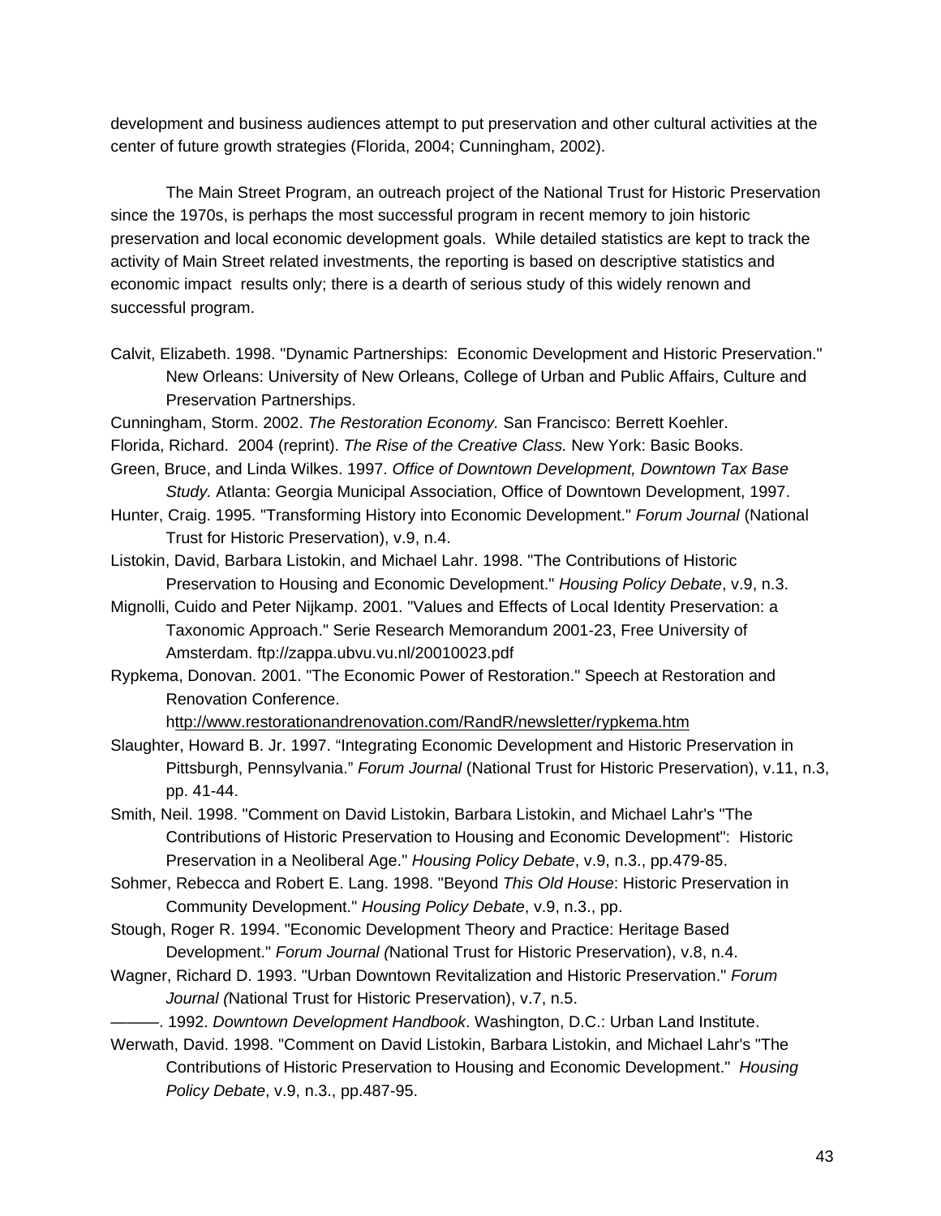development and business audiences attempt to put preservation and other cultural activities at the center of future growth strategies (Florida, 2004; Cunningham, 2002).

The Main Street Program, an outreach project of the National Trust for Historic Preservation since the 1970s, is perhaps the most successful program in recent memory to join historic preservation and local economic development goals. While detailed statistics are kept to track the activity of Main Street related investments, the reporting is based on descriptive statistics and economic impact results only; there is a dearth of serious study of this widely renown and successful program.

Calvit, Elizabeth. 1998. "Dynamic Partnerships: Economic Development and Historic Preservation." New Orleans: University of New Orleans, College of Urban and Public Affairs, Culture and Preservation Partnerships.

Cunningham, Storm. 2002. *The Restoration Economy.* San Francisco: Berrett Koehler.

Florida, Richard. 2004 (reprint). *The Rise of the Creative Class.* New York: Basic Books.

Green, Bruce, and Linda Wilkes. 1997. *Office of Downtown Development, Downtown Tax Base Study.* Atlanta: Georgia Municipal Association, Office of Downtown Development, 1997.

Hunter, Craig. 1995. "Transforming History into Economic Development." *Forum Journal* (National Trust for Historic Preservation), v.9, n.4.

Listokin, David, Barbara Listokin, and Michael Lahr. 1998. "The Contributions of Historic Preservation to Housing and Economic Development." *Housing Policy Debate*, v.9, n.3.

Mignolli, Cuido and Peter Nijkamp. 2001. "Values and Effects of Local Identity Preservation: a Taxonomic Approach." Serie Research Memorandum 2001-23, Free University of Amsterdam. ftp://zappa.ubvu.vu.nl/20010023.pdf

Rypkema, Donovan. 2001. "The Economic Power of Restoration." Speech at Restoration and Renovation Conference. http://www.restorationandrenovation.com/RandR/newsletter/rypkema.htm

Slaughter, Howard B. Jr. 1997. "Integrating Economic Development and Historic Preservation in Pittsburgh, Pennsylvania." *Forum Journal* (National Trust for Historic Preservation), v.11, n.3, pp. 41-44.

Smith, Neil. 1998. "Comment on David Listokin, Barbara Listokin, and Michael Lahr's "The Contributions of Historic Preservation to Housing and Economic Development": Historic Preservation in a Neoliberal Age." *Housing Policy Debate*, v.9, n.3., pp.479-85.

Sohmer, Rebecca and Robert E. Lang. 1998. "Beyond *This Old House*: Historic Preservation in Community Development." *Housing Policy Debate*, v.9, n.3., pp.

Stough, Roger R. 1994. "Economic Development Theory and Practice: Heritage Based Development." *Forum Journal (*National Trust for Historic Preservation), v.8, n.4.

Wagner, Richard D. 1993. "Urban Downtown Revitalization and Historic Preservation." *Forum Journal (*National Trust for Historic Preservation), v.7, n.5.

———. 1992. *Downtown Development Handbook*. Washington, D.C.: Urban Land Institute.

Werwath, David. 1998. "Comment on David Listokin, Barbara Listokin, and Michael Lahr's "The Contributions of Historic Preservation to Housing and Economic Development." *Housing Policy Debate*, v.9, n.3., pp.487-95.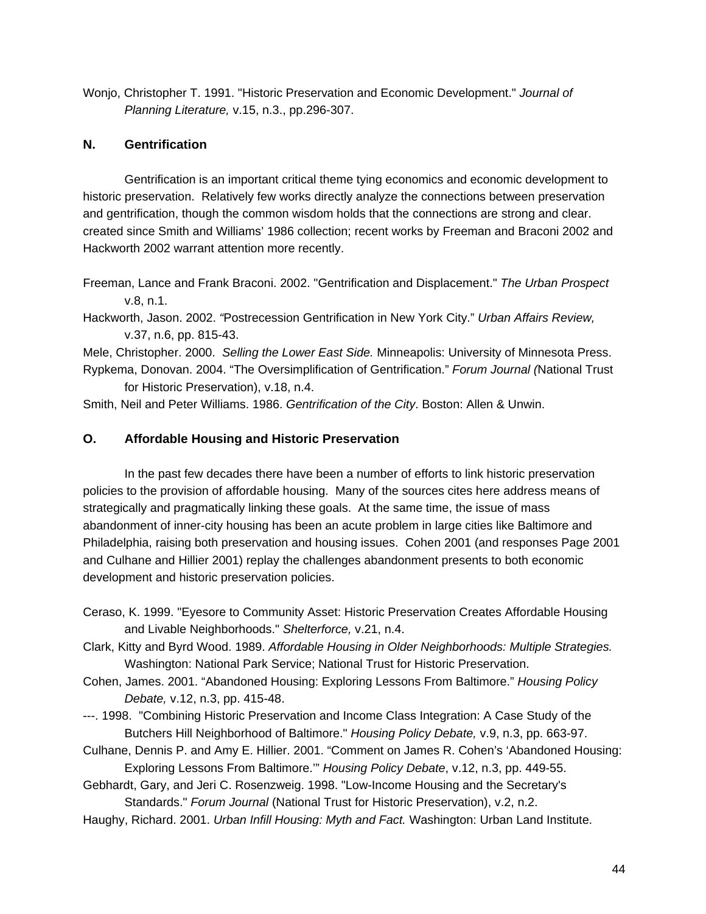Wonjo, Christopher T. 1991. "Historic Preservation and Economic Development." *Journal of Planning Literature,* v.15, n.3., pp.296-307.

## N. Gentrification

Gentrification is an important critical theme tying economics and economic development to historic preservation. Relatively few works directly analyze the connections between preservation and gentrification, though the common wisdom holds that the connections are strong and clear. created since Smith and Williams' 1986 collection; recent works by Freeman and Braconi 2002 and Hackworth 2002 warrant attention more recently.

Freeman, Lance and Frank Braconi. 2002. "Gentrification and Displacement." *The Urban Prospect* v.8, n.1.

Hackworth, Jason. 2002. "Postrecession Gentrification in New York City." *Urban Affairs Review,* v.37, n.6, pp. 815-43.

Mele, Christopher. 2000. *Selling the Lower East Side.* Minneapolis: University of Minnesota Press.

Rypkema, Donovan. 2004. "The Oversimplification of Gentrification." *Forum Journal (*National Trust for Historic Preservation), v.18, n.4.

Smith, Neil and Peter Williams. 1986. *Gentrification of the City*. Boston: Allen & Unwin.

## O. Affordable Housing and Historic Preservation

In the past few decades there have been a number of efforts to link historic preservation policies to the provision of affordable housing. Many of the sources cites here address means of strategically and pragmatically linking these goals. At the same time, the issue of mass abandonment of inner-city housing has been an acute problem in large cities like Baltimore and Philadelphia, raising both preservation and housing issues. Cohen 2001 (and responses Page 2001 and Culhane and Hillier 2001) replay the challenges abandonment presents to both economic development and historic preservation policies.

Ceraso, K. 1999. "Eyesore to Community Asset: Historic Preservation Creates Affordable Housing and Livable Neighborhoods." *Shelterforce,* v.21, n.4.

Clark, Kitty and Byrd Wood. 1989. *Affordable Housing in Older Neighborhoods: Multiple Strategies.* Washington: National Park Service; National Trust for Historic Preservation.

Cohen, James. 2001. "Abandoned Housing: Exploring Lessons From Baltimore." *Housing Policy Debate,* v.12, n.3, pp. 415-48.

---. 1998. "Combining Historic Preservation and Income Class Integration: A Case Study of the Butchers Hill Neighborhood of Baltimore." *Housing Policy Debate,* v.9, n.3, pp. 663-97.

Culhane, Dennis P. and Amy E. Hillier. 2001. "Comment on James R. Cohen's 'Abandoned Housing: Exploring Lessons From Baltimore.'" *Housing Policy Debate*, v.12, n.3, pp. 449-55.

Gebhardt, Gary, and Jeri C. Rosenzweig. 1998. "Low-Income Housing and the Secretary's Standards." *Forum Journal* (National Trust for Historic Preservation), v.2, n.2.

Haughy, Richard. 2001. *Urban Infill Housing: Myth and Fact.* Washington: Urban Land Institute.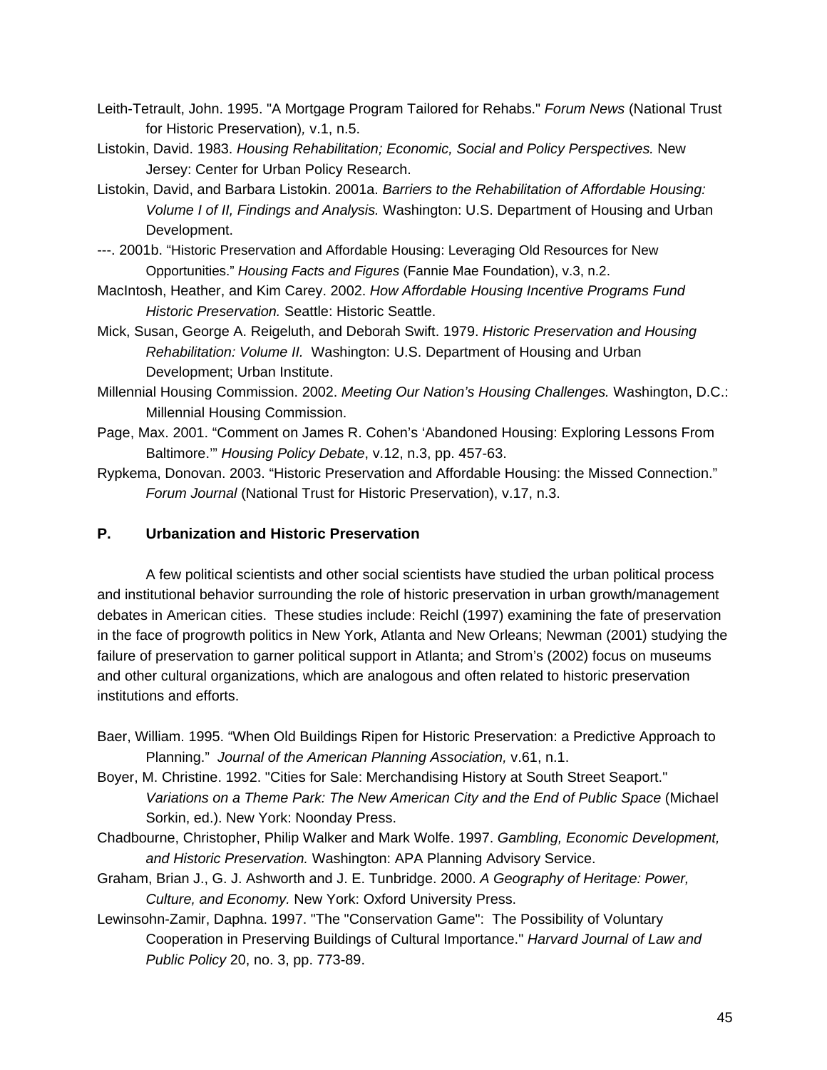Leith-Tetrault, John. 1995. "A Mortgage Program Tailored for Rehabs." *Forum News* (National Trust for Historic Preservation), v.1, n.5.

Listokin, David. 1983. *Housing Rehabilitation; Economic, Social and Policy Perspectives.* New Jersey: Center for Urban Policy Research.

Listokin, David, and Barbara Listokin. 2001a. *Barriers to the Rehabilitation of Affordable Housing: Volume I of II, Findings and Analysis.* Washington: U.S. Department of Housing and Urban Development.

---. 2001b. "Historic Preservation and Affordable Housing: Leveraging Old Resources for New Opportunities." *Housing Facts and Figures* (Fannie Mae Foundation), v.3, n.2.

MacIntosh, Heather, and Kim Carey. 2002. *How Affordable Housing Incentive Programs Fund Historic Preservation.* Seattle: Historic Seattle.

Mick, Susan, George A. Reigeluth, and Deborah Swift. 1979. *Historic Preservation and Housing Rehabilitation: Volume II.* Washington: U.S. Department of Housing and Urban Development; Urban Institute.

Millennial Housing Commission. 2002. *Meeting Our Nation's Housing Challenges.* Washington, D.C.: Millennial Housing Commission.

Page, Max. 2001. "Comment on James R. Cohen's 'Abandoned Housing: Exploring Lessons From Baltimore.'" *Housing Policy Debate*, v.12, n.3, pp. 457-63.

Rypkema, Donovan. 2003. "Historic Preservation and Affordable Housing: the Missed Connection." *Forum Journal* (National Trust for Historic Preservation), v.17, n.3.

## P. Urbanization and Historic Preservation

A few political scientists and other social scientists have studied the urban political process and institutional behavior surrounding the role of historic preservation in urban growth/management debates in American cities. These studies include: Reichl (1997) examining the fate of preservation in the face of progrowth politics in New York, Atlanta and New Orleans; Newman (2001) studying the failure of preservation to garner political support in Atlanta; and Strom's (2002) focus on museums and other cultural organizations, which are analogous and often related to historic preservation institutions and efforts.

Baer, William. 1995. "When Old Buildings Ripen for Historic Preservation: a Predictive Approach to Planning." *Journal of the American Planning Association,* v.61, n.1.

Boyer, M. Christine. 1992. "Cities for Sale: Merchandising History at South Street Seaport." *Variations on a Theme Park: The New American City and the End of Public Space* (Michael Sorkin, ed.). New York: Noonday Press.

Chadbourne, Christopher, Philip Walker and Mark Wolfe. 1997. *Gambling, Economic Development, and Historic Preservation.* Washington: APA Planning Advisory Service.

Graham, Brian J., G. J. Ashworth and J. E. Tunbridge. 2000. *A Geography of Heritage: Power, Culture, and Economy.* New York: Oxford University Press.

Lewinsohn-Zamir, Daphna. 1997. "The "Conservation Game": The Possibility of Voluntary Cooperation in Preserving Buildings of Cultural Importance." *Harvard Journal of Law and Public Policy* 20, no. 3, pp. 773-89.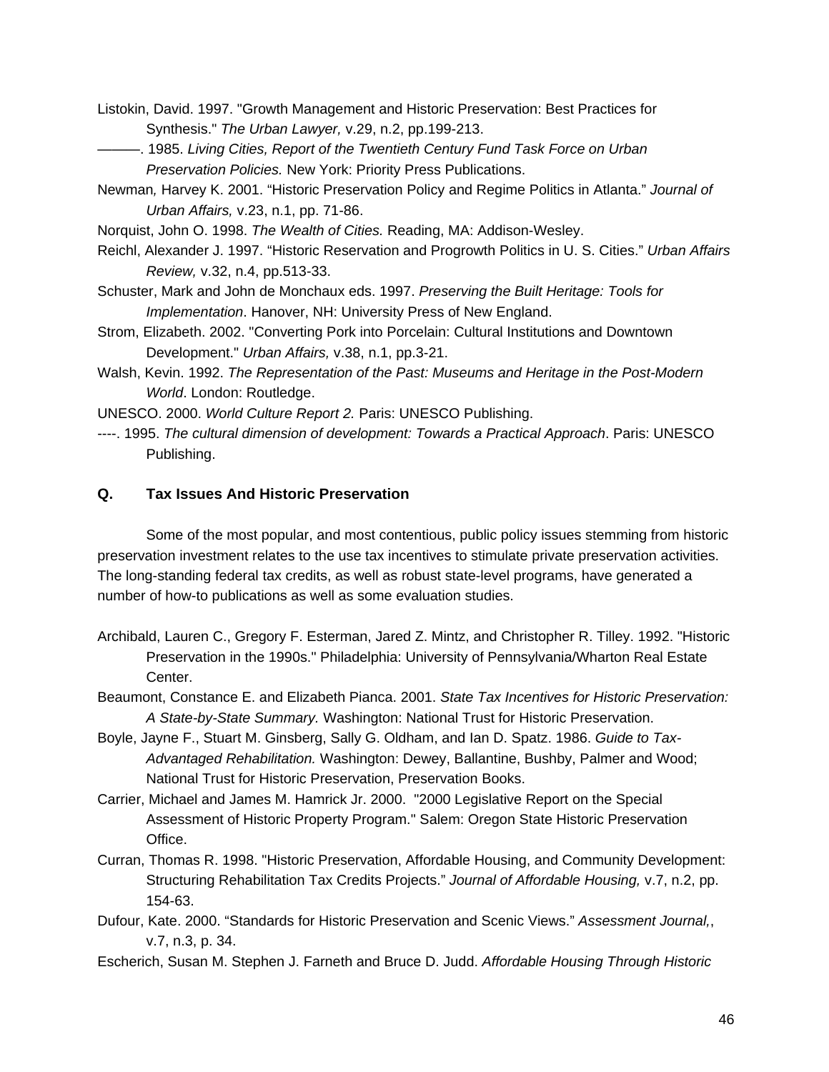Listokin, David. 1997. "Growth Management and Historic Preservation: Best Practices for Synthesis." *The Urban Lawyer,* v.29, n.2, pp.199-213.

———. 1985. *Living Cities, Report of the Twentieth Century Fund Task Force on Urban Preservation Policies.* New York: Priority Press Publications.

Newman*,* Harvey K. 2001. "Historic Preservation Policy and Regime Politics in Atlanta." *Journal of Urban Affairs,* v.23, n.1, pp. 71-86.

Norquist, John O. 1998. *The Wealth of Cities.* Reading, MA: Addison-Wesley.

Reichl, Alexander J. 1997. "Historic Reservation and Progrowth Politics in U. S. Cities." *Urban Affairs Review,* v.32, n.4, pp.513-33.

Schuster, Mark and John de Monchaux eds. 1997. *Preserving the Built Heritage: Tools for Implementation*. Hanover, NH: University Press of New England.

Strom, Elizabeth. 2002. "Converting Pork into Porcelain: Cultural Institutions and Downtown Development." *Urban Affairs,* v.38, n.1, pp.3-21.

Walsh, Kevin. 1992. *The Representation of the Past: Museums and Heritage in the Post-Modern World*. London: Routledge.

UNESCO. 2000. *World Culture Report 2.* Paris: UNESCO Publishing.

----. 1995. *The cultural dimension of development: Towards a Practical Approach*. Paris: UNESCO Publishing.

### Q. Tax Issues And Historic Preservation

Some of the most popular, and most contentious, public policy issues stemming from historic preservation investment relates to the use tax incentives to stimulate private preservation activities. The long-standing federal tax credits, as well as robust state-level programs, have generated a number of how-to publications as well as some evaluation studies.

Archibald, Lauren C., Gregory F. Esterman, Jared Z. Mintz, and Christopher R. Tilley. 1992. "Historic Preservation in the 1990s." Philadelphia: University of Pennsylvania/Wharton Real Estate Center.

Beaumont, Constance E. and Elizabeth Pianca. 2001. *State Tax Incentives for Historic Preservation: A State-by-State Summary.* Washington: National Trust for Historic Preservation.

Boyle, Jayne F., Stuart M. Ginsberg, Sally G. Oldham, and Ian D. Spatz. 1986. *Guide to Tax-Advantaged Rehabilitation.* Washington: Dewey, Ballantine, Bushby, Palmer and Wood; National Trust for Historic Preservation, Preservation Books.

Carrier, Michael and James M. Hamrick Jr. 2000. "2000 Legislative Report on the Special Assessment of Historic Property Program." Salem: Oregon State Historic Preservation Office.

Curran, Thomas R. 1998. "Historic Preservation, Affordable Housing, and Community Development: Structuring Rehabilitation Tax Credits Projects." *Journal of Affordable Housing,* v.7, n.2, pp. 154-63.

Dufour, Kate. 2000. "Standards for Historic Preservation and Scenic Views." *Assessment Journal,*, v.7, n.3, p. 34.

Escherich, Susan M. Stephen J. Farneth and Bruce D. Judd. *Affordable Housing Through Historic*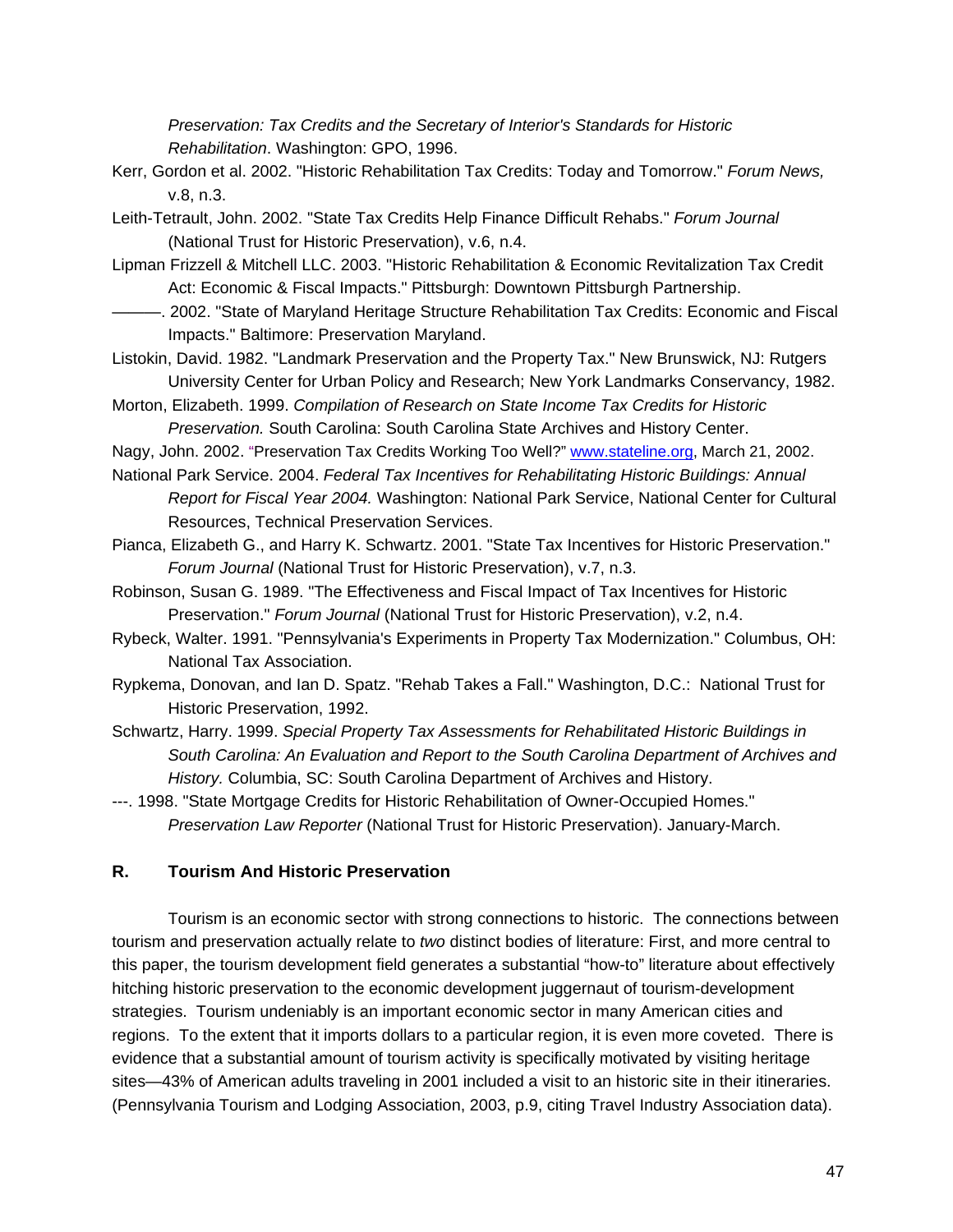*Preservation: Tax Credits and the Secretary of Interior's Standards for Historic Rehabilitation*. Washington: GPO, 1996.

Kerr, Gordon et al. 2002. "Historic Rehabilitation Tax Credits: Today and Tomorrow." *Forum News,* v.8, n.3.

Leith-Tetrault, John. 2002. "State Tax Credits Help Finance Difficult Rehabs." *Forum Journal* (National Trust for Historic Preservation), v.6, n.4.

Lipman Frizzell & Mitchell LLC. 2003. "Historic Rehabilitation & Economic Revitalization Tax Credit Act: Economic & Fiscal Impacts." Pittsburgh: Downtown Pittsburgh Partnership.

———. 2002. "State of Maryland Heritage Structure Rehabilitation Tax Credits: Economic and Fiscal Impacts." Baltimore: Preservation Maryland.

Listokin, David. 1982. "Landmark Preservation and the Property Tax." New Brunswick, NJ: Rutgers University Center for Urban Policy and Research; New York Landmarks Conservancy, 1982.

Morton, Elizabeth. 1999. *Compilation of Research on State Income Tax Credits for Historic Preservation.* South Carolina: South Carolina State Archives and History Center.

Nagy, John. 2002. "Preservation Tax Credits Working Too Well?" www.stateline.org, March 21, 2002.

National Park Service. 2004. *Federal Tax Incentives for Rehabilitating Historic Buildings: Annual Report for Fiscal Year 2004.* Washington: National Park Service, National Center for Cultural Resources, Technical Preservation Services.

Pianca, Elizabeth G., and Harry K. Schwartz. 2001. "State Tax Incentives for Historic Preservation." *Forum Journal* (National Trust for Historic Preservation), v.7, n.3.

Robinson, Susan G. 1989. "The Effectiveness and Fiscal Impact of Tax Incentives for Historic Preservation." *Forum Journal* (National Trust for Historic Preservation), v.2, n.4.

Rybeck, Walter. 1991. "Pennsylvania's Experiments in Property Tax Modernization." Columbus, OH: National Tax Association.

Rypkema, Donovan, and Ian D. Spatz. "Rehab Takes a Fall." Washington, D.C.: National Trust for Historic Preservation, 1992.

Schwartz, Harry. 1999. *Special Property Tax Assessments for Rehabilitated Historic Buildings in South Carolina: An Evaluation and Report to the South Carolina Department of Archives and History.* Columbia, SC: South Carolina Department of Archives and History.

---. 1998. "State Mortgage Credits for Historic Rehabilitation of Owner-Occupied Homes." *Preservation Law Reporter* (National Trust for Historic Preservation). January-March.

## R. Tourism And Historic Preservation

Tourism is an economic sector with strong connections to historic. The connections between tourism and preservation actually relate to *two* distinct bodies of literature: First, and more central to this paper, the tourism development field generates a substantial "how-to" literature about effectively hitching historic preservation to the economic development juggernaut of tourism-development strategies. Tourism undeniably is an important economic sector in many American cities and regions. To the extent that it imports dollars to a particular region, it is even more coveted. There is evidence that a substantial amount of tourism activity is specifically motivated by visiting heritage sites—43% of American adults traveling in 2001 included a visit to an historic site in their itineraries. (Pennsylvania Tourism and Lodging Association, 2003, p.9, citing Travel Industry Association data).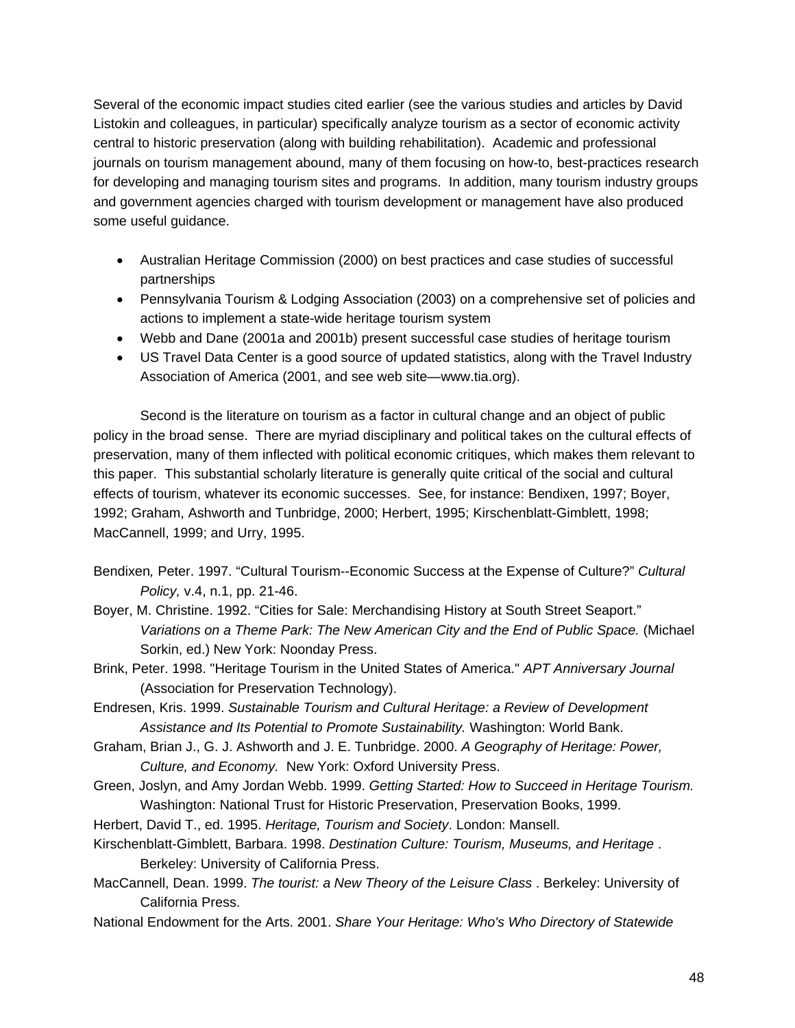Several of the economic impact studies cited earlier (see the various studies and articles by David Listokin and colleagues, in particular) specifically analyze tourism as a sector of economic activity central to historic preservation (along with building rehabilitation). Academic and professional journals on tourism management abound, many of them focusing on how-to, best-practices research for developing and managing tourism sites and programs. In addition, many tourism industry groups and government agencies charged with tourism development or management have also produced some useful guidance.

- Australian Heritage Commission (2000) on best practices and case studies of successful partnerships
- Pennsylvania Tourism & Lodging Association (2003) on a comprehensive set of policies and actions to implement a state-wide heritage tourism system
- Webb and Dane (2001a and 2001b) present successful case studies of heritage tourism
- US Travel Data Center is a good source of updated statistics, along with the Travel Industry Association of America (2001, and see web site—www.tia.org).

Second is the literature on tourism as a factor in cultural change and an object of public policy in the broad sense. There are myriad disciplinary and political takes on the cultural effects of preservation, many of them inflected with political economic critiques, which makes them relevant to this paper. This substantial scholarly literature is generally quite critical of the social and cultural effects of tourism, whatever its economic successes. See, for instance: Bendixen, 1997; Boyer, 1992; Graham, Ashworth and Tunbridge, 2000; Herbert, 1995; Kirschenblatt-Gimblett, 1998; MacCannell, 1999; and Urry, 1995.

Bendixen, Peter. 1997. "Cultural Tourism--Economic Success at the Expense of Culture?" *Cultural Policy,* v.4, n.1, pp. 21-46.

Boyer, M. Christine. 1992. "Cities for Sale: Merchandising History at South Street Seaport." *Variations on a Theme Park: The New American City and the End of Public Space.* (Michael Sorkin, ed.) New York: Noonday Press.

Brink, Peter. 1998. "Heritage Tourism in the United States of America." *APT Anniversary Journal* (Association for Preservation Technology).

Endresen, Kris. 1999. *Sustainable Tourism and Cultural Heritage: a Review of Development Assistance and Its Potential to Promote Sustainability.* Washington: World Bank.

Graham, Brian J., G. J. Ashworth and J. E. Tunbridge. 2000. *A Geography of Heritage: Power, Culture, and Economy.* New York: Oxford University Press.

Green, Joslyn, and Amy Jordan Webb. 1999. *Getting Started: How to Succeed in Heritage Tourism.* Washington: National Trust for Historic Preservation, Preservation Books, 1999.

Herbert, David T., ed. 1995. *Heritage, Tourism and Society*. London: Mansell.

Kirschenblatt-Gimblett, Barbara. 1998. *Destination Culture: Tourism, Museums, and Heritage* . Berkeley: University of California Press.

MacCannell, Dean. 1999. *The tourist: a New Theory of the Leisure Class* . Berkeley: University of California Press.

National Endowment for the Arts. 2001. *Share Your Heritage: Who's Who Directory of Statewide*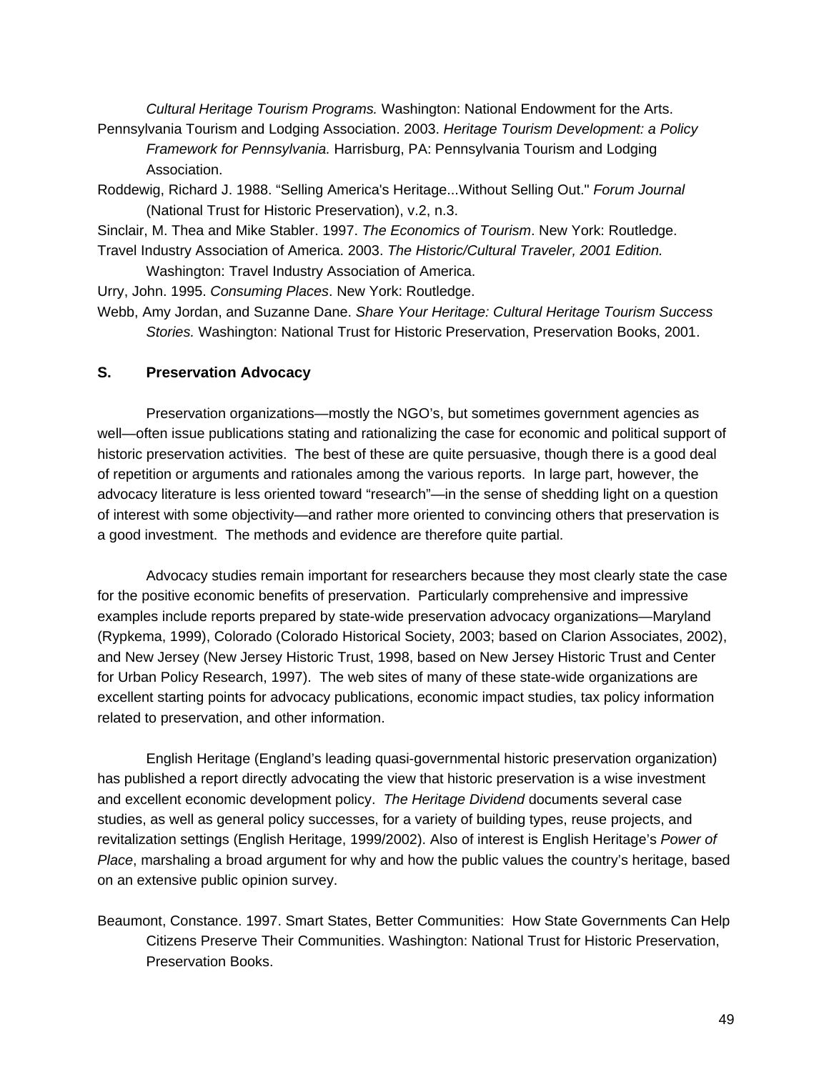*Cultural Heritage Tourism Programs.* Washington: National Endowment for the Arts.

Pennsylvania Tourism and Lodging Association. 2003. *Heritage Tourism Development: a Policy Framework for Pennsylvania.* Harrisburg, PA: Pennsylvania Tourism and Lodging Association.

Roddewig, Richard J. 1988. "Selling America's Heritage...Without Selling Out." *Forum Journal* (National Trust for Historic Preservation), v.2, n.3.

Sinclair, M. Thea and Mike Stabler. 1997. *The Economics of Tourism*. New York: Routledge.

Travel Industry Association of America. 2003. *The Historic/Cultural Traveler, 2001 Edition.* Washington: Travel Industry Association of America.

Urry, John. 1995. *Consuming Places*. New York: Routledge.

Webb, Amy Jordan, and Suzanne Dane. *Share Your Heritage: Cultural Heritage Tourism Success Stories.* Washington: National Trust for Historic Preservation, Preservation Books, 2001.

## S. Preservation Advocacy

Preservation organizations—mostly the NGO's, but sometimes government agencies as well—often issue publications stating and rationalizing the case for economic and political support of historic preservation activities. The best of these are quite persuasive, though there is a good deal of repetition or arguments and rationales among the various reports. In large part, however, the advocacy literature is less oriented toward "research"—in the sense of shedding light on a question of interest with some objectivity—and rather more oriented to convincing others that preservation is a good investment. The methods and evidence are therefore quite partial.

Advocacy studies remain important for researchers because they most clearly state the case for the positive economic benefits of preservation. Particularly comprehensive and impressive examples include reports prepared by state-wide preservation advocacy organizations—Maryland (Rypkema, 1999), Colorado (Colorado Historical Society, 2003; based on Clarion Associates, 2002), and New Jersey (New Jersey Historic Trust, 1998, based on New Jersey Historic Trust and Center for Urban Policy Research, 1997). The web sites of many of these state-wide organizations are excellent starting points for advocacy publications, economic impact studies, tax policy information related to preservation, and other information.

English Heritage (England's leading quasi-governmental historic preservation organization) has published a report directly advocating the view that historic preservation is a wise investment and excellent economic development policy. *The Heritage Dividend* documents several case studies, as well as general policy successes, for a variety of building types, reuse projects, and revitalization settings (English Heritage, 1999/2002). Also of interest is English Heritage's *Power of Place*, marshaling a broad argument for why and how the public values the country's heritage, based on an extensive public opinion survey.

Beaumont, Constance. 1997. Smart States, Better Communities: How State Governments Can Help Citizens Preserve Their Communities. Washington: National Trust for Historic Preservation, Preservation Books.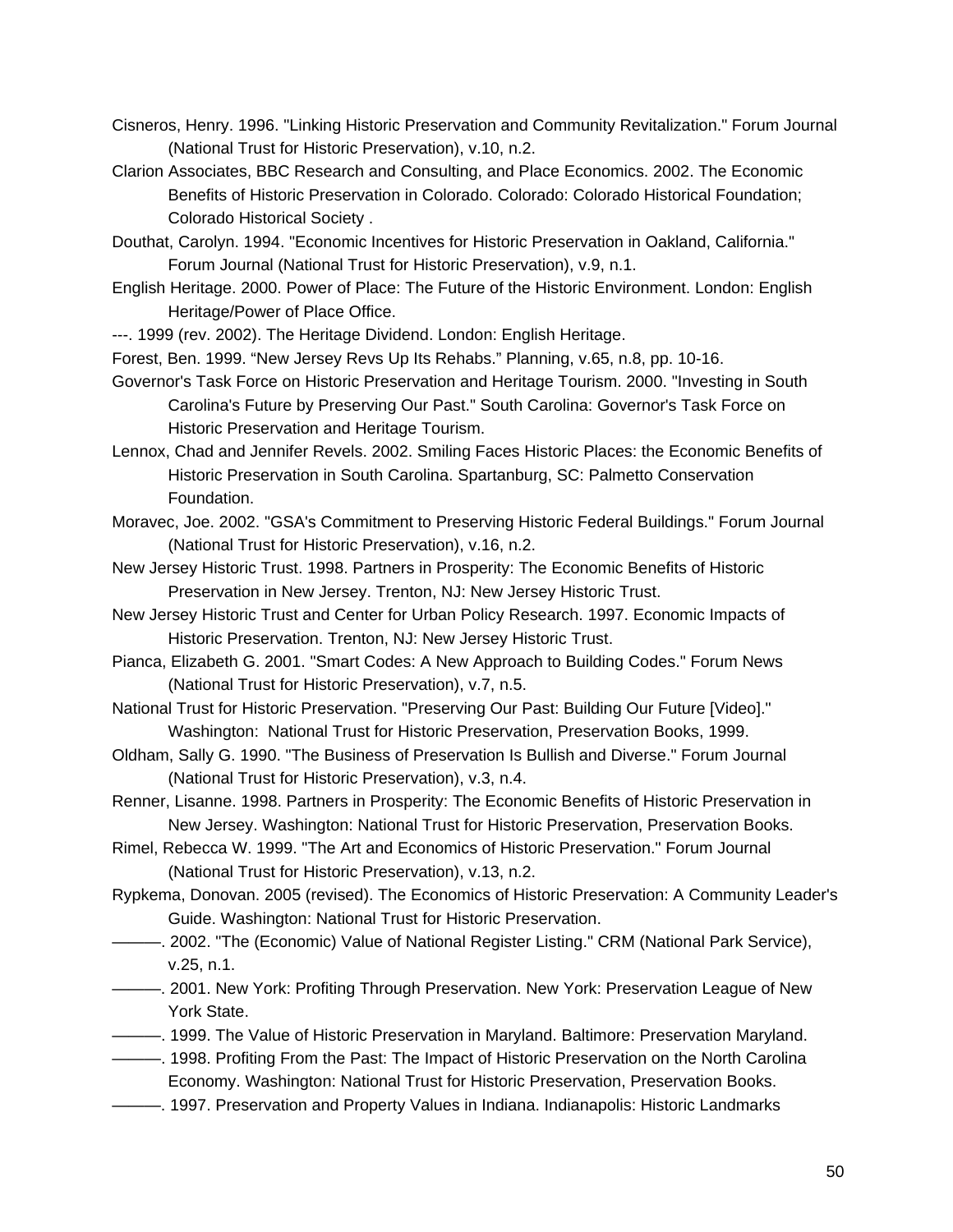Cisneros, Henry. 1996. "Linking Historic Preservation and Community Revitalization." Forum Journal (National Trust for Historic Preservation), v.10, n.2.

Clarion Associates, BBC Research and Consulting, and Place Economics. 2002. The Economic Benefits of Historic Preservation in Colorado. Colorado: Colorado Historical Foundation; Colorado Historical Society .

Douthat, Carolyn. 1994. "Economic Incentives for Historic Preservation in Oakland, California." Forum Journal (National Trust for Historic Preservation), v.9, n.1.

English Heritage. 2000. Power of Place: The Future of the Historic Environment. London: English Heritage/Power of Place Office.

---. 1999 (rev. 2002). The Heritage Dividend. London: English Heritage.

Forest, Ben. 1999. "New Jersey Revs Up Its Rehabs." Planning, v.65, n.8, pp. 10-16.

Governor's Task Force on Historic Preservation and Heritage Tourism. 2000. "Investing in South Carolina's Future by Preserving Our Past." South Carolina: Governor's Task Force on Historic Preservation and Heritage Tourism.

Lennox, Chad and Jennifer Revels. 2002. Smiling Faces Historic Places: the Economic Benefits of Historic Preservation in South Carolina. Spartanburg, SC: Palmetto Conservation Foundation.

Moravec, Joe. 2002. "GSA's Commitment to Preserving Historic Federal Buildings." Forum Journal (National Trust for Historic Preservation), v.16, n.2.

New Jersey Historic Trust. 1998. Partners in Prosperity: The Economic Benefits of Historic Preservation in New Jersey. Trenton, NJ: New Jersey Historic Trust.

New Jersey Historic Trust and Center for Urban Policy Research. 1997. Economic Impacts of Historic Preservation. Trenton, NJ: New Jersey Historic Trust.

Pianca, Elizabeth G. 2001. "Smart Codes: A New Approach to Building Codes." Forum News (National Trust for Historic Preservation), v.7, n.5.

National Trust for Historic Preservation. "Preserving Our Past: Building Our Future [Video]." Washington: National Trust for Historic Preservation, Preservation Books, 1999.

Oldham, Sally G. 1990. "The Business of Preservation Is Bullish and Diverse." Forum Journal (National Trust for Historic Preservation), v.3, n.4.

Renner, Lisanne. 1998. Partners in Prosperity: The Economic Benefits of Historic Preservation in New Jersey. Washington: National Trust for Historic Preservation, Preservation Books.

Rimel, Rebecca W. 1999. "The Art and Economics of Historic Preservation." Forum Journal (National Trust for Historic Preservation), v.13, n.2.

Rypkema, Donovan. 2005 (revised). The Economics of Historic Preservation: A Community Leader's Guide. Washington: National Trust for Historic Preservation.

———. 2002. "The (Economic) Value of National Register Listing." CRM (National Park Service), v.25, n.1.

———. 2001. New York: Profiting Through Preservation. New York: Preservation League of New York State.

———. 1999. The Value of Historic Preservation in Maryland. Baltimore: Preservation Maryland.

———. 1998. Profiting From the Past: The Impact of Historic Preservation on the North Carolina Economy. Washington: National Trust for Historic Preservation, Preservation Books.

———. 1997. Preservation and Property Values in Indiana. Indianapolis: Historic Landmarks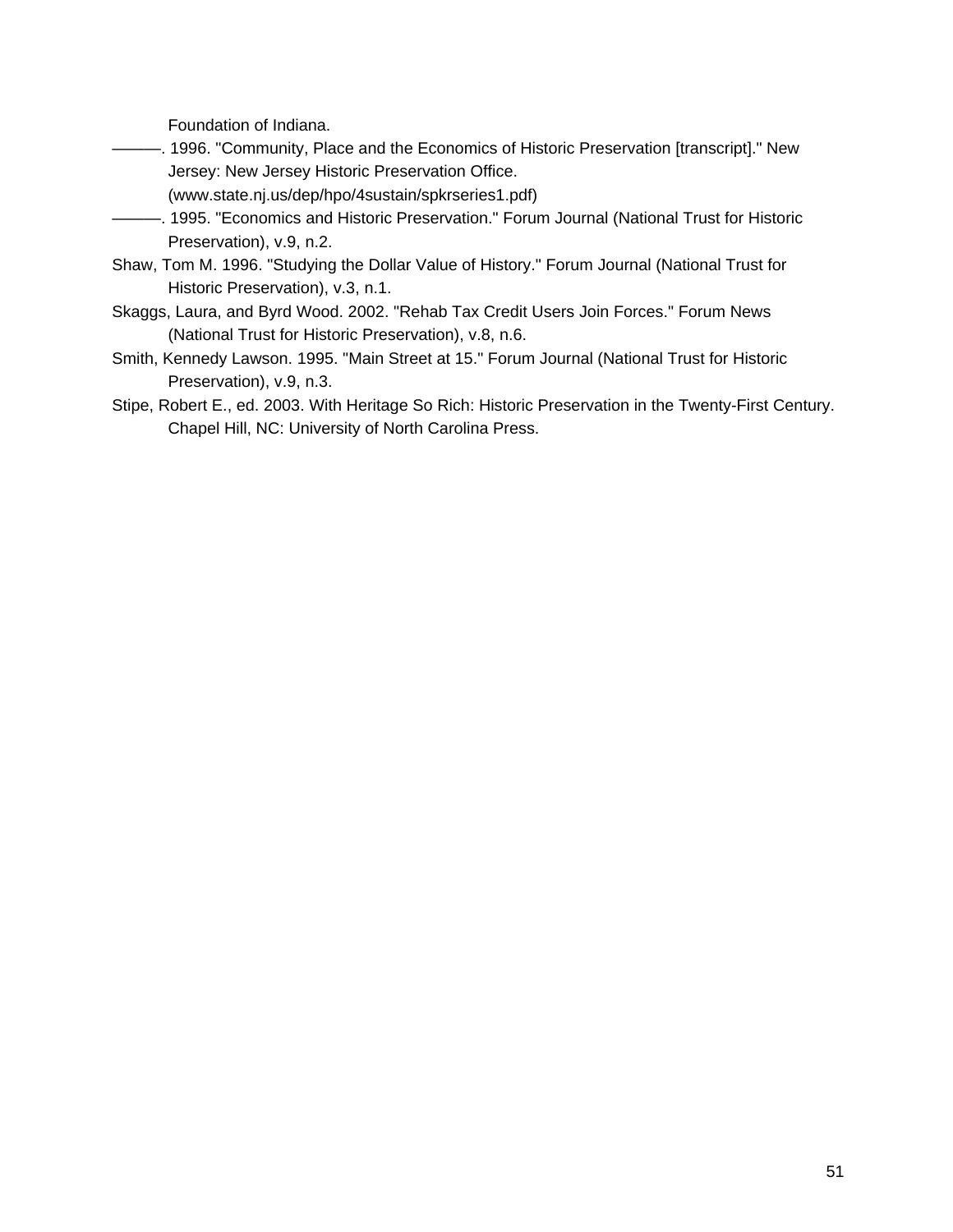Foundation of Indiana.

———. 1996. "Community, Place and the Economics of Historic Preservation [transcript]." New Jersey: New Jersey Historic Preservation Office. (www.state.nj.us/dep/hpo/4sustain/spkrseries1.pdf)

———. 1995. "Economics and Historic Preservation." Forum Journal (National Trust for Historic Preservation), v.9, n.2.

Shaw, Tom M. 1996. "Studying the Dollar Value of History." Forum Journal (National Trust for Historic Preservation), v.3, n.1.

Skaggs, Laura, and Byrd Wood. 2002. "Rehab Tax Credit Users Join Forces." Forum News (National Trust for Historic Preservation), v.8, n.6.

Smith, Kennedy Lawson. 1995. "Main Street at 15." Forum Journal (National Trust for Historic Preservation), v.9, n.3.

Stipe, Robert E., ed. 2003. With Heritage So Rich: Historic Preservation in the Twenty-First Century. Chapel Hill, NC: University of North Carolina Press.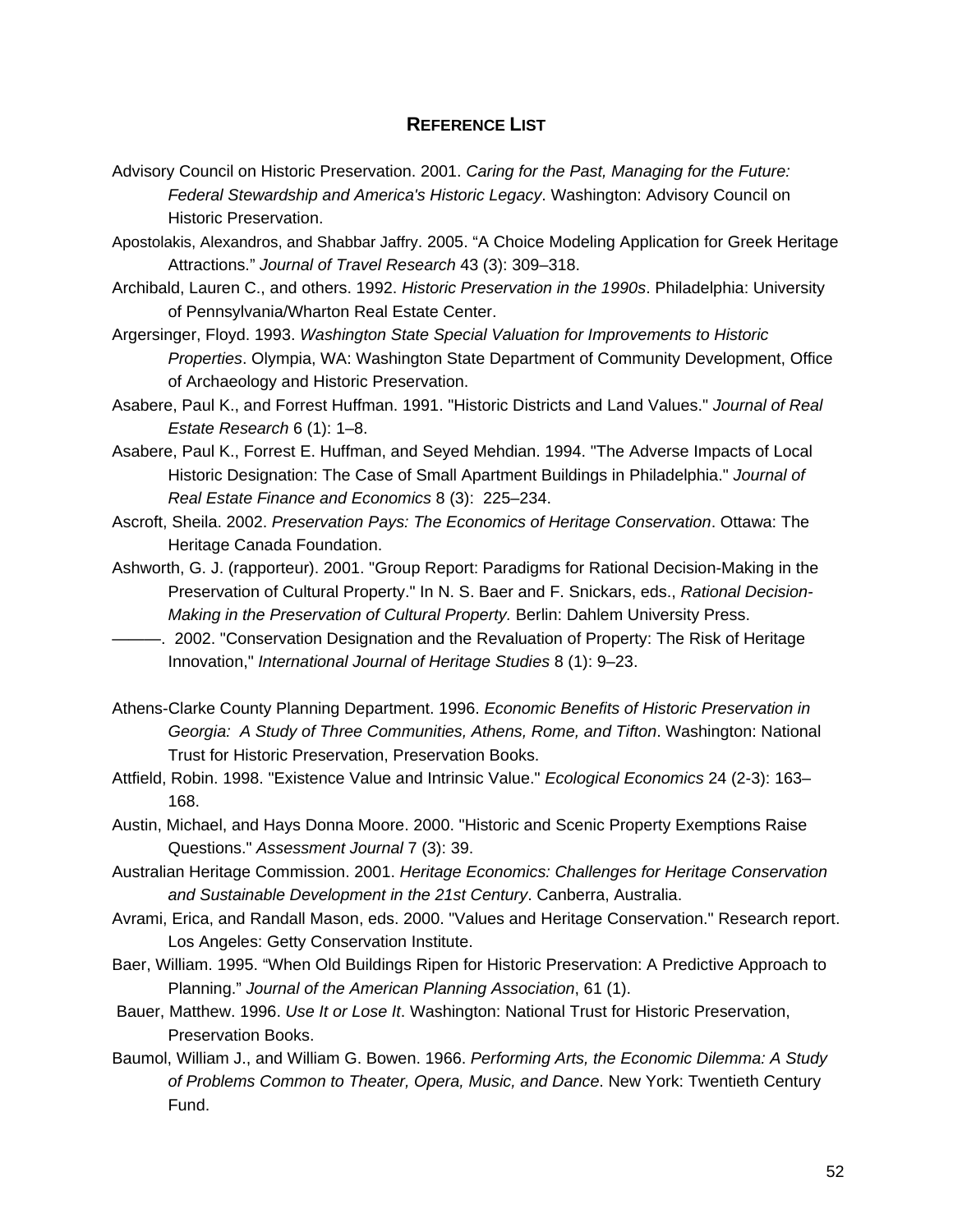## Reference List

Advisory Council on Historic Preservation. 2001. *Caring for the Past, Managing for the Future: Federal Stewardship and America's Historic Legacy*. Washington: Advisory Council on Historic Preservation.

Apostolakis, Alexandros, and Shabbar Jaffry. 2005. "A Choice Modeling Application for Greek Heritage Attractions." *Journal of Travel Research* 43 (3): 309–318.

Archibald, Lauren C., and others. 1992. *Historic Preservation in the 1990s*. Philadelphia: University of Pennsylvania/Wharton Real Estate Center.

Argersinger, Floyd. 1993. *Washington State Special Valuation for Improvements to Historic Properties*. Olympia, WA: Washington State Department of Community Development, Office of Archaeology and Historic Preservation.

Asabere, Paul K., and Forrest Huffman. 1991. "Historic Districts and Land Values." *Journal of Real Estate Research* 6 (1): 1–8.

Asabere, Paul K., Forrest E. Huffman, and Seyed Mehdian. 1994. "The Adverse Impacts of Local Historic Designation: The Case of Small Apartment Buildings in Philadelphia." *Journal of Real Estate Finance and Economics* 8 (3): 225–234.

Ascroft, Sheila. 2002. *Preservation Pays: The Economics of Heritage Conservation*. Ottawa: The Heritage Canada Foundation.

Ashworth, G. J. (rapporteur). 2001. "Group Report: Paradigms for Rational Decision-Making in the Preservation of Cultural Property." In N. S. Baer and F. Snickars, eds., *Rational Decision-Making in the Preservation of Cultural Property.* Berlin: Dahlem University Press.

———. 2002. "Conservation Designation and the Revaluation of Property: The Risk of Heritage Innovation," *International Journal of Heritage Studies* 8 (1): 9–23.

Athens-Clarke County Planning Department. 1996. *Economic Benefits of Historic Preservation in Georgia: A Study of Three Communities, Athens, Rome, and Tifton*. Washington: National Trust for Historic Preservation, Preservation Books.

Attfield, Robin. 1998. "Existence Value and Intrinsic Value." *Ecological Economics* 24 (2-3): 163–168.

Austin, Michael, and Hays Donna Moore. 2000. "Historic and Scenic Property Exemptions Raise Questions." *Assessment Journal* 7 (3): 39.

Australian Heritage Commission. 2001. *Heritage Economics: Challenges for Heritage Conservation and Sustainable Development in the 21st Century*. Canberra, Australia.

Avrami, Erica, and Randall Mason, eds. 2000. "Values and Heritage Conservation." Research report. Los Angeles: Getty Conservation Institute.

Baer, William. 1995. "When Old Buildings Ripen for Historic Preservation: A Predictive Approach to Planning." *Journal of the American Planning Association*, 61 (1).

Bauer, Matthew. 1996. *Use It or Lose It*. Washington: National Trust for Historic Preservation, Preservation Books.

Baumol, William J., and William G. Bowen. 1966. *Performing Arts, the Economic Dilemma: A Study of Problems Common to Theater, Opera, Music, and Dance*. New York: Twentieth Century Fund.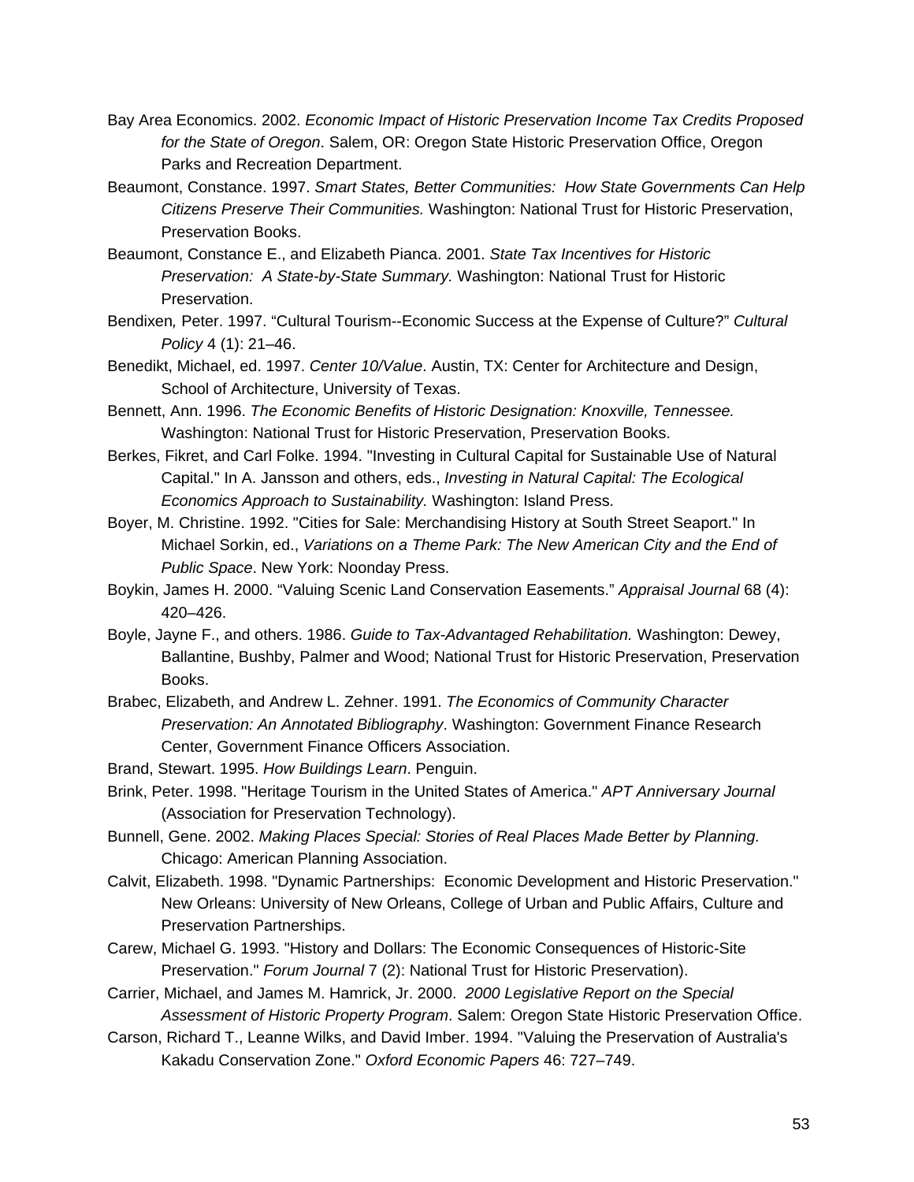Bay Area Economics. 2002. *Economic Impact of Historic Preservation Income Tax Credits Proposed for the State of Oregon*. Salem, OR: Oregon State Historic Preservation Office, Oregon Parks and Recreation Department.

Beaumont, Constance. 1997. *Smart States, Better Communities: How State Governments Can Help Citizens Preserve Their Communities.* Washington: National Trust for Historic Preservation, Preservation Books.

Beaumont, Constance E., and Elizabeth Pianca. 2001. *State Tax Incentives for Historic Preservation: A State-by-State Summary.* Washington: National Trust for Historic Preservation.

Bendixen*,* Peter. 1997. "Cultural Tourism--Economic Success at the Expense of Culture?" *Cultural Policy* 4 (1): 21–46.

Benedikt, Michael, ed. 1997. *Center 10/Value*. Austin, TX: Center for Architecture and Design, School of Architecture, University of Texas.

Bennett, Ann. 1996. *The Economic Benefits of Historic Designation: Knoxville, Tennessee.* Washington: National Trust for Historic Preservation, Preservation Books.

Berkes, Fikret, and Carl Folke. 1994. "Investing in Cultural Capital for Sustainable Use of Natural Capital." In A. Jansson and others, eds., *Investing in Natural Capital: The Ecological Economics Approach to Sustainability.* Washington: Island Press.

Boyer, M. Christine. 1992. "Cities for Sale: Merchandising History at South Street Seaport." In Michael Sorkin, ed., *Variations on a Theme Park: The New American City and the End of Public Space*. New York: Noonday Press.

Boykin, James H. 2000. "Valuing Scenic Land Conservation Easements." *Appraisal Journal* 68 (4): 420–426.

Boyle, Jayne F., and others. 1986. *Guide to Tax-Advantaged Rehabilitation.* Washington: Dewey, Ballantine, Bushby, Palmer and Wood; National Trust for Historic Preservation, Preservation Books.

Brabec, Elizabeth, and Andrew L. Zehner. 1991. *The Economics of Community Character Preservation: An Annotated Bibliography*. Washington: Government Finance Research Center, Government Finance Officers Association.

Brand, Stewart. 1995. *How Buildings Learn*. Penguin.

Brink, Peter. 1998. "Heritage Tourism in the United States of America." *APT Anniversary Journal* (Association for Preservation Technology).

Bunnell, Gene. 2002. *Making Places Special: Stories of Real Places Made Better by Planning.* Chicago: American Planning Association.

Calvit, Elizabeth. 1998. "Dynamic Partnerships: Economic Development and Historic Preservation." New Orleans: University of New Orleans, College of Urban and Public Affairs, Culture and Preservation Partnerships.

Carew, Michael G. 1993. "History and Dollars: The Economic Consequences of Historic-Site Preservation." *Forum Journal* 7 (2): National Trust for Historic Preservation).

Carrier, Michael, and James M. Hamrick, Jr. 2000. *2000 Legislative Report on the Special Assessment of Historic Property Program*. Salem: Oregon State Historic Preservation Office.

Carson, Richard T., Leanne Wilks, and David Imber. 1994. "Valuing the Preservation of Australia's Kakadu Conservation Zone." *Oxford Economic Papers* 46: 727–749.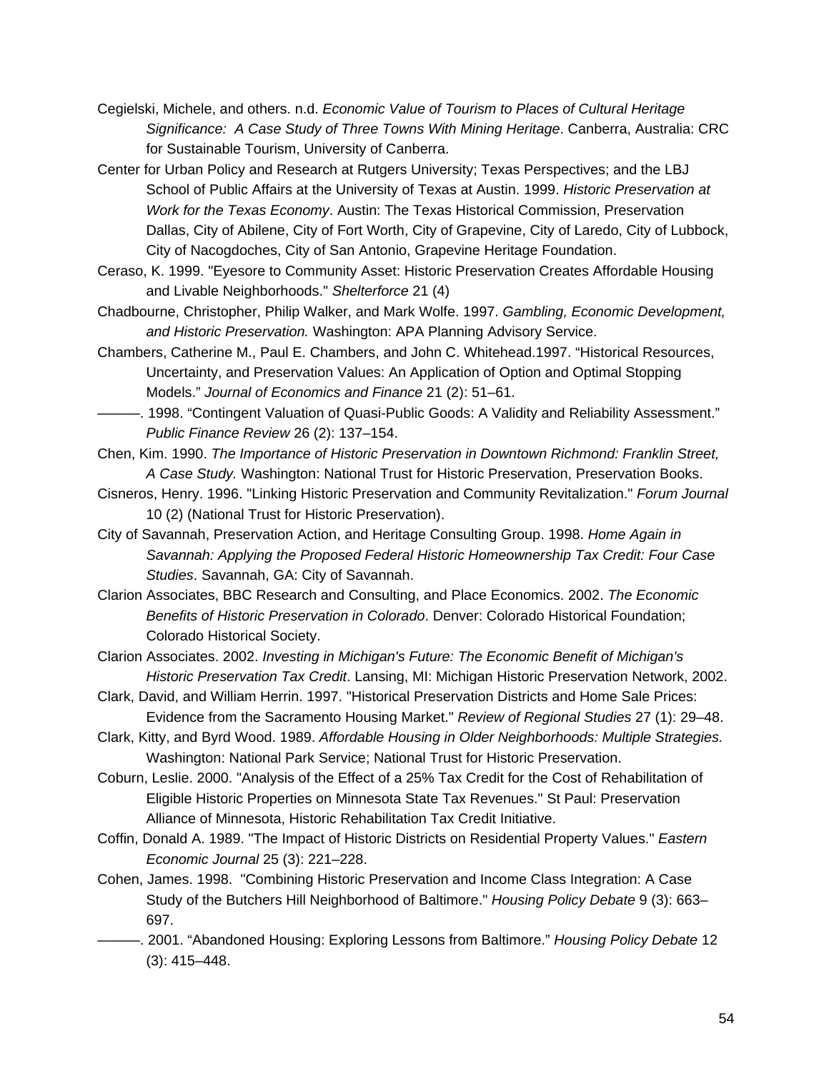Cegielski, Michele, and others. n.d. *Economic Value of Tourism to Places of Cultural Heritage Significance: A Case Study of Three Towns With Mining Heritage*. Canberra, Australia: CRC for Sustainable Tourism, University of Canberra.

Center for Urban Policy and Research at Rutgers University; Texas Perspectives; and the LBJ School of Public Affairs at the University of Texas at Austin. 1999. *Historic Preservation at Work for the Texas Economy*. Austin: The Texas Historical Commission, Preservation Dallas, City of Abilene, City of Fort Worth, City of Grapevine, City of Laredo, City of Lubbock, City of Nacogdoches, City of San Antonio, Grapevine Heritage Foundation.

Ceraso, K. 1999. "Eyesore to Community Asset: Historic Preservation Creates Affordable Housing and Livable Neighborhoods." *Shelterforce* 21 (4)

Chadbourne, Christopher, Philip Walker, and Mark Wolfe. 1997. *Gambling, Economic Development, and Historic Preservation.* Washington: APA Planning Advisory Service.

Chambers, Catherine M., Paul E. Chambers, and John C. Whitehead.1997. “Historical Resources, Uncertainty, and Preservation Values: An Application of Option and Optimal Stopping Models.” *Journal of Economics and Finance* 21 (2): 51–61.

———. 1998. “Contingent Valuation of Quasi-Public Goods: A Validity and Reliability Assessment.” *Public Finance Review* 26 (2): 137–154.

Chen, Kim. 1990. *The Importance of Historic Preservation in Downtown Richmond: Franklin Street, A Case Study.* Washington: National Trust for Historic Preservation, Preservation Books.

Cisneros, Henry. 1996. "Linking Historic Preservation and Community Revitalization." *Forum Journal* 10 (2) (National Trust for Historic Preservation).

City of Savannah, Preservation Action, and Heritage Consulting Group. 1998. *Home Again in Savannah: Applying the Proposed Federal Historic Homeownership Tax Credit: Four Case Studies*. Savannah, GA: City of Savannah.

Clarion Associates, BBC Research and Consulting, and Place Economics. 2002. *The Economic Benefits of Historic Preservation in Colorado*. Denver: Colorado Historical Foundation; Colorado Historical Society.

Clarion Associates. 2002. *Investing in Michigan's Future: The Economic Benefit of Michigan's Historic Preservation Tax Credit*. Lansing, MI: Michigan Historic Preservation Network, 2002.

Clark, David, and William Herrin. 1997. "Historical Preservation Districts and Home Sale Prices: Evidence from the Sacramento Housing Market." *Review of Regional Studies* 27 (1): 29–48.

Clark, Kitty, and Byrd Wood. 1989. *Affordable Housing in Older Neighborhoods: Multiple Strategies.* Washington: National Park Service; National Trust for Historic Preservation.

Coburn, Leslie. 2000. "Analysis of the Effect of a 25% Tax Credit for the Cost of Rehabilitation of Eligible Historic Properties on Minnesota State Tax Revenues." St Paul: Preservation Alliance of Minnesota, Historic Rehabilitation Tax Credit Initiative.

Coffin, Donald A. 1989. "The Impact of Historic Districts on Residential Property Values." *Eastern Economic Journal* 25 (3): 221–228.

Cohen, James. 1998. "Combining Historic Preservation and Income Class Integration: A Case Study of the Butchers Hill Neighborhood of Baltimore." *Housing Policy Debate* 9 (3): 663–697.

———. 2001. “Abandoned Housing: Exploring Lessons from Baltimore.” *Housing Policy Debate* 12 (3): 415–448.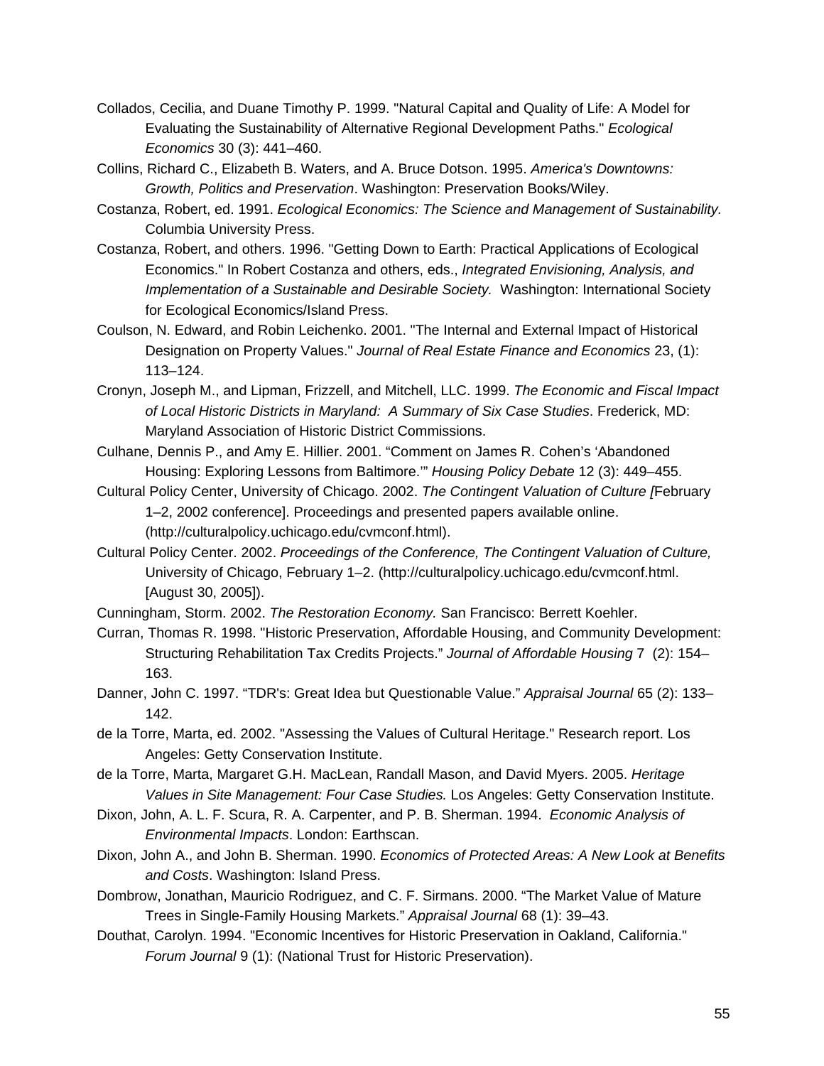Collados, Cecilia, and Duane Timothy P. 1999. "Natural Capital and Quality of Life: A Model for Evaluating the Sustainability of Alternative Regional Development Paths." *Ecological Economics* 30 (3): 441–460.

Collins, Richard C., Elizabeth B. Waters, and A. Bruce Dotson. 1995. *America's Downtowns: Growth, Politics and Preservation*. Washington: Preservation Books/Wiley.

Costanza, Robert, ed. 1991. *Ecological Economics: The Science and Management of Sustainability.* Columbia University Press.

Costanza, Robert, and others. 1996. "Getting Down to Earth: Practical Applications of Ecological Economics." In Robert Costanza and others, eds., *Integrated Envisioning, Analysis, and Implementation of a Sustainable and Desirable Society.* Washington: International Society for Ecological Economics/Island Press.

Coulson, N. Edward, and Robin Leichenko. 2001. "The Internal and External Impact of Historical Designation on Property Values." *Journal of Real Estate Finance and Economics* 23, (1): 113–124.

Cronyn, Joseph M., and Lipman, Frizzell, and Mitchell, LLC. 1999. *The Economic and Fiscal Impact of Local Historic Districts in Maryland: A Summary of Six Case Studies*. Frederick, MD: Maryland Association of Historic District Commissions.

Culhane, Dennis P., and Amy E. Hillier. 2001. "Comment on James R. Cohen's 'Abandoned Housing: Exploring Lessons from Baltimore.'" *Housing Policy Debate* 12 (3): 449–455.

Cultural Policy Center, University of Chicago. 2002. *The Contingent Valuation of Culture [*February 1–2, 2002 conference]. Proceedings and presented papers available online. (http://culturalpolicy.uchicago.edu/cvmconf.html).

Cultural Policy Center. 2002. *Proceedings of the Conference, The Contingent Valuation of Culture,* University of Chicago, February 1–2. (http://culturalpolicy.uchicago.edu/cvmconf.html. [August 30, 2005]).

Cunningham, Storm. 2002. *The Restoration Economy.* San Francisco: Berrett Koehler.

Curran, Thomas R. 1998. "Historic Preservation, Affordable Housing, and Community Development: Structuring Rehabilitation Tax Credits Projects." *Journal of Affordable Housing* 7 (2): 154–163.

Danner, John C. 1997. "TDR's: Great Idea but Questionable Value." *Appraisal Journal* 65 (2): 133–142.

de la Torre, Marta, ed. 2002. "Assessing the Values of Cultural Heritage." Research report. Los Angeles: Getty Conservation Institute.

de la Torre, Marta, Margaret G.H. MacLean, Randall Mason, and David Myers. 2005. *Heritage Values in Site Management: Four Case Studies.* Los Angeles: Getty Conservation Institute.

Dixon, John, A. L. F. Scura, R. A. Carpenter, and P. B. Sherman. 1994. *Economic Analysis of Environmental Impacts*. London: Earthscan.

Dixon, John A., and John B. Sherman. 1990. *Economics of Protected Areas: A New Look at Benefits and Costs*. Washington: Island Press.

Dombrow, Jonathan, Mauricio Rodriguez, and C. F. Sirmans. 2000. "The Market Value of Mature Trees in Single-Family Housing Markets." *Appraisal Journal* 68 (1): 39–43.

Douthat, Carolyn. 1994. "Economic Incentives for Historic Preservation in Oakland, California." *Forum Journal* 9 (1): (National Trust for Historic Preservation).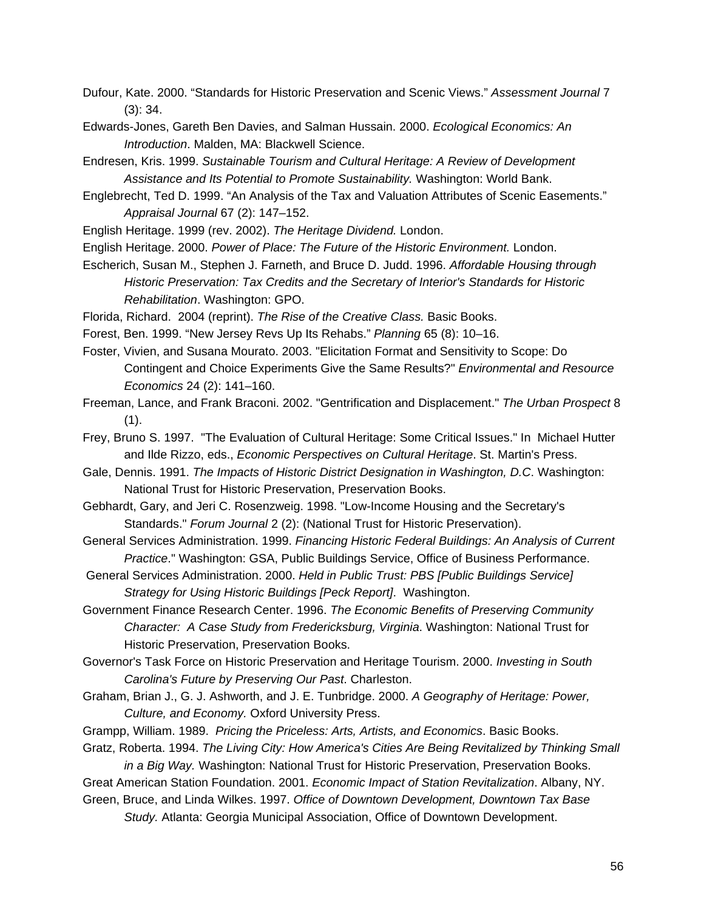Dufour, Kate. 2000. “Standards for Historic Preservation and Scenic Views.” *Assessment Journal* 7 (3): 34.

Edwards-Jones, Gareth Ben Davies, and Salman Hussain. 2000. *Ecological Economics: An Introduction*. Malden, MA: Blackwell Science.

Endresen, Kris. 1999. *Sustainable Tourism and Cultural Heritage: A Review of Development Assistance and Its Potential to Promote Sustainability.* Washington: World Bank.

Englebrecht, Ted D. 1999. “An Analysis of the Tax and Valuation Attributes of Scenic Easements.” *Appraisal Journal* 67 (2): 147–152.

English Heritage. 1999 (rev. 2002). *The Heritage Dividend.* London.

English Heritage. 2000. *Power of Place: The Future of the Historic Environment.* London.

Escherich, Susan M., Stephen J. Farneth, and Bruce D. Judd. 1996. *Affordable Housing through Historic Preservation: Tax Credits and the Secretary of Interior's Standards for Historic Rehabilitation*. Washington: GPO.

Florida, Richard. 2004 (reprint). *The Rise of the Creative Class.* Basic Books.

Forest, Ben. 1999. “New Jersey Revs Up Its Rehabs.” *Planning* 65 (8): 10–16.

Foster, Vivien, and Susana Mourato. 2003. "Elicitation Format and Sensitivity to Scope: Do Contingent and Choice Experiments Give the Same Results?" *Environmental and Resource Economics* 24 (2): 141–160.

Freeman, Lance, and Frank Braconi. 2002. "Gentrification and Displacement." *The Urban Prospect* 8 (1).

Frey, Bruno S. 1997. "The Evaluation of Cultural Heritage: Some Critical Issues." In Michael Hutter and Ilde Rizzo, eds., *Economic Perspectives on Cultural Heritage*. St. Martin's Press.

Gale, Dennis. 1991. *The Impacts of Historic District Designation in Washington, D.C*. Washington: National Trust for Historic Preservation, Preservation Books.

Gebhardt, Gary, and Jeri C. Rosenzweig. 1998. "Low-Income Housing and the Secretary's Standards." *Forum Journal* 2 (2): (National Trust for Historic Preservation).

General Services Administration. 1999. *Financing Historic Federal Buildings: An Analysis of Current Practice*." Washington: GSA, Public Buildings Service, Office of Business Performance.

General Services Administration. 2000. *Held in Public Trust: PBS [Public Buildings Service] Strategy for Using Historic Buildings [Peck Report]*. Washington.

Government Finance Research Center. 1996. *The Economic Benefits of Preserving Community Character: A Case Study from Fredericksburg, Virginia*. Washington: National Trust for Historic Preservation, Preservation Books.

Governor's Task Force on Historic Preservation and Heritage Tourism. 2000. *Investing in South Carolina's Future by Preserving Our Past*. Charleston.

Graham, Brian J., G. J. Ashworth, and J. E. Tunbridge. 2000. *A Geography of Heritage: Power, Culture, and Economy.* Oxford University Press.

Grampp, William. 1989. *Pricing the Priceless: Arts, Artists, and Economics*. Basic Books.

Gratz, Roberta. 1994. *The Living City: How America's Cities Are Being Revitalized by Thinking Small in a Big Way.* Washington: National Trust for Historic Preservation, Preservation Books.

Great American Station Foundation. 2001. *Economic Impact of Station Revitalization*. Albany, NY.

Green, Bruce, and Linda Wilkes. 1997. *Office of Downtown Development, Downtown Tax Base Study.* Atlanta: Georgia Municipal Association, Office of Downtown Development.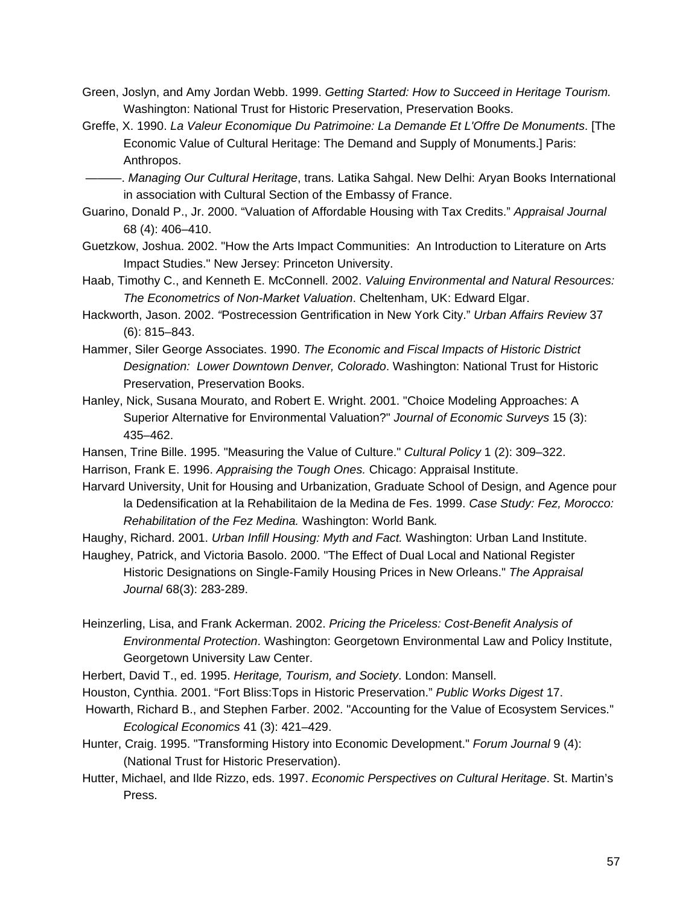Green, Joslyn, and Amy Jordan Webb. 1999. *Getting Started: How to Succeed in Heritage Tourism.* Washington: National Trust for Historic Preservation, Preservation Books.

Greffe, X. 1990. *La Valeur Economique Du Patrimoine: La Demande Et L'Offre De Monuments*. [The Economic Value of Cultural Heritage: The Demand and Supply of Monuments.] Paris: Anthropos.

———. *Managing Our Cultural Heritage*, trans. Latika Sahgal. New Delhi: Aryan Books International in association with Cultural Section of the Embassy of France.

Guarino, Donald P., Jr. 2000. "Valuation of Affordable Housing with Tax Credits." *Appraisal Journal* 68 (4): 406–410.

Guetzkow, Joshua. 2002. "How the Arts Impact Communities: An Introduction to Literature on Arts Impact Studies." New Jersey: Princeton University.

Haab, Timothy C., and Kenneth E. McConnell. 2002. *Valuing Environmental and Natural Resources: The Econometrics of Non-Market Valuation*. Cheltenham, UK: Edward Elgar.

Hackworth, Jason. 2002. "Postrecession Gentrification in New York City." *Urban Affairs Review* 37 (6): 815–843.

Hammer, Siler George Associates. 1990. *The Economic and Fiscal Impacts of Historic District Designation: Lower Downtown Denver, Colorado*. Washington: National Trust for Historic Preservation, Preservation Books.

Hanley, Nick, Susana Mourato, and Robert E. Wright. 2001. "Choice Modeling Approaches: A Superior Alternative for Environmental Valuation?" *Journal of Economic Surveys* 15 (3): 435–462.

Hansen, Trine Bille. 1995. "Measuring the Value of Culture." *Cultural Policy* 1 (2): 309–322.

Harrison, Frank E. 1996. *Appraising the Tough Ones.* Chicago: Appraisal Institute.

Harvard University, Unit for Housing and Urbanization, Graduate School of Design, and Agence pour la Dedensification at la Rehabilitaion de la Medina de Fes. 1999. *Case Study: Fez, Morocco: Rehabilitation of the Fez Medina.* Washington: World Bank.

Haughy, Richard. 2001. *Urban Infill Housing: Myth and Fact.* Washington: Urban Land Institute.

Haughey, Patrick, and Victoria Basolo. 2000. "The Effect of Dual Local and National Register Historic Designations on Single-Family Housing Prices in New Orleans." *The Appraisal Journal* 68(3): 283-289.

Heinzerling, Lisa, and Frank Ackerman. 2002. *Pricing the Priceless: Cost-Benefit Analysis of Environmental Protection*. Washington: Georgetown Environmental Law and Policy Institute, Georgetown University Law Center.

Herbert, David T., ed. 1995. *Heritage, Tourism, and Society*. London: Mansell.

Houston, Cynthia. 2001. "Fort Bliss:Tops in Historic Preservation." *Public Works Digest* 17.

Howarth, Richard B., and Stephen Farber. 2002. "Accounting for the Value of Ecosystem Services." *Ecological Economics* 41 (3): 421–429.

Hunter, Craig. 1995. "Transforming History into Economic Development." *Forum Journal* 9 (4): (National Trust for Historic Preservation).

Hutter, Michael, and Ilde Rizzo, eds. 1997. *Economic Perspectives on Cultural Heritage*. St. Martin's Press.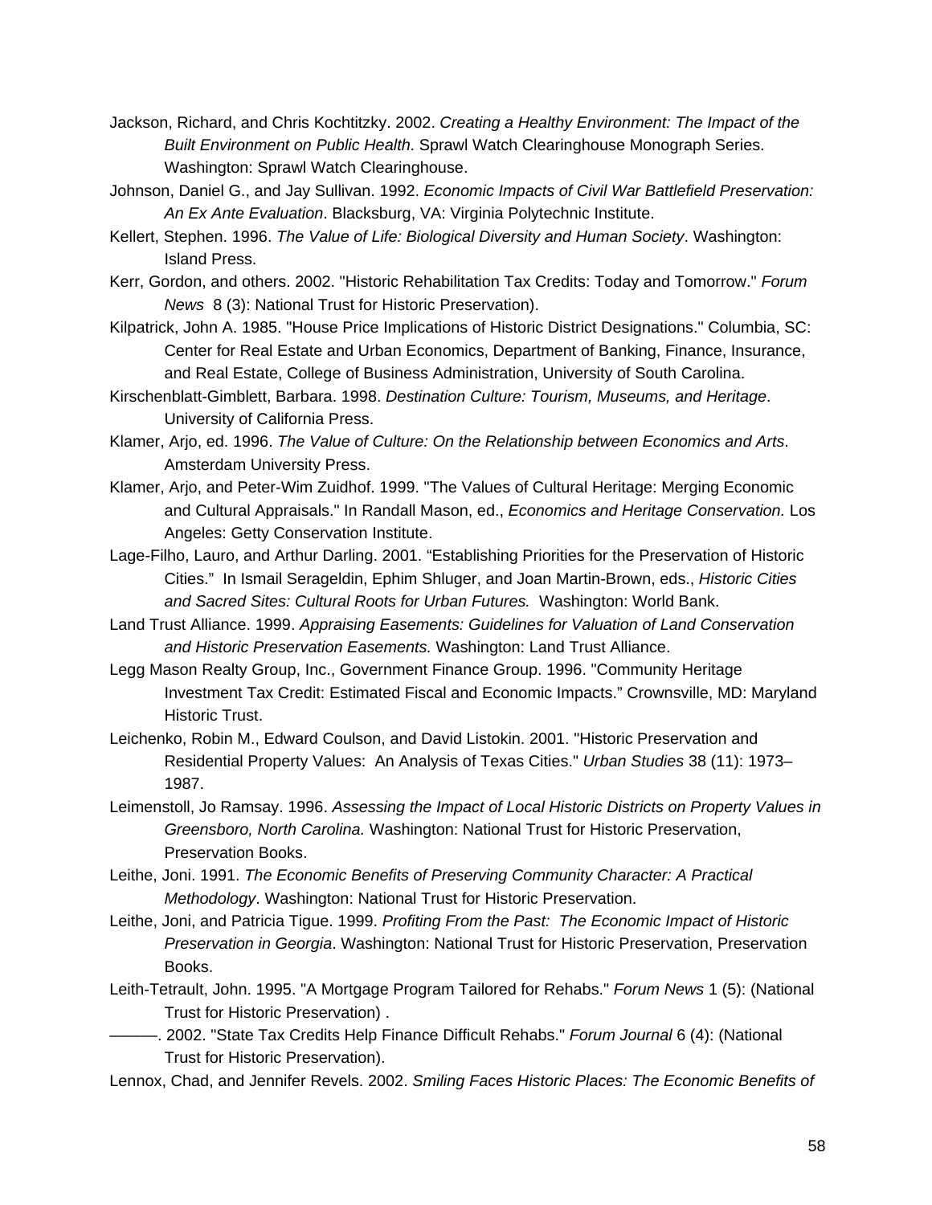Jackson, Richard, and Chris Kochtitzky. 2002. *Creating a Healthy Environment: The Impact of the Built Environment on Public Health*. Sprawl Watch Clearinghouse Monograph Series. Washington: Sprawl Watch Clearinghouse.

Johnson, Daniel G., and Jay Sullivan. 1992. *Economic Impacts of Civil War Battlefield Preservation: An Ex Ante Evaluation*. Blacksburg, VA: Virginia Polytechnic Institute.

Kellert, Stephen. 1996. *The Value of Life: Biological Diversity and Human Society*. Washington: Island Press.

Kerr, Gordon, and others. 2002. "Historic Rehabilitation Tax Credits: Today and Tomorrow." *Forum News* 8 (3): National Trust for Historic Preservation).

Kilpatrick, John A. 1985. "House Price Implications of Historic District Designations." Columbia, SC: Center for Real Estate and Urban Economics, Department of Banking, Finance, Insurance, and Real Estate, College of Business Administration, University of South Carolina.

Kirschenblatt-Gimblett, Barbara. 1998. *Destination Culture: Tourism, Museums, and Heritage*. University of California Press.

Klamer, Arjo, ed. 1996. *The Value of Culture: On the Relationship between Economics and Arts*. Amsterdam University Press.

Klamer, Arjo, and Peter-Wim Zuidhof. 1999. "The Values of Cultural Heritage: Merging Economic and Cultural Appraisals." In Randall Mason, ed., *Economics and Heritage Conservation.* Los Angeles: Getty Conservation Institute.

Lage-Filho, Lauro, and Arthur Darling. 2001. "Establishing Priorities for the Preservation of Historic Cities." In Ismail Serageldin, Ephim Shluger, and Joan Martin-Brown, eds., *Historic Cities and Sacred Sites: Cultural Roots for Urban Futures.* Washington: World Bank.

Land Trust Alliance. 1999. *Appraising Easements: Guidelines for Valuation of Land Conservation and Historic Preservation Easements.* Washington: Land Trust Alliance.

Legg Mason Realty Group, Inc., Government Finance Group. 1996. "Community Heritage Investment Tax Credit: Estimated Fiscal and Economic Impacts." Crownsville, MD: Maryland Historic Trust.

Leichenko, Robin M., Edward Coulson, and David Listokin. 2001. "Historic Preservation and Residential Property Values: An Analysis of Texas Cities." *Urban Studies* 38 (11): 1973–1987.

Leimenstoll, Jo Ramsay. 1996. *Assessing the Impact of Local Historic Districts on Property Values in Greensboro, North Carolina.* Washington: National Trust for Historic Preservation, Preservation Books.

Leithe, Joni. 1991. *The Economic Benefits of Preserving Community Character: A Practical Methodology*. Washington: National Trust for Historic Preservation.

Leithe, Joni, and Patricia Tigue. 1999. *Profiting From the Past: The Economic Impact of Historic Preservation in Georgia*. Washington: National Trust for Historic Preservation, Preservation Books.

Leith-Tetrault, John. 1995. "A Mortgage Program Tailored for Rehabs." *Forum News* 1 (5): (National Trust for Historic Preservation) .

———. 2002. "State Tax Credits Help Finance Difficult Rehabs." *Forum Journal* 6 (4): (National Trust for Historic Preservation).

Lennox, Chad, and Jennifer Revels. 2002. *Smiling Faces Historic Places: The Economic Benefits of*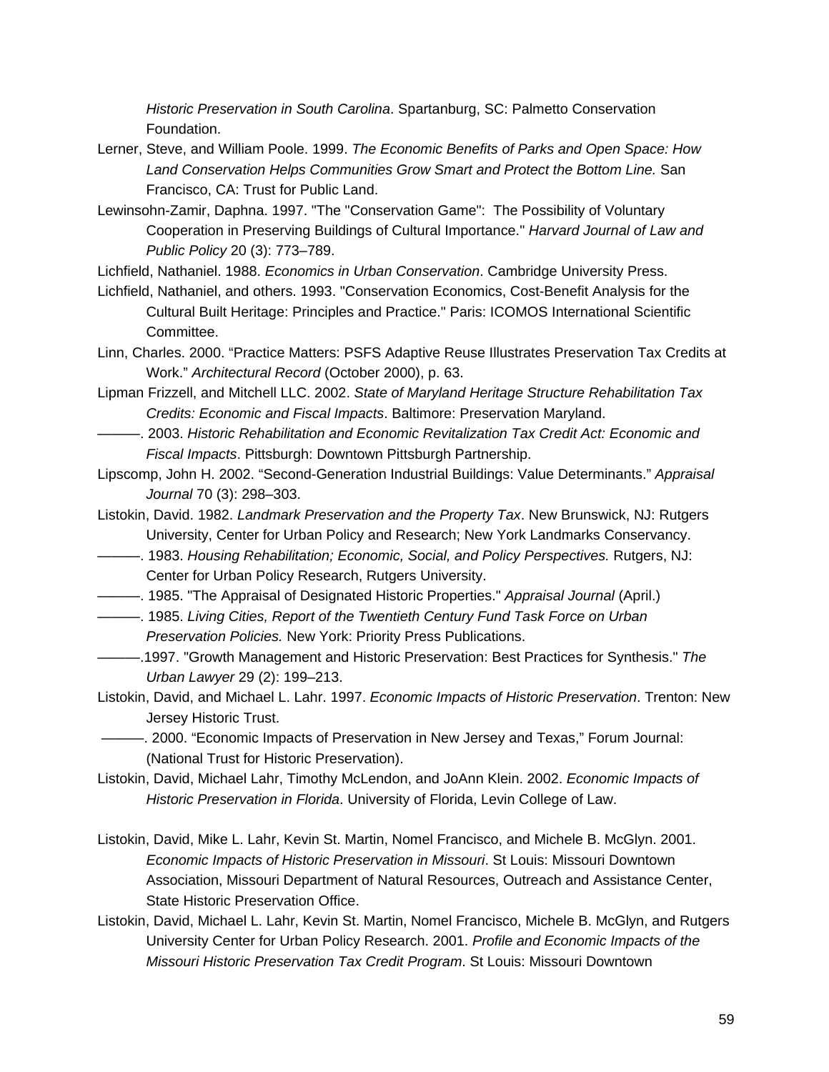*Historic Preservation in South Carolina*. Spartanburg, SC: Palmetto Conservation Foundation.

Lerner, Steve, and William Poole. 1999. *The Economic Benefits of Parks and Open Space: How Land Conservation Helps Communities Grow Smart and Protect the Bottom Line.* San Francisco, CA: Trust for Public Land.

Lewinsohn-Zamir, Daphna. 1997. "The "Conservation Game": The Possibility of Voluntary Cooperation in Preserving Buildings of Cultural Importance." *Harvard Journal of Law and Public Policy* 20 (3): 773–789.

Lichfield, Nathaniel. 1988. *Economics in Urban Conservation*. Cambridge University Press.

Lichfield, Nathaniel, and others. 1993. "Conservation Economics, Cost-Benefit Analysis for the Cultural Built Heritage: Principles and Practice." Paris: ICOMOS International Scientific Committee.

Linn, Charles. 2000. "Practice Matters: PSFS Adaptive Reuse Illustrates Preservation Tax Credits at Work." *Architectural Record* (October 2000), p. 63.

Lipman Frizzell, and Mitchell LLC. 2002. *State of Maryland Heritage Structure Rehabilitation Tax Credits: Economic and Fiscal Impacts*. Baltimore: Preservation Maryland.

———. 2003. *Historic Rehabilitation and Economic Revitalization Tax Credit Act: Economic and Fiscal Impacts*. Pittsburgh: Downtown Pittsburgh Partnership.

Lipscomp, John H. 2002. "Second-Generation Industrial Buildings: Value Determinants." *Appraisal Journal* 70 (3): 298–303.

Listokin, David. 1982. *Landmark Preservation and the Property Tax*. New Brunswick, NJ: Rutgers University, Center for Urban Policy and Research; New York Landmarks Conservancy.

———. 1983. *Housing Rehabilitation; Economic, Social, and Policy Perspectives.* Rutgers, NJ: Center for Urban Policy Research, Rutgers University.

———. 1985. "The Appraisal of Designated Historic Properties." *Appraisal Journal* (April.)

———. 1985. *Living Cities, Report of the Twentieth Century Fund Task Force on Urban Preservation Policies.* New York: Priority Press Publications.

———.1997. "Growth Management and Historic Preservation: Best Practices for Synthesis." *The Urban Lawyer* 29 (2): 199–213.

Listokin, David, and Michael L. Lahr. 1997. *Economic Impacts of Historic Preservation*. Trenton: New Jersey Historic Trust.

———. 2000. "Economic Impacts of Preservation in New Jersey and Texas," Forum Journal: (National Trust for Historic Preservation).

Listokin, David, Michael Lahr, Timothy McLendon, and JoAnn Klein. 2002. *Economic Impacts of Historic Preservation in Florida*. University of Florida, Levin College of Law.

Listokin, David, Mike L. Lahr, Kevin St. Martin, Nomel Francisco, and Michele B. McGlyn. 2001. *Economic Impacts of Historic Preservation in Missouri*. St Louis: Missouri Downtown Association, Missouri Department of Natural Resources, Outreach and Assistance Center, State Historic Preservation Office.

Listokin, David, Michael L. Lahr, Kevin St. Martin, Nomel Francisco, Michele B. McGlyn, and Rutgers University Center for Urban Policy Research. 2001. *Profile and Economic Impacts of the Missouri Historic Preservation Tax Credit Program*. St Louis: Missouri Downtown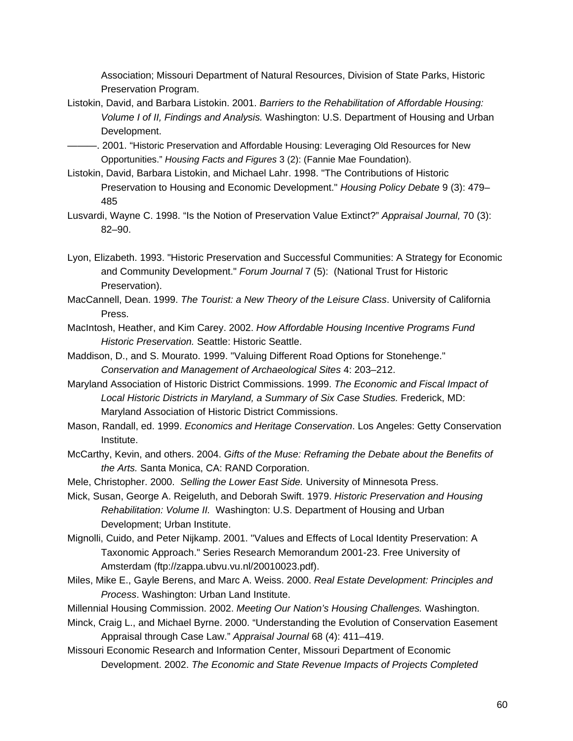Association; Missouri Department of Natural Resources, Division of State Parks, Historic Preservation Program.

Listokin, David, and Barbara Listokin. 2001. *Barriers to the Rehabilitation of Affordable Housing: Volume I of II, Findings and Analysis.* Washington: U.S. Department of Housing and Urban Development.

———. 2001. "Historic Preservation and Affordable Housing: Leveraging Old Resources for New Opportunities." *Housing Facts and Figures* 3 (2): (Fannie Mae Foundation).

Listokin, David, Barbara Listokin, and Michael Lahr. 1998. "The Contributions of Historic Preservation to Housing and Economic Development." *Housing Policy Debate* 9 (3): 479–485

Lusvardi, Wayne C. 1998. "Is the Notion of Preservation Value Extinct?" *Appraisal Journal,* 70 (3): 82–90.

Lyon, Elizabeth. 1993. "Historic Preservation and Successful Communities: A Strategy for Economic and Community Development." *Forum Journal* 7 (5): (National Trust for Historic Preservation).

MacCannell, Dean. 1999. *The Tourist: a New Theory of the Leisure Class*. University of California Press.

MacIntosh, Heather, and Kim Carey. 2002. *How Affordable Housing Incentive Programs Fund Historic Preservation.* Seattle: Historic Seattle.

Maddison, D., and S. Mourato. 1999. "Valuing Different Road Options for Stonehenge." *Conservation and Management of Archaeological Sites* 4: 203–212.

Maryland Association of Historic District Commissions. 1999. *The Economic and Fiscal Impact of Local Historic Districts in Maryland, a Summary of Six Case Studies.* Frederick, MD: Maryland Association of Historic District Commissions.

Mason, Randall, ed. 1999. *Economics and Heritage Conservation*. Los Angeles: Getty Conservation Institute.

McCarthy, Kevin, and others. 2004. *Gifts of the Muse: Reframing the Debate about the Benefits of the Arts.* Santa Monica, CA: RAND Corporation.

Mele, Christopher. 2000. *Selling the Lower East Side.* University of Minnesota Press.

Mick, Susan, George A. Reigeluth, and Deborah Swift. 1979. *Historic Preservation and Housing Rehabilitation: Volume II.* Washington: U.S. Department of Housing and Urban Development; Urban Institute.

Mignolli, Cuido, and Peter Nijkamp. 2001. "Values and Effects of Local Identity Preservation: A Taxonomic Approach." Series Research Memorandum 2001-23. Free University of Amsterdam (ftp://zappa.ubvu.vu.nl/20010023.pdf).

Miles, Mike E., Gayle Berens, and Marc A. Weiss. 2000. *Real Estate Development: Principles and Process*. Washington: Urban Land Institute.

Millennial Housing Commission. 2002. *Meeting Our Nation's Housing Challenges.* Washington.

Minck, Craig L., and Michael Byrne. 2000. "Understanding the Evolution of Conservation Easement Appraisal through Case Law." *Appraisal Journal* 68 (4): 411–419.

Missouri Economic Research and Information Center, Missouri Department of Economic Development. 2002. *The Economic and State Revenue Impacts of Projects Completed*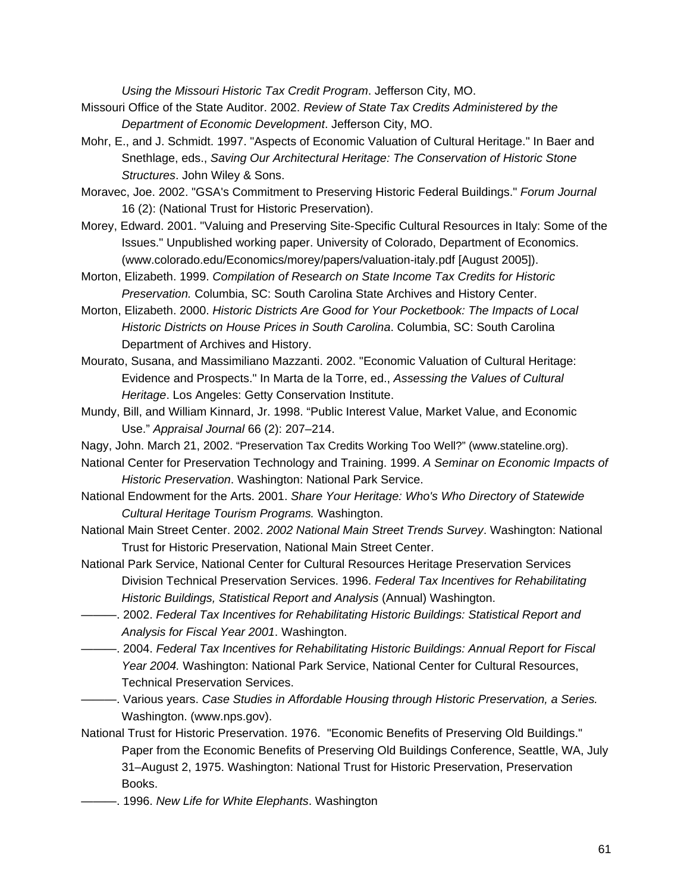*Using the Missouri Historic Tax Credit Program*. Jefferson City, MO.

Missouri Office of the State Auditor. 2002. *Review of State Tax Credits Administered by the Department of Economic Development*. Jefferson City, MO.

Mohr, E., and J. Schmidt. 1997. "Aspects of Economic Valuation of Cultural Heritage." In Baer and Snethlage, eds., *Saving Our Architectural Heritage: The Conservation of Historic Stone Structures*. John Wiley & Sons.

Moravec, Joe. 2002. "GSA's Commitment to Preserving Historic Federal Buildings." *Forum Journal* 16 (2): (National Trust for Historic Preservation).

Morey, Edward. 2001. "Valuing and Preserving Site-Specific Cultural Resources in Italy: Some of the Issues." Unpublished working paper. University of Colorado, Department of Economics. (www.colorado.edu/Economics/morey/papers/valuation-italy.pdf [August 2005]).

Morton, Elizabeth. 1999. *Compilation of Research on State Income Tax Credits for Historic Preservation.* Columbia, SC: South Carolina State Archives and History Center.

Morton, Elizabeth. 2000. *Historic Districts Are Good for Your Pocketbook: The Impacts of Local Historic Districts on House Prices in South Carolina*. Columbia, SC: South Carolina Department of Archives and History.

Mourato, Susana, and Massimiliano Mazzanti. 2002. "Economic Valuation of Cultural Heritage: Evidence and Prospects." In Marta de la Torre, ed., *Assessing the Values of Cultural Heritage*. Los Angeles: Getty Conservation Institute.

Mundy, Bill, and William Kinnard, Jr. 1998. "Public Interest Value, Market Value, and Economic Use." *Appraisal Journal* 66 (2): 207–214.

Nagy, John. March 21, 2002. "Preservation Tax Credits Working Too Well?" (www.stateline.org).

National Center for Preservation Technology and Training. 1999. *A Seminar on Economic Impacts of Historic Preservation*. Washington: National Park Service.

National Endowment for the Arts. 2001. *Share Your Heritage: Who's Who Directory of Statewide Cultural Heritage Tourism Programs.* Washington.

National Main Street Center. 2002. *2002 National Main Street Trends Survey*. Washington: National Trust for Historic Preservation, National Main Street Center.

National Park Service, National Center for Cultural Resources Heritage Preservation Services Division Technical Preservation Services. 1996. *Federal Tax Incentives for Rehabilitating Historic Buildings, Statistical Report and Analysis* (Annual) Washington.

———. 2002. *Federal Tax Incentives for Rehabilitating Historic Buildings: Statistical Report and Analysis for Fiscal Year 2001*. Washington.

———. 2004. *Federal Tax Incentives for Rehabilitating Historic Buildings: Annual Report for Fiscal Year 2004.* Washington: National Park Service, National Center for Cultural Resources, Technical Preservation Services.

———. Various years. *Case Studies in Affordable Housing through Historic Preservation, a Series.* Washington. (www.nps.gov).

National Trust for Historic Preservation. 1976. "Economic Benefits of Preserving Old Buildings." Paper from the Economic Benefits of Preserving Old Buildings Conference, Seattle, WA, July 31–August 2, 1975. Washington: National Trust for Historic Preservation, Preservation Books.

———. 1996. *New Life for White Elephants*. Washington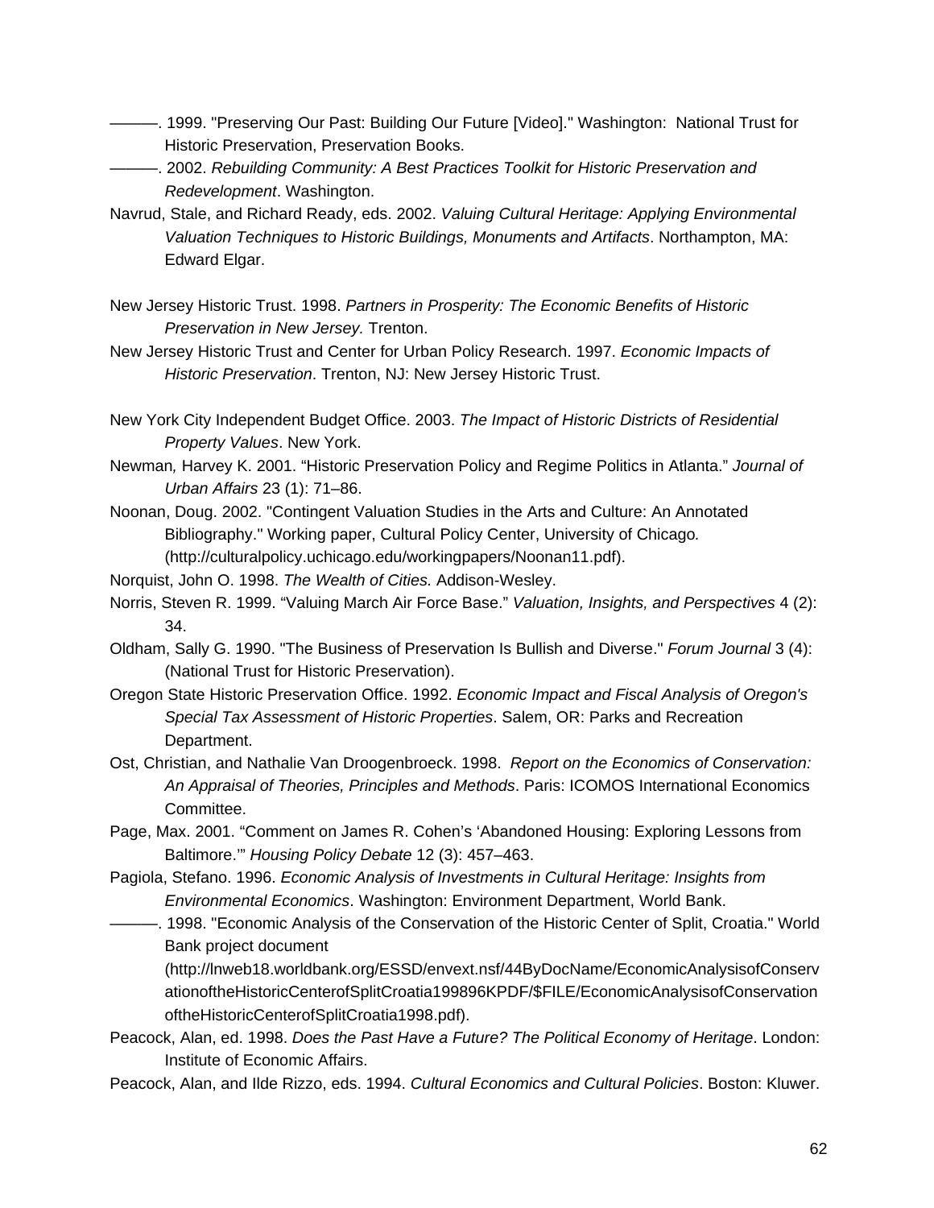———. 1999. "Preserving Our Past: Building Our Future [Video]." Washington: National Trust for Historic Preservation, Preservation Books.

———. 2002. *Rebuilding Community: A Best Practices Toolkit for Historic Preservation and Redevelopment*. Washington.

Navrud, Stale, and Richard Ready, eds. 2002. *Valuing Cultural Heritage: Applying Environmental Valuation Techniques to Historic Buildings, Monuments and Artifacts*. Northampton, MA: Edward Elgar.

New Jersey Historic Trust. 1998. *Partners in Prosperity: The Economic Benefits of Historic Preservation in New Jersey.* Trenton.

New Jersey Historic Trust and Center for Urban Policy Research. 1997. *Economic Impacts of Historic Preservation*. Trenton, NJ: New Jersey Historic Trust.

New York City Independent Budget Office. 2003. *The Impact of Historic Districts of Residential Property Values*. New York.

Newman*,* Harvey K. 2001. "Historic Preservation Policy and Regime Politics in Atlanta." *Journal of Urban Affairs* 23 (1): 71–86.

Noonan, Doug. 2002. "Contingent Valuation Studies in the Arts and Culture: An Annotated Bibliography." Working paper, Cultural Policy Center, University of Chicago*.* (http://culturalpolicy.uchicago.edu/workingpapers/Noonan11.pdf).

Norquist, John O. 1998. *The Wealth of Cities.* Addison-Wesley.

Norris, Steven R. 1999. "Valuing March Air Force Base." *Valuation, Insights, and Perspectives* 4 (2): 34.

Oldham, Sally G. 1990. "The Business of Preservation Is Bullish and Diverse." *Forum Journal* 3 (4): (National Trust for Historic Preservation).

Oregon State Historic Preservation Office. 1992. *Economic Impact and Fiscal Analysis of Oregon's Special Tax Assessment of Historic Properties*. Salem, OR: Parks and Recreation Department.

Ost, Christian, and Nathalie Van Droogenbroeck. 1998. *Report on the Economics of Conservation: An Appraisal of Theories, Principles and Methods*. Paris: ICOMOS International Economics Committee.

Page, Max. 2001. "Comment on James R. Cohen's 'Abandoned Housing: Exploring Lessons from Baltimore.'" *Housing Policy Debate* 12 (3): 457–463.

Pagiola, Stefano. 1996. *Economic Analysis of Investments in Cultural Heritage: Insights from Environmental Economics*. Washington: Environment Department, World Bank.

———. 1998. "Economic Analysis of the Conservation of the Historic Center of Split, Croatia." World Bank project document (http://lnweb18.worldbank.org/ESSD/envext.nsf/44ByDocName/EconomicAnalysisofConservationoftheHistoricCenterofSplitCroatia199896KPDF/$FILE/EconomicAnalysisofConservationoftheHistoricCenterofSplitCroatia1998.pdf).

Peacock, Alan, ed. 1998. *Does the Past Have a Future? The Political Economy of Heritage*. London: Institute of Economic Affairs.

Peacock, Alan, and Ilde Rizzo, eds. 1994. *Cultural Economics and Cultural Policies*. Boston: Kluwer.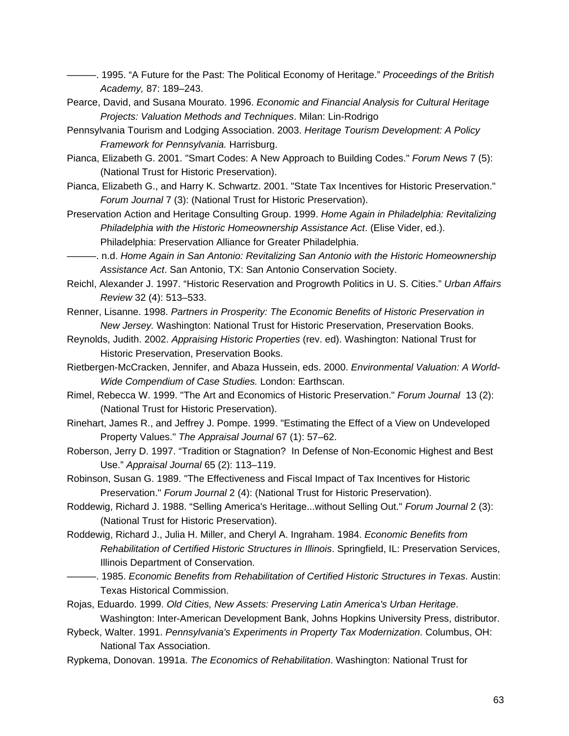———. 1995. “A Future for the Past: The Political Economy of Heritage.” *Proceedings of the British Academy,* 87: 189–243.

Pearce, David, and Susana Mourato. 1996. *Economic and Financial Analysis for Cultural Heritage Projects: Valuation Methods and Techniques*. Milan: Lin-Rodrigo

Pennsylvania Tourism and Lodging Association. 2003. *Heritage Tourism Development: A Policy Framework for Pennsylvania.* Harrisburg.

Pianca, Elizabeth G. 2001. "Smart Codes: A New Approach to Building Codes." *Forum News* 7 (5): (National Trust for Historic Preservation).

Pianca, Elizabeth G., and Harry K. Schwartz. 2001. "State Tax Incentives for Historic Preservation." *Forum Journal* 7 (3): (National Trust for Historic Preservation).

Preservation Action and Heritage Consulting Group. 1999. *Home Again in Philadelphia: Revitalizing Philadelphia with the Historic Homeownership Assistance Act*. (Elise Vider, ed.). Philadelphia: Preservation Alliance for Greater Philadelphia.

———. n.d. *Home Again in San Antonio: Revitalizing San Antonio with the Historic Homeownership Assistance Act*. San Antonio, TX: San Antonio Conservation Society.

Reichl, Alexander J. 1997. “Historic Reservation and Progrowth Politics in U. S. Cities.” *Urban Affairs Review* 32 (4): 513–533.

Renner, Lisanne. 1998. *Partners in Prosperity: The Economic Benefits of Historic Preservation in New Jersey.* Washington: National Trust for Historic Preservation, Preservation Books.

Reynolds, Judith. 2002. *Appraising Historic Properties* (rev. ed). Washington: National Trust for Historic Preservation, Preservation Books.

Rietbergen-McCracken, Jennifer, and Abaza Hussein, eds. 2000. *Environmental Valuation: A World-Wide Compendium of Case Studies.* London: Earthscan.

Rimel, Rebecca W. 1999. "The Art and Economics of Historic Preservation." *Forum Journal* 13 (2): (National Trust for Historic Preservation).

Rinehart, James R., and Jeffrey J. Pompe. 1999. "Estimating the Effect of a View on Undeveloped Property Values." *The Appraisal Journal* 67 (1): 57–62.

Roberson, Jerry D. 1997. “Tradition or Stagnation? In Defense of Non-Economic Highest and Best Use.” *Appraisal Journal* 65 (2): 113–119.

Robinson, Susan G. 1989. "The Effectiveness and Fiscal Impact of Tax Incentives for Historic Preservation." *Forum Journal* 2 (4): (National Trust for Historic Preservation).

Roddewig, Richard J. 1988. “Selling America's Heritage...without Selling Out." *Forum Journal* 2 (3): (National Trust for Historic Preservation).

Roddewig, Richard J., Julia H. Miller, and Cheryl A. Ingraham. 1984. *Economic Benefits from Rehabilitation of Certified Historic Structures in Illinois*. Springfield, IL: Preservation Services, Illinois Department of Conservation.

———. 1985. *Economic Benefits from Rehabilitation of Certified Historic Structures in Texas*. Austin: Texas Historical Commission.

Rojas, Eduardo. 1999. *Old Cities, New Assets: Preserving Latin America's Urban Heritage*. Washington: Inter-American Development Bank, Johns Hopkins University Press, distributor.

Rybeck, Walter. 1991. *Pennsylvania's Experiments in Property Tax Modernization*. Columbus, OH: National Tax Association.

Rypkema, Donovan. 1991a. *The Economics of Rehabilitation*. Washington: National Trust for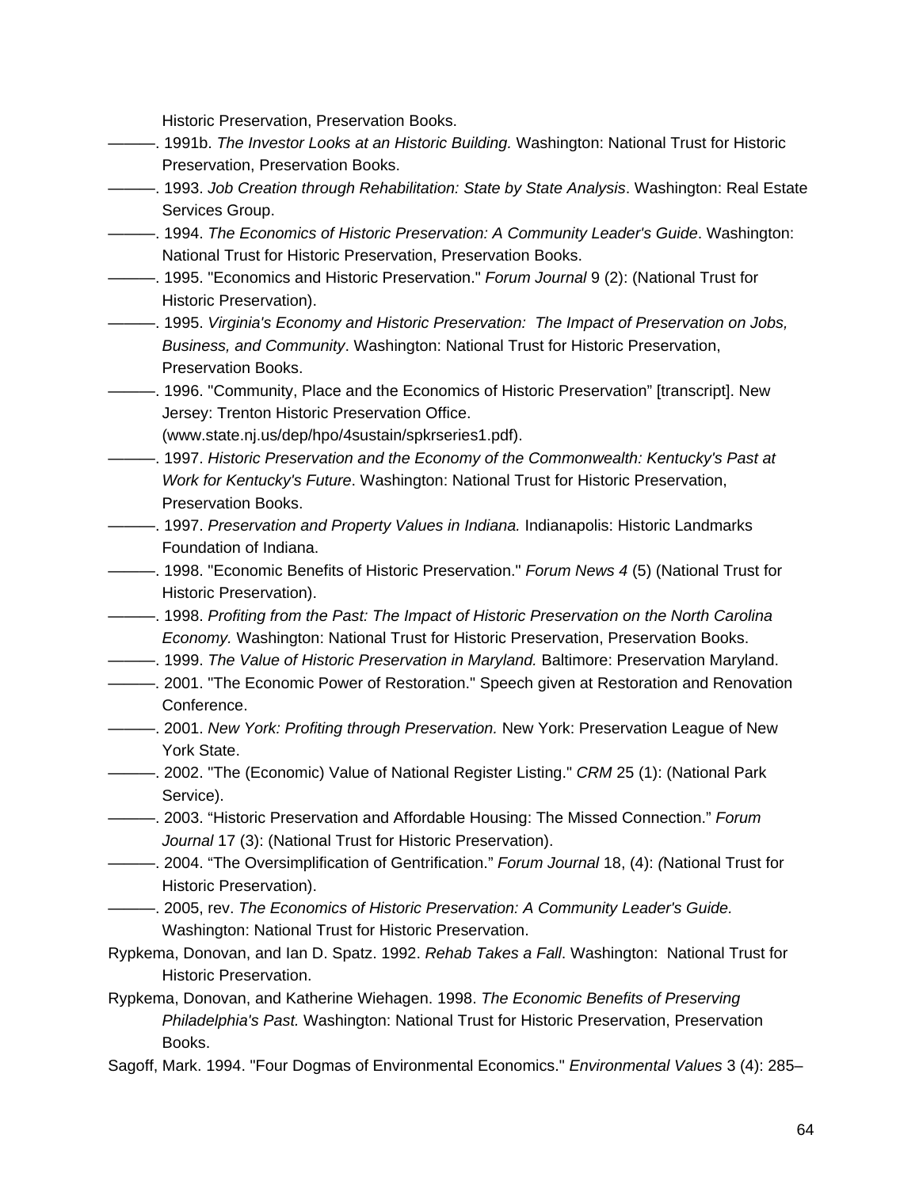Historic Preservation, Preservation Books.

———. 1991b. *The Investor Looks at an Historic Building.* Washington: National Trust for Historic Preservation, Preservation Books.

———. 1993. *Job Creation through Rehabilitation: State by State Analysis*. Washington: Real Estate Services Group.

———. 1994. *The Economics of Historic Preservation: A Community Leader's Guide*. Washington: National Trust for Historic Preservation, Preservation Books.

———. 1995. "Economics and Historic Preservation." *Forum Journal* 9 (2): (National Trust for Historic Preservation).

———. 1995. *Virginia's Economy and Historic Preservation: The Impact of Preservation on Jobs, Business, and Community*. Washington: National Trust for Historic Preservation, Preservation Books.

———. 1996. "Community, Place and the Economics of Historic Preservation" [transcript]. New Jersey: Trenton Historic Preservation Office. (www.state.nj.us/dep/hpo/4sustain/spkrseries1.pdf).

———. 1997. *Historic Preservation and the Economy of the Commonwealth: Kentucky's Past at Work for Kentucky's Future*. Washington: National Trust for Historic Preservation, Preservation Books.

———. 1997. *Preservation and Property Values in Indiana.* Indianapolis: Historic Landmarks Foundation of Indiana.

———. 1998. "Economic Benefits of Historic Preservation." *Forum News 4* (5) (National Trust for Historic Preservation).

———. 1998. *Profiting from the Past: The Impact of Historic Preservation on the North Carolina Economy.* Washington: National Trust for Historic Preservation, Preservation Books.

———. 1999. *The Value of Historic Preservation in Maryland.* Baltimore: Preservation Maryland.

———. 2001. "The Economic Power of Restoration." Speech given at Restoration and Renovation Conference.

———. 2001. *New York: Profiting through Preservation.* New York: Preservation League of New York State.

———. 2002. "The (Economic) Value of National Register Listing." *CRM* 25 (1): (National Park Service).

———. 2003. "Historic Preservation and Affordable Housing: The Missed Connection." *Forum Journal* 17 (3): (National Trust for Historic Preservation).

———. 2004. "The Oversimplification of Gentrification." *Forum Journal* 18, (4): *(*National Trust for Historic Preservation).

———. 2005, rev. *The Economics of Historic Preservation: A Community Leader's Guide.* Washington: National Trust for Historic Preservation.

Rypkema, Donovan, and Ian D. Spatz. 1992. *Rehab Takes a Fall*. Washington: National Trust for Historic Preservation.

Rypkema, Donovan, and Katherine Wiehagen. 1998. *The Economic Benefits of Preserving Philadelphia's Past.* Washington: National Trust for Historic Preservation, Preservation Books.

Sagoff, Mark. 1994. "Four Dogmas of Environmental Economics." *Environmental Values* 3 (4): 285–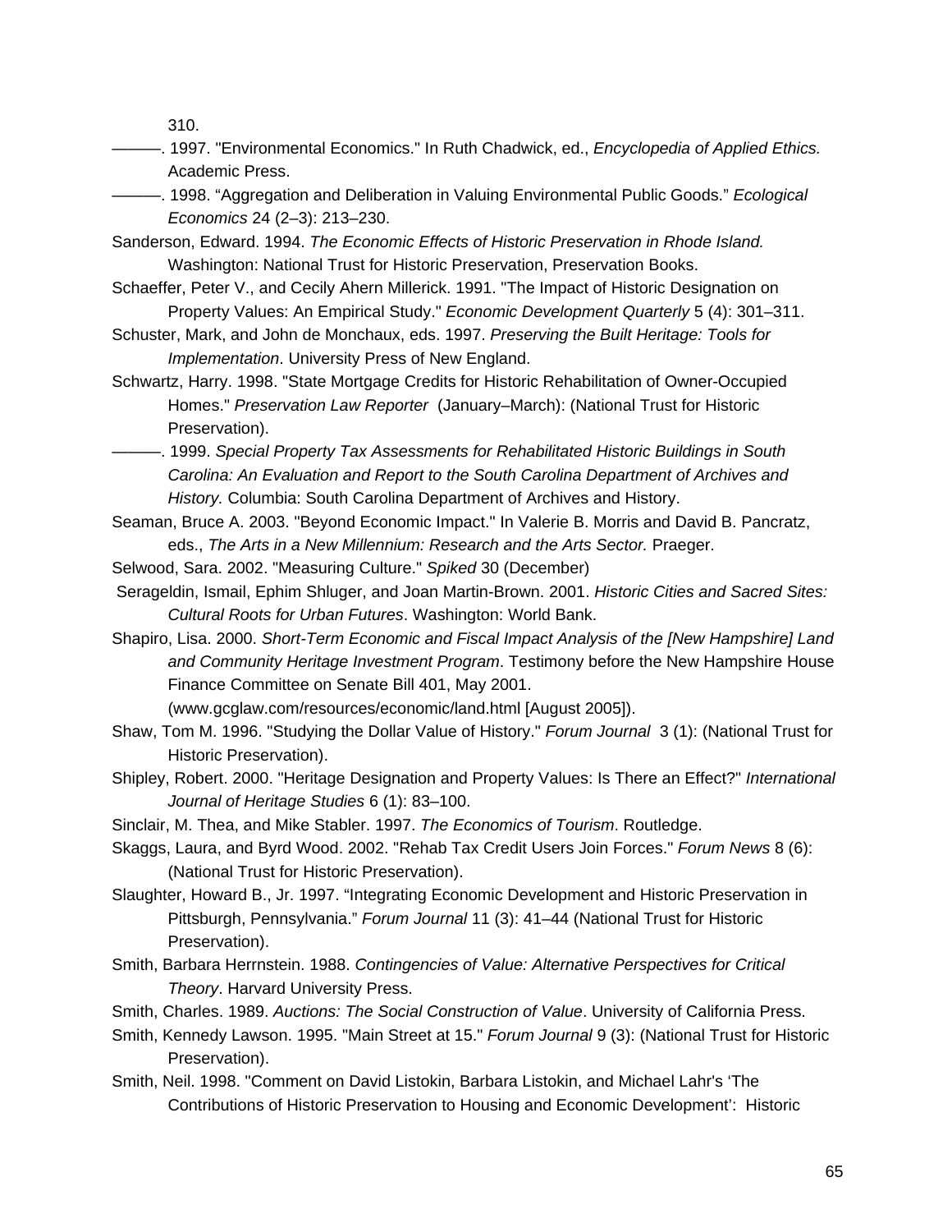310.

———. 1997. "Environmental Economics." In Ruth Chadwick, ed., *Encyclopedia of Applied Ethics.* Academic Press.

———. 1998. "Aggregation and Deliberation in Valuing Environmental Public Goods." *Ecological Economics* 24 (2–3): 213–230.

Sanderson, Edward. 1994. *The Economic Effects of Historic Preservation in Rhode Island.* Washington: National Trust for Historic Preservation, Preservation Books.

Schaeffer, Peter V., and Cecily Ahern Millerick. 1991. "The Impact of Historic Designation on Property Values: An Empirical Study." *Economic Development Quarterly* 5 (4): 301–311.

Schuster, Mark, and John de Monchaux, eds. 1997. *Preserving the Built Heritage: Tools for Implementation*. University Press of New England.

Schwartz, Harry. 1998. "State Mortgage Credits for Historic Rehabilitation of Owner-Occupied Homes." *Preservation Law Reporter* (January–March): (National Trust for Historic Preservation).

———. 1999. *Special Property Tax Assessments for Rehabilitated Historic Buildings in South Carolina: An Evaluation and Report to the South Carolina Department of Archives and History.* Columbia: South Carolina Department of Archives and History.

Seaman, Bruce A. 2003. "Beyond Economic Impact." In Valerie B. Morris and David B. Pancratz, eds., *The Arts in a New Millennium: Research and the Arts Sector.* Praeger.

Selwood, Sara. 2002. "Measuring Culture." *Spiked* 30 (December)

Serageldin, Ismail, Ephim Shluger, and Joan Martin-Brown. 2001. *Historic Cities and Sacred Sites: Cultural Roots for Urban Futures*. Washington: World Bank.

Shapiro, Lisa. 2000. *Short-Term Economic and Fiscal Impact Analysis of the [New Hampshire] Land and Community Heritage Investment Program*. Testimony before the New Hampshire House Finance Committee on Senate Bill 401, May 2001. (www.gcglaw.com/resources/economic/land.html [August 2005]).

Shaw, Tom M. 1996. "Studying the Dollar Value of History." *Forum Journal* 3 (1): (National Trust for Historic Preservation).

Shipley, Robert. 2000. "Heritage Designation and Property Values: Is There an Effect?" *International Journal of Heritage Studies* 6 (1): 83–100.

Sinclair, M. Thea, and Mike Stabler. 1997. *The Economics of Tourism*. Routledge.

Skaggs, Laura, and Byrd Wood. 2002. "Rehab Tax Credit Users Join Forces." *Forum News* 8 (6): (National Trust for Historic Preservation).

Slaughter, Howard B., Jr. 1997. "Integrating Economic Development and Historic Preservation in Pittsburgh, Pennsylvania." *Forum Journal* 11 (3): 41–44 (National Trust for Historic Preservation).

Smith, Barbara Herrnstein. 1988. *Contingencies of Value: Alternative Perspectives for Critical Theory*. Harvard University Press.

Smith, Charles. 1989. *Auctions: The Social Construction of Value*. University of California Press.

Smith, Kennedy Lawson. 1995. "Main Street at 15." *Forum Journal* 9 (3): (National Trust for Historic Preservation).

Smith, Neil. 1998. "Comment on David Listokin, Barbara Listokin, and Michael Lahr's 'The Contributions of Historic Preservation to Housing and Economic Development': Historic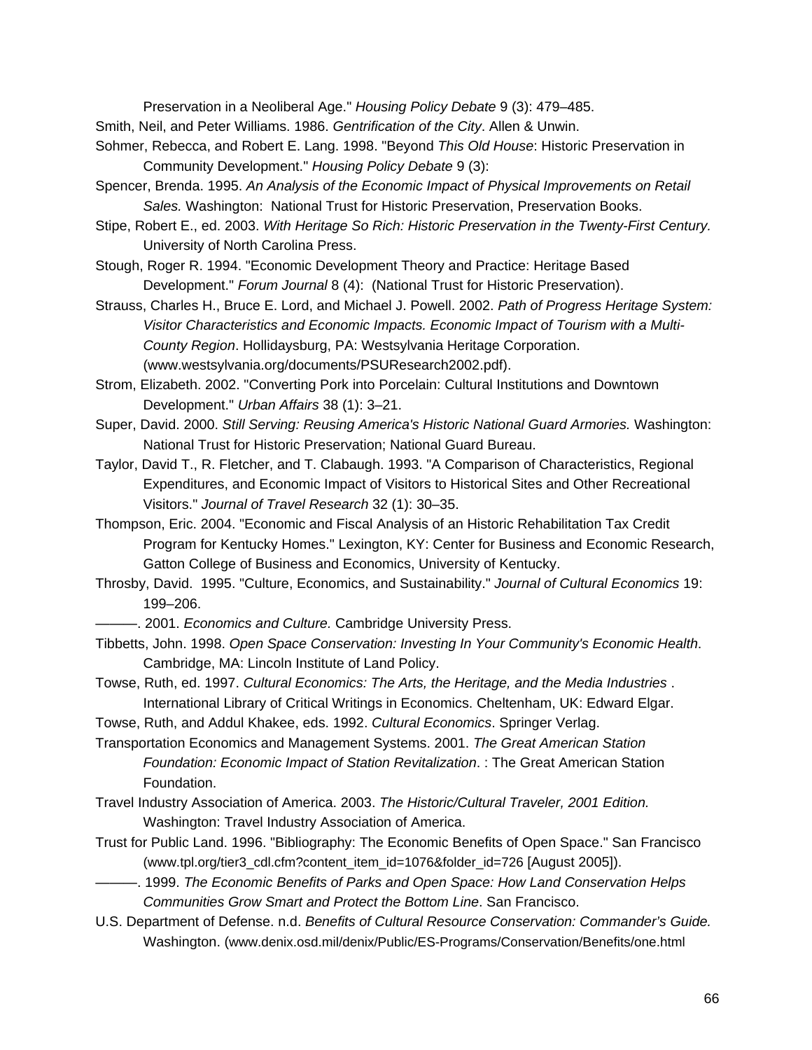Preservation in a Neoliberal Age." *Housing Policy Debate* 9 (3): 479–485.

Smith, Neil, and Peter Williams. 1986. *Gentrification of the City*. Allen & Unwin.

Sohmer, Rebecca, and Robert E. Lang. 1998. "Beyond *This Old House*: Historic Preservation in Community Development." *Housing Policy Debate* 9 (3):

Spencer, Brenda. 1995. *An Analysis of the Economic Impact of Physical Improvements on Retail Sales.* Washington: National Trust for Historic Preservation, Preservation Books.

Stipe, Robert E., ed. 2003. *With Heritage So Rich: Historic Preservation in the Twenty-First Century.* University of North Carolina Press.

Stough, Roger R. 1994. "Economic Development Theory and Practice: Heritage Based Development." *Forum Journal* 8 (4): (National Trust for Historic Preservation).

Strauss, Charles H., Bruce E. Lord, and Michael J. Powell. 2002. *Path of Progress Heritage System: Visitor Characteristics and Economic Impacts. Economic Impact of Tourism with a Multi-County Region*. Hollidaysburg, PA: Westsylvania Heritage Corporation. (www.westsylvania.org/documents/PSUResearch2002.pdf).

Strom, Elizabeth. 2002. "Converting Pork into Porcelain: Cultural Institutions and Downtown Development." *Urban Affairs* 38 (1): 3–21.

Super, David. 2000. *Still Serving: Reusing America's Historic National Guard Armories.* Washington: National Trust for Historic Preservation; National Guard Bureau.

Taylor, David T., R. Fletcher, and T. Clabaugh. 1993. "A Comparison of Characteristics, Regional Expenditures, and Economic Impact of Visitors to Historical Sites and Other Recreational Visitors." *Journal of Travel Research* 32 (1): 30–35.

Thompson, Eric. 2004. "Economic and Fiscal Analysis of an Historic Rehabilitation Tax Credit Program for Kentucky Homes." Lexington, KY: Center for Business and Economic Research, Gatton College of Business and Economics, University of Kentucky.

Throsby, David. 1995. "Culture, Economics, and Sustainability." *Journal of Cultural Economics* 19: 199–206.

———. 2001. *Economics and Culture.* Cambridge University Press.

Tibbetts, John. 1998. *Open Space Conservation: Investing In Your Community's Economic Health*. Cambridge, MA: Lincoln Institute of Land Policy.

Towse, Ruth, ed. 1997. *Cultural Economics: The Arts, the Heritage, and the Media Industries* . International Library of Critical Writings in Economics. Cheltenham, UK: Edward Elgar.

Towse, Ruth, and Addul Khakee, eds. 1992. *Cultural Economics*. Springer Verlag.

Transportation Economics and Management Systems. 2001. *The Great American Station Foundation: Economic Impact of Station Revitalization*. : The Great American Station Foundation.

Travel Industry Association of America. 2003. *The Historic/Cultural Traveler, 2001 Edition.* Washington: Travel Industry Association of America.

Trust for Public Land. 1996. "Bibliography: The Economic Benefits of Open Space." San Francisco (www.tpl.org/tier3_cdl.cfm?content_item_id=1076&folder_id=726 [August 2005]).

———. 1999. *The Economic Benefits of Parks and Open Space: How Land Conservation Helps Communities Grow Smart and Protect the Bottom Line*. San Francisco.

U.S. Department of Defense. n.d. *Benefits of Cultural Resource Conservation: Commander's Guide.* Washington. (www.denix.osd.mil/denix/Public/ES-Programs/Conservation/Benefits/one.html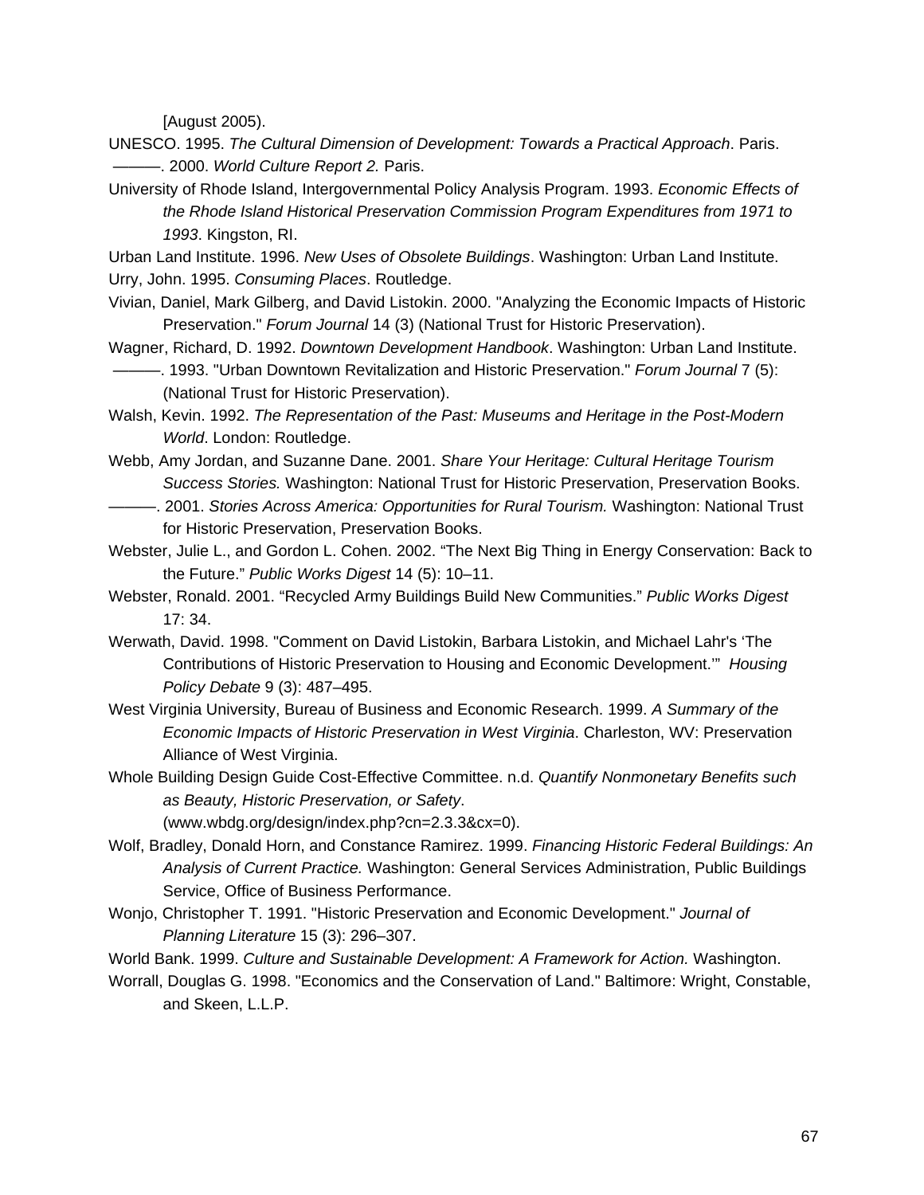[August 2005).

UNESCO. 1995. *The Cultural Dimension of Development: Towards a Practical Approach*. Paris.

———. 2000. *World Culture Report 2.* Paris.

University of Rhode Island, Intergovernmental Policy Analysis Program. 1993. *Economic Effects of the Rhode Island Historical Preservation Commission Program Expenditures from 1971 to 1993*. Kingston, RI.

Urban Land Institute. 1996. *New Uses of Obsolete Buildings*. Washington: Urban Land Institute.

Urry, John. 1995. *Consuming Places*. Routledge.

Vivian, Daniel, Mark Gilberg, and David Listokin. 2000. "Analyzing the Economic Impacts of Historic Preservation." *Forum Journal* 14 (3) (National Trust for Historic Preservation).

Wagner, Richard, D. 1992. *Downtown Development Handbook*. Washington: Urban Land Institute.

———. 1993. "Urban Downtown Revitalization and Historic Preservation." *Forum Journal* 7 (5): (National Trust for Historic Preservation).

Walsh, Kevin. 1992. *The Representation of the Past: Museums and Heritage in the Post-Modern World*. London: Routledge.

Webb, Amy Jordan, and Suzanne Dane. 2001. *Share Your Heritage: Cultural Heritage Tourism Success Stories.* Washington: National Trust for Historic Preservation, Preservation Books.

———. 2001. *Stories Across America: Opportunities for Rural Tourism.* Washington: National Trust for Historic Preservation, Preservation Books.

Webster, Julie L., and Gordon L. Cohen. 2002. "The Next Big Thing in Energy Conservation: Back to the Future." *Public Works Digest* 14 (5): 10–11.

Webster, Ronald. 2001. "Recycled Army Buildings Build New Communities." *Public Works Digest* 17: 34.

Werwath, David. 1998. "Comment on David Listokin, Barbara Listokin, and Michael Lahr's 'The Contributions of Historic Preservation to Housing and Economic Development.'" *Housing Policy Debate* 9 (3): 487–495.

West Virginia University, Bureau of Business and Economic Research. 1999. *A Summary of the Economic Impacts of Historic Preservation in West Virginia*. Charleston, WV: Preservation Alliance of West Virginia.

Whole Building Design Guide Cost-Effective Committee. n.d. *Quantify Nonmonetary Benefits such as Beauty, Historic Preservation, or Safety*. (www.wbdg.org/design/index.php?cn=2.3.3&cx=0).

Wolf, Bradley, Donald Horn, and Constance Ramirez. 1999. *Financing Historic Federal Buildings: An Analysis of Current Practice.* Washington: General Services Administration, Public Buildings Service, Office of Business Performance.

Wonjo, Christopher T. 1991. "Historic Preservation and Economic Development." *Journal of Planning Literature* 15 (3): 296–307.

World Bank. 1999. *Culture and Sustainable Development: A Framework for Action.* Washington.

Worrall, Douglas G. 1998. "Economics and the Conservation of Land." Baltimore: Wright, Constable, and Skeen, L.L.P.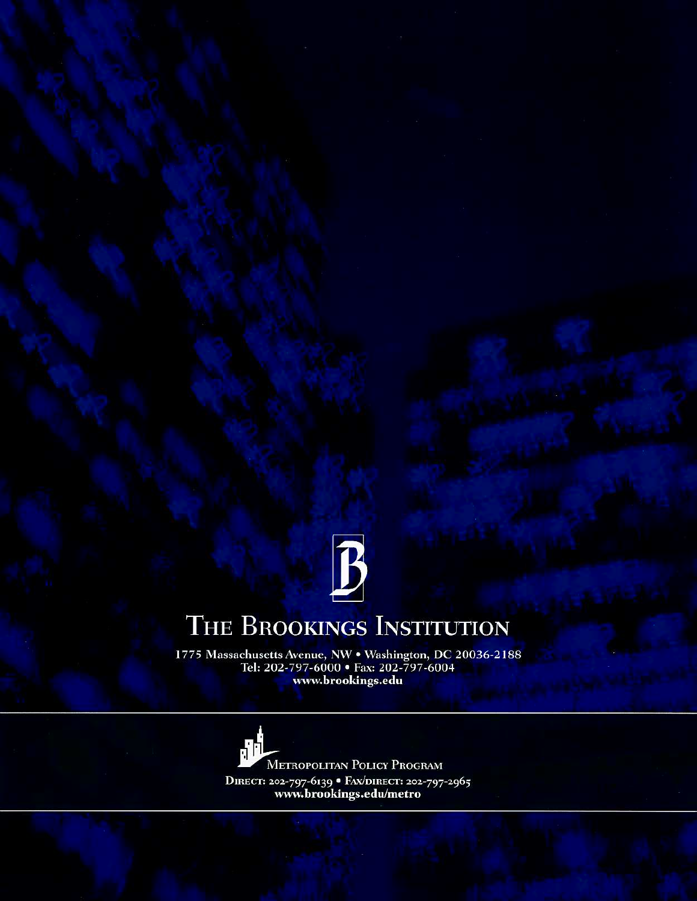# The Brookings Institution

1775 Massachusetts Avenue, NW • Washington, DC 20036-2188
Tel: 202-797-6000 • Fax: 202-797-6004
**www.brookings.edu**

---

Metropolitan Policy Program

Direct: 202-797-6139 • Fax/direct: 202-797-2965
**www.brookings.edu/metro**